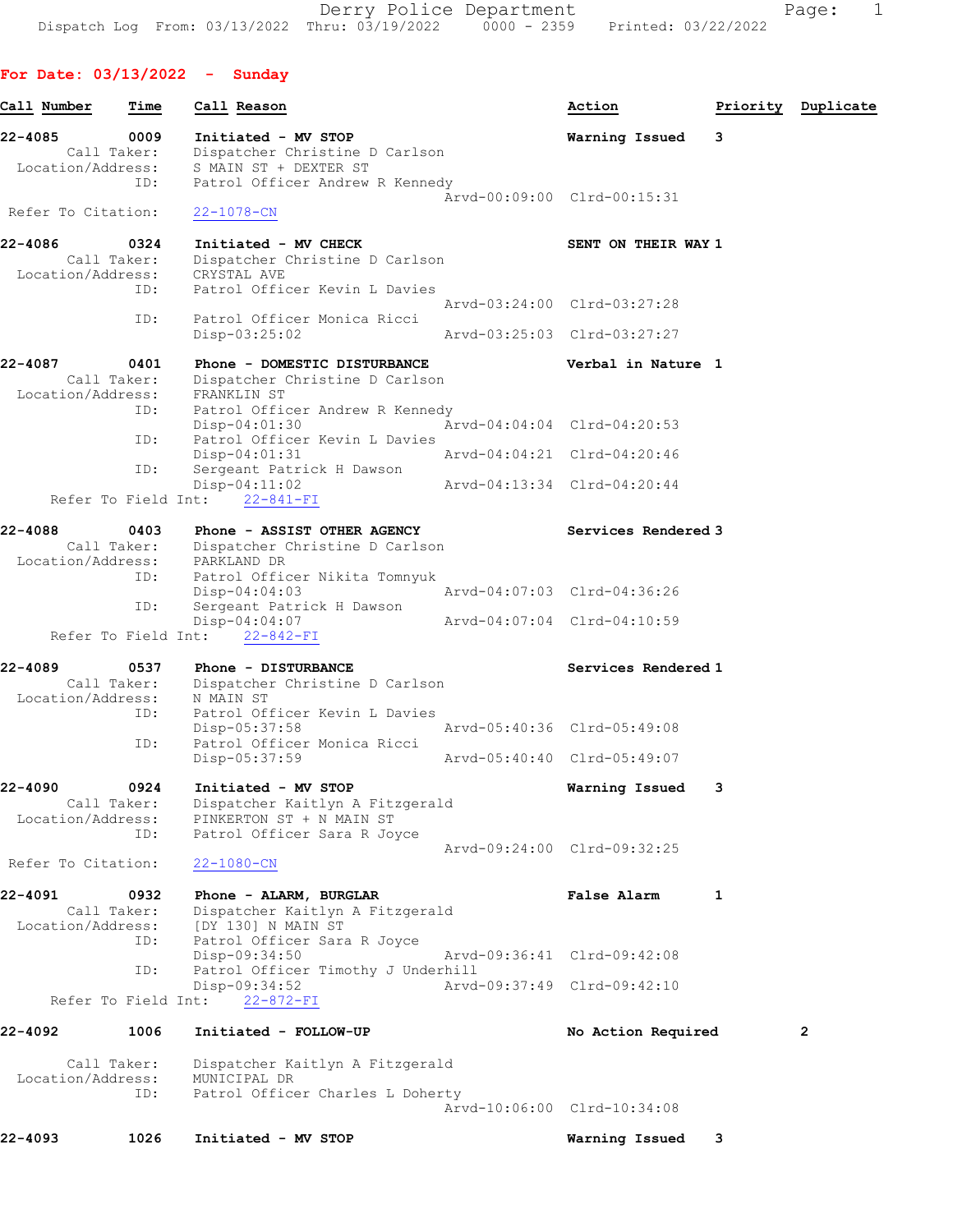Derry Police Department
Dispatch Log From: 03/13/2022 Thru: 03/19/2022 0000 - 2359 Printed: 03/22/2022

**For Date: 03/13/2022 - Sunday**

| Call Number | Time | Call Reason | Action | Priority | Duplicate |
|---|---|---|---|---|---|

**22-4085** 0009 **Initiated - MV STOP** **Warning Issued** 3
Call Taker: Dispatcher Christine D Carlson
Location/Address: S MAIN ST + DEXTER ST
ID: Patrol Officer Andrew R Kennedy
Arvd-00:09:00 Clrd-00:15:31
Refer To Citation: 22-1078-CN

**22-4086** 0324 **Initiated - MV CHECK** **SENT ON THEIR WAY** 1
Call Taker: Dispatcher Christine D Carlson
Location/Address: CRYSTAL AVE
ID: Patrol Officer Kevin L Davies
Arvd-03:24:00 Clrd-03:27:28
ID: Patrol Officer Monica Ricci
Disp-03:25:02 Arvd-03:25:03 Clrd-03:27:27

**22-4087** 0401 **Phone - DOMESTIC DISTURBANCE** **Verbal in Nature** 1
Call Taker: Dispatcher Christine D Carlson
Location/Address: FRANKLIN ST
ID: Patrol Officer Andrew R Kennedy
Disp-04:01:30 Arvd-04:04:04 Clrd-04:20:53
ID: Patrol Officer Kevin L Davies
Disp-04:01:31 Arvd-04:04:21 Clrd-04:20:46
ID: Sergeant Patrick H Dawson
Disp-04:11:02 Arvd-04:13:34 Clrd-04:20:44
Refer To Field Int: 22-841-FI

**22-4088** 0403 **Phone - ASSIST OTHER AGENCY** **Services Rendered** 3
Call Taker: Dispatcher Christine D Carlson
Location/Address: PARKLAND DR
ID: Patrol Officer Nikita Tomnyuk
Disp-04:04:03 Arvd-04:07:03 Clrd-04:36:26
ID: Sergeant Patrick H Dawson
Disp-04:04:07 Arvd-04:07:04 Clrd-04:10:59
Refer To Field Int: 22-842-FI

**22-4089** 0537 **Phone - DISTURBANCE** **Services Rendered** 1
Call Taker: Dispatcher Christine D Carlson
Location/Address: N MAIN ST
ID: Patrol Officer Kevin L Davies
Disp-05:37:58 Arvd-05:40:36 Clrd-05:49:08
ID: Patrol Officer Monica Ricci
Disp-05:37:59 Arvd-05:40:40 Clrd-05:49:07

**22-4090** 0924 **Initiated - MV STOP** **Warning Issued** 3
Call Taker: Dispatcher Kaitlyn A Fitzgerald
Location/Address: PINKERTON ST + N MAIN ST
ID: Patrol Officer Sara R Joyce
Arvd-09:24:00 Clrd-09:32:25
Refer To Citation: 22-1080-CN

**22-4091** 0932 **Phone - ALARM, BURGLAR** **False Alarm** 1
Call Taker: Dispatcher Kaitlyn A Fitzgerald
Location/Address: [DY 130] N MAIN ST
ID: Patrol Officer Sara R Joyce
Disp-09:34:50 Arvd-09:36:41 Clrd-09:42:08
ID: Patrol Officer Timothy J Underhill
Disp-09:34:52 Arvd-09:37:49 Clrd-09:42:10
Refer To Field Int: 22-872-FI

**22-4092** 1006 **Initiated - FOLLOW-UP** **No Action Required** 2
Call Taker: Dispatcher Kaitlyn A Fitzgerald
Location/Address: MUNICIPAL DR
ID: Patrol Officer Charles L Doherty
Arvd-10:06:00 Clrd-10:34:08

**22-4093** 1026 **Initiated - MV STOP** **Warning Issued** 3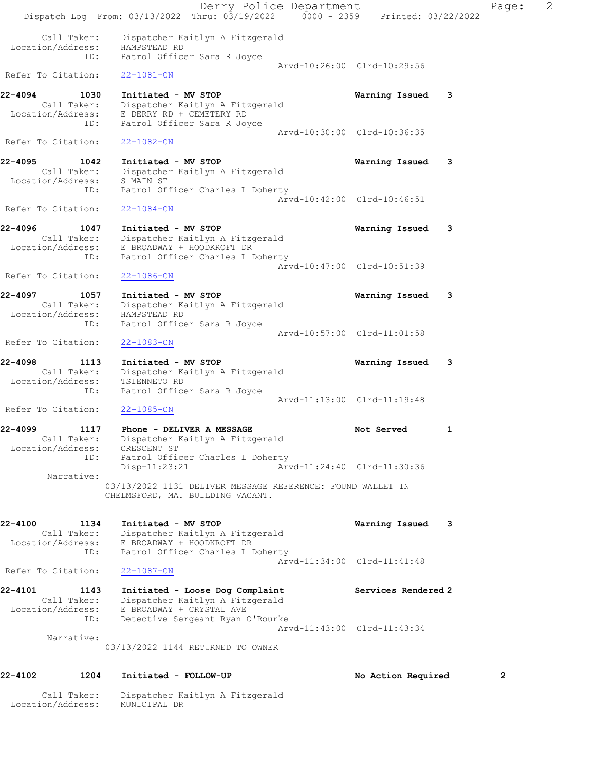Call Taker: Dispatcher Kaitlyn A Fitzgerald
Location/Address: HAMPSTEAD RD
ID: Patrol Officer Sara R Joyce
Arvd-10:26:00 Clrd-10:29:56
Refer To Citation: 22-1081-CN

**22-4094 1030 Initiated - MV STOP** Warning Issued 3
Call Taker: Dispatcher Kaitlyn A Fitzgerald
Location/Address: E DERRY RD + CEMETERY RD
ID: Patrol Officer Sara R Joyce
Arvd-10:30:00 Clrd-10:36:35
Refer To Citation: 22-1082-CN

**22-4095 1042 Initiated - MV STOP** Warning Issued 3
Call Taker: Dispatcher Kaitlyn A Fitzgerald
Location/Address: S MAIN ST
ID: Patrol Officer Charles L Doherty
Arvd-10:42:00 Clrd-10:46:51
Refer To Citation: 22-1084-CN

**22-4096 1047 Initiated - MV STOP** Warning Issued 3
Call Taker: Dispatcher Kaitlyn A Fitzgerald
Location/Address: E BROADWAY + HOODKROFT DR
ID: Patrol Officer Charles L Doherty
Arvd-10:47:00 Clrd-10:51:39
Refer To Citation: 22-1086-CN

**22-4097 1057 Initiated - MV STOP** Warning Issued 3
Call Taker: Dispatcher Kaitlyn A Fitzgerald
Location/Address: HAMPSTEAD RD
ID: Patrol Officer Sara R Joyce
Arvd-10:57:00 Clrd-11:01:58
Refer To Citation: 22-1083-CN

**22-4098 1113 Initiated - MV STOP** Warning Issued 3
Call Taker: Dispatcher Kaitlyn A Fitzgerald
Location/Address: TSIENNETO RD
ID: Patrol Officer Sara R Joyce
Arvd-11:13:00 Clrd-11:19:48
Refer To Citation: 22-1085-CN

**22-4099 1117 Phone - DELIVER A MESSAGE** Not Served 1
Call Taker: Dispatcher Kaitlyn A Fitzgerald
Location/Address: CRESCENT ST
ID: Patrol Officer Charles L Doherty
Disp-11:23:21 Arvd-11:24:40 Clrd-11:30:36
Narrative:
03/13/2022 1131 DELIVER MESSAGE REFERENCE: FOUND WALLET IN CHELMSFORD, MA. BUILDING VACANT.

**22-4100 1134 Initiated - MV STOP** Warning Issued 3
Call Taker: Dispatcher Kaitlyn A Fitzgerald
Location/Address: E BROADWAY + HOODKROFT DR
ID: Patrol Officer Charles L Doherty
Arvd-11:34:00 Clrd-11:41:48
Refer To Citation: 22-1087-CN

**22-4101 1143 Initiated - Loose Dog Complaint** Services Rendered 2
Call Taker: Dispatcher Kaitlyn A Fitzgerald
Location/Address: E BROADWAY + CRYSTAL AVE
ID: Detective Sergeant Ryan O'Rourke
Arvd-11:43:00 Clrd-11:43:34
Narrative:
03/13/2022 1144 RETURNED TO OWNER

**22-4102 1204 Initiated - FOLLOW-UP** No Action Required 2
Call Taker: Dispatcher Kaitlyn A Fitzgerald
Location/Address: MUNICIPAL DR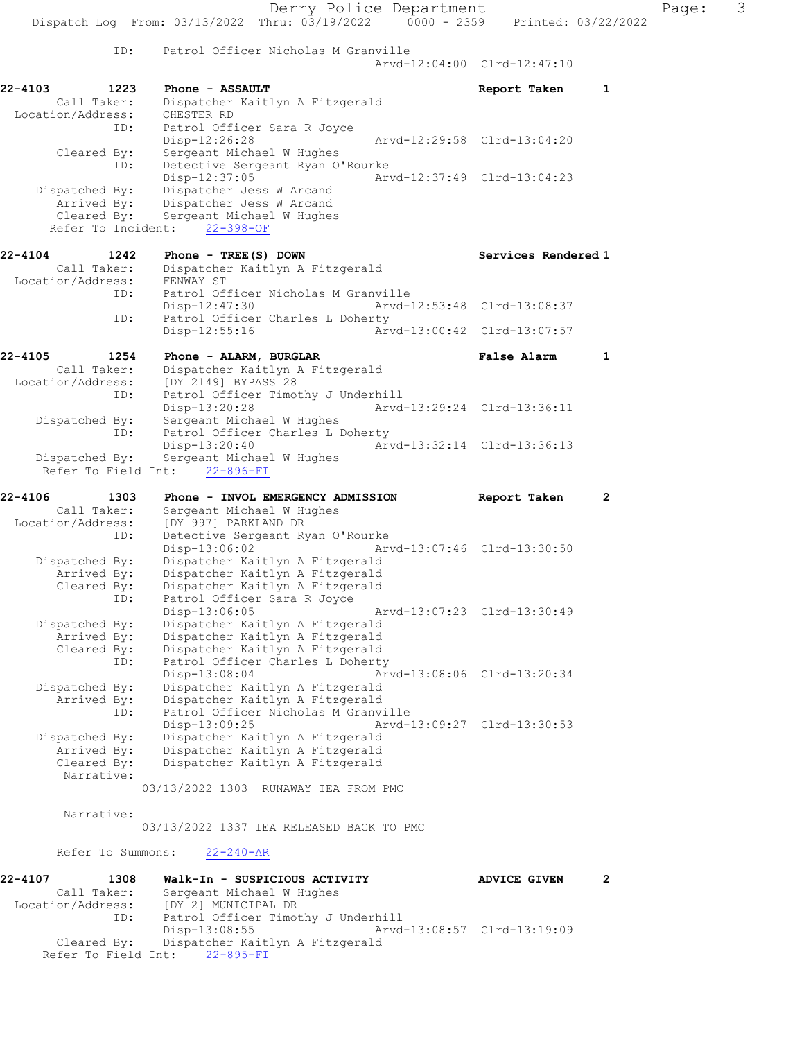```
            ID:     Patrol Officer Nicholas M Granville
                                             Arvd-12:04:00  Clrd-12:47:10

22-4103        1223    Phone - ASSAULT                          Report Taken      1
       Call Taker:     Dispatcher Kaitlyn A Fitzgerald
 Location/Address:     CHESTER RD
               ID:     Patrol Officer Sara R Joyce
                       Disp-12:26:28                  Arvd-12:29:58  Clrd-13:04:20
       Cleared By:     Sergeant Michael W Hughes
               ID:     Detective Sergeant Ryan O'Rourke
                       Disp-12:37:05                  Arvd-12:37:49  Clrd-13:04:23
    Dispatched By:     Dispatcher Jess W Arcand
       Arrived By:     Dispatcher Jess W Arcand
       Cleared By:     Sergeant Michael W Hughes
  Refer To Incident:    22-398-OF

22-4104        1242    Phone - TREE(S) DOWN                     Services Rendered 1
       Call Taker:     Dispatcher Kaitlyn A Fitzgerald
 Location/Address:     FENWAY ST
               ID:     Patrol Officer Nicholas M Granville
                       Disp-12:47:30                  Arvd-12:53:48  Clrd-13:08:37
               ID:     Patrol Officer Charles L Doherty
                       Disp-12:55:16                  Arvd-13:00:42  Clrd-13:07:57

22-4105        1254    Phone - ALARM, BURGLAR                   False Alarm       1
       Call Taker:     Dispatcher Kaitlyn A Fitzgerald
 Location/Address:     [DY 2149] BYPASS 28
               ID:     Patrol Officer Timothy J Underhill
                       Disp-13:20:28                  Arvd-13:29:24  Clrd-13:36:11
    Dispatched By:     Sergeant Michael W Hughes
               ID:     Patrol Officer Charles L Doherty
                       Disp-13:20:40                  Arvd-13:32:14  Clrd-13:36:13
    Dispatched By:     Sergeant Michael W Hughes
   Refer To Field Int:    22-896-FI

22-4106        1303    Phone - INVOL EMERGENCY ADMISSION        Report Taken      2
       Call Taker:     Sergeant Michael W Hughes
 Location/Address:     [DY 997] PARKLAND DR
               ID:     Detective Sergeant Ryan O'Rourke
                       Disp-13:06:02                  Arvd-13:07:46  Clrd-13:30:50
    Dispatched By:     Dispatcher Kaitlyn A Fitzgerald
       Arrived By:     Dispatcher Kaitlyn A Fitzgerald
       Cleared By:     Dispatcher Kaitlyn A Fitzgerald
               ID:     Patrol Officer Sara R Joyce
                       Disp-13:06:05                  Arvd-13:07:23  Clrd-13:30:49
    Dispatched By:     Dispatcher Kaitlyn A Fitzgerald
       Arrived By:     Dispatcher Kaitlyn A Fitzgerald
       Cleared By:     Dispatcher Kaitlyn A Fitzgerald
               ID:     Patrol Officer Charles L Doherty
                       Disp-13:08:04                  Arvd-13:08:06  Clrd-13:20:34
    Dispatched By:     Dispatcher Kaitlyn A Fitzgerald
       Arrived By:     Dispatcher Kaitlyn A Fitzgerald
               ID:     Patrol Officer Nicholas M Granville
                       Disp-13:09:25                  Arvd-13:09:27  Clrd-13:30:53
    Dispatched By:     Dispatcher Kaitlyn A Fitzgerald
       Arrived By:     Dispatcher Kaitlyn A Fitzgerald
       Cleared By:     Dispatcher Kaitlyn A Fitzgerald
        Narrative:
                   03/13/2022 1303  RUNAWAY IEA FROM PMC

        Narrative:
                   03/13/2022 1337 IEA RELEASED BACK TO PMC

     Refer To Summons:    22-240-AR

22-4107        1308    Walk-In - SUSPICIOUS ACTIVITY            ADVICE GIVEN      2
       Call Taker:     Sergeant Michael W Hughes
 Location/Address:     [DY 2] MUNICIPAL DR
               ID:     Patrol Officer Timothy J Underhill
                       Disp-13:08:55                  Arvd-13:08:57  Clrd-13:19:09
       Cleared By:     Dispatcher Kaitlyn A Fitzgerald
   Refer To Field Int:    22-895-FI
```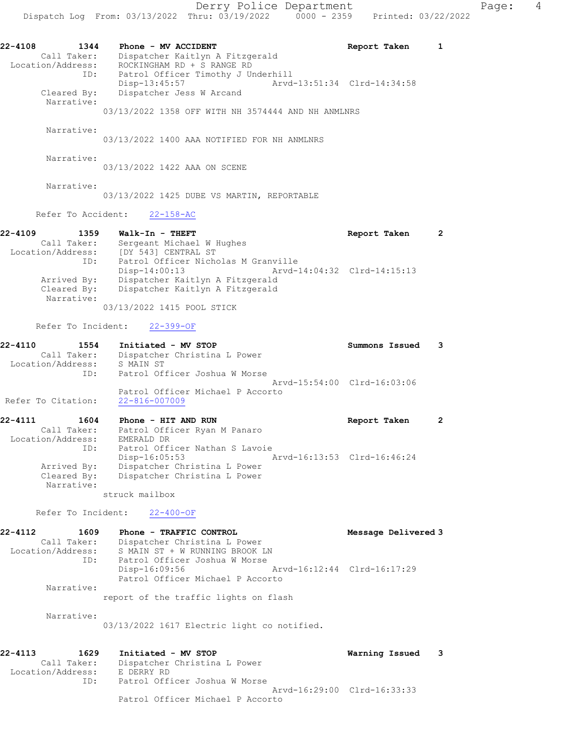22-4108 1344 Phone - MV ACCIDENT Report Taken 1
Call Taker: Dispatcher Kaitlyn A Fitzgerald
Location/Address: ROCKINGHAM RD + S RANGE RD
ID: Patrol Officer Timothy J Underhill
Disp-13:45:57 Arvd-13:51:34 Clrd-14:34:58
Cleared By: Dispatcher Jess W Arcand
Narrative:
03/13/2022 1358 OFF WITH NH 3574444 AND NH ANMLNRS

Narrative:
03/13/2022 1400 AAA NOTIFIED FOR NH ANMLNRS

Narrative:
03/13/2022 1422 AAA ON SCENE

Narrative:
03/13/2022 1425 DUBE VS MARTIN, REPORTABLE

Refer To Accident: 22-158-AC

22-4109 1359 Walk-In - THEFT Report Taken 2
Call Taker: Sergeant Michael W Hughes
Location/Address: [DY 543] CENTRAL ST
ID: Patrol Officer Nicholas M Granville
Disp-14:00:13 Arvd-14:04:32 Clrd-14:15:13
Arrived By: Dispatcher Kaitlyn A Fitzgerald
Cleared By: Dispatcher Kaitlyn A Fitzgerald
Narrative:
03/13/2022 1415 POOL STICK

Refer To Incident: 22-399-OF

22-4110 1554 Initiated - MV STOP Summons Issued 3
Call Taker: Dispatcher Christina L Power
Location/Address: S MAIN ST
ID: Patrol Officer Joshua W Morse
Arvd-15:54:00 Clrd-16:03:06
Patrol Officer Michael P Accorto
Refer To Citation: 22-816-007009

22-4111 1604 Phone - HIT AND RUN Report Taken 2
Call Taker: Patrol Officer Ryan M Panaro
Location/Address: EMERALD DR
ID: Patrol Officer Nathan S Lavoie
Disp-16:05:53 Arvd-16:13:53 Clrd-16:46:24
Arrived By: Dispatcher Christina L Power
Cleared By: Dispatcher Christina L Power
Narrative:
struck mailbox

Refer To Incident: 22-400-OF

22-4112 1609 Phone - TRAFFIC CONTROL Message Delivered 3
Call Taker: Dispatcher Christina L Power
Location/Address: S MAIN ST + W RUNNING BROOK LN
ID: Patrol Officer Joshua W Morse
Disp-16:09:56 Arvd-16:12:44 Clrd-16:17:29
Patrol Officer Michael P Accorto
Narrative:
report of the traffic lights on flash

Narrative:
03/13/2022 1617 Electric light co notified.

22-4113 1629 Initiated - MV STOP Warning Issued 3
Call Taker: Dispatcher Christina L Power
Location/Address: E DERRY RD
ID: Patrol Officer Joshua W Morse
Arvd-16:29:00 Clrd-16:33:33
Patrol Officer Michael P Accorto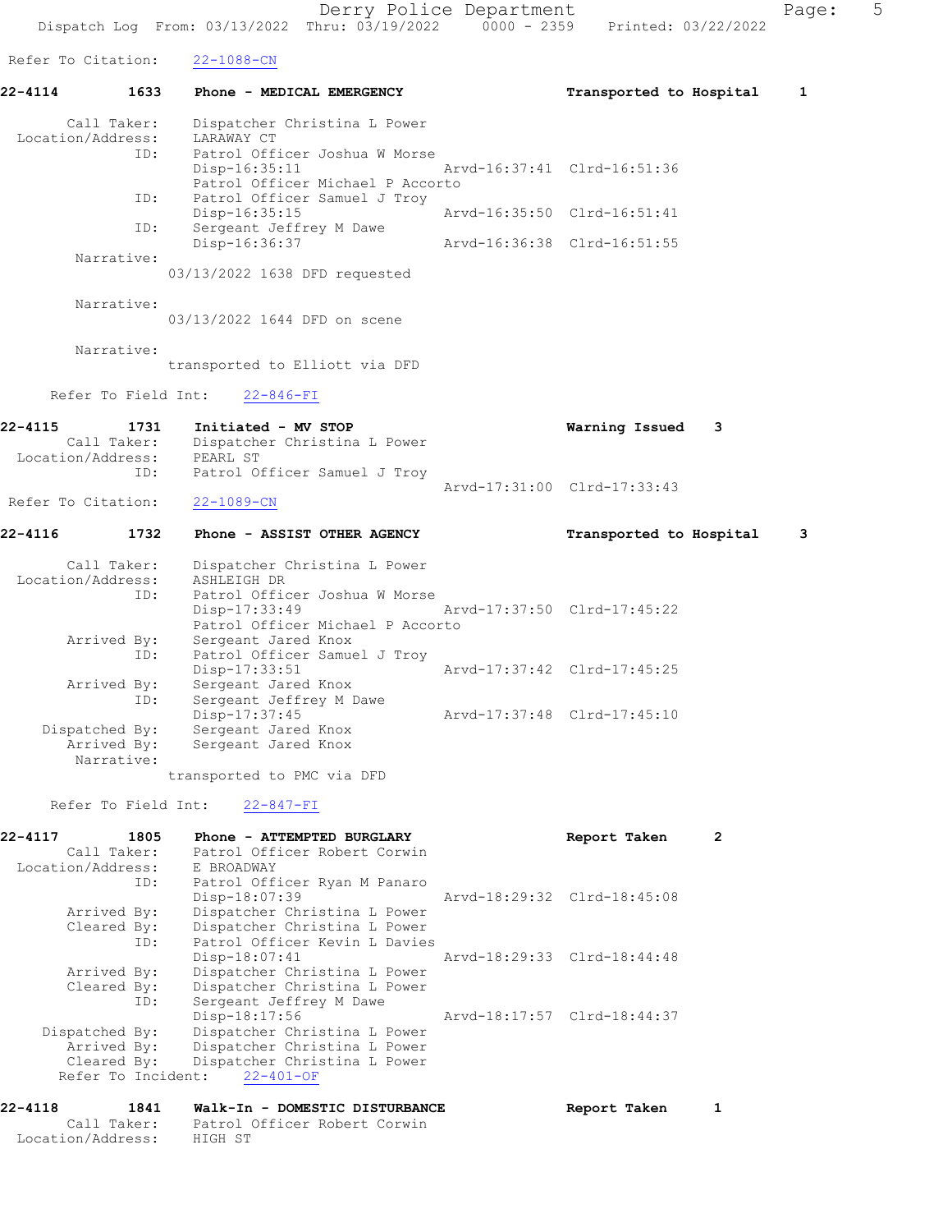Refer To Citation: 22-1088-CN

**22-4114 1633 Phone - MEDICAL EMERGENCY Transported to Hospital 1**

Call Taker: Dispatcher Christina L Power
Location/Address: LARAWAY CT
ID: Patrol Officer Joshua W Morse
Disp-16:35:11 Arvd-16:37:41 Clrd-16:51:36
Patrol Officer Michael P Accorto
ID: Patrol Officer Samuel J Troy
Disp-16:35:15 Arvd-16:35:50 Clrd-16:51:41
ID: Sergeant Jeffrey M Dawe
Disp-16:36:37 Arvd-16:36:38 Clrd-16:51:55
Narrative:
03/13/2022 1638 DFD requested

Narrative:
03/13/2022 1644 DFD on scene

Narrative:
transported to Elliott via DFD

Refer To Field Int: 22-846-FI

**22-4115 1731 Initiated - MV STOP Warning Issued 3**
Call Taker: Dispatcher Christina L Power
Location/Address: PEARL ST
ID: Patrol Officer Samuel J Troy
Arvd-17:31:00 Clrd-17:33:43
Refer To Citation: 22-1089-CN

**22-4116 1732 Phone - ASSIST OTHER AGENCY Transported to Hospital 3**

Call Taker: Dispatcher Christina L Power
Location/Address: ASHLEIGH DR
ID: Patrol Officer Joshua W Morse
Disp-17:33:49 Arvd-17:37:50 Clrd-17:45:22
Patrol Officer Michael P Accorto
Arrived By: Sergeant Jared Knox
ID: Patrol Officer Samuel J Troy
Disp-17:33:51 Arvd-17:37:42 Clrd-17:45:25
Arrived By: Sergeant Jared Knox
ID: Sergeant Jeffrey M Dawe
Disp-17:37:45 Arvd-17:37:48 Clrd-17:45:10
Dispatched By: Sergeant Jared Knox
Arrived By: Sergeant Jared Knox
Narrative:
transported to PMC via DFD

Refer To Field Int: 22-847-FI

**22-4117 1805 Phone - ATTEMPTED BURGLARY Report Taken 2**
Call Taker: Patrol Officer Robert Corwin
Location/Address: E BROADWAY
ID: Patrol Officer Ryan M Panaro
Disp-18:07:39 Arvd-18:29:32 Clrd-18:45:08
Arrived By: Dispatcher Christina L Power
Cleared By: Dispatcher Christina L Power
ID: Patrol Officer Kevin L Davies
Disp-18:07:41 Arvd-18:29:33 Clrd-18:44:48
Arrived By: Dispatcher Christina L Power
Cleared By: Dispatcher Christina L Power
ID: Sergeant Jeffrey M Dawe
Disp-18:17:56 Arvd-18:17:57 Clrd-18:44:37
Dispatched By: Dispatcher Christina L Power
Arrived By: Dispatcher Christina L Power
Cleared By: Dispatcher Christina L Power
Refer To Incident: 22-401-OF

**22-4118 1841 Walk-In - DOMESTIC DISTURBANCE Report Taken 1**
Call Taker: Patrol Officer Robert Corwin
Location/Address: HIGH ST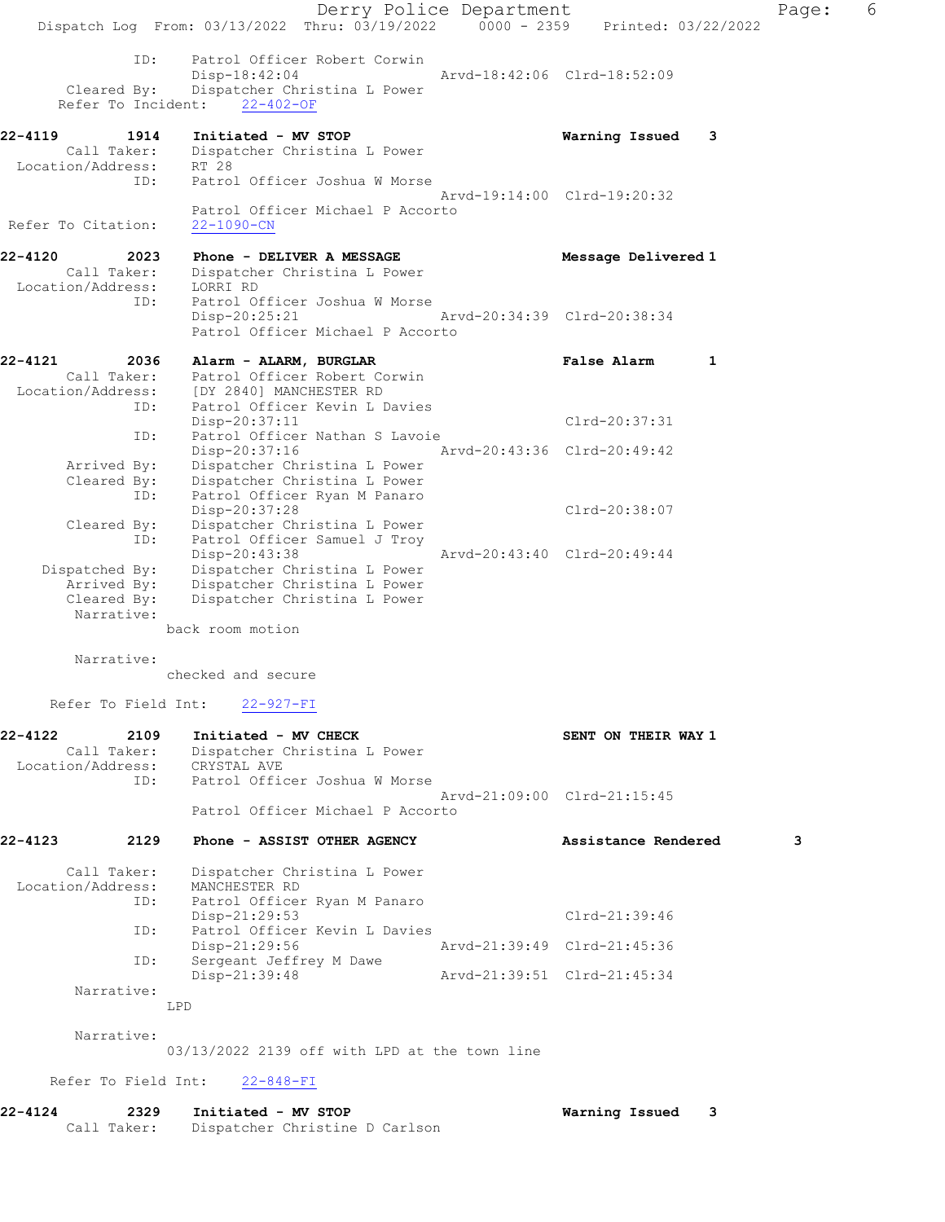ID: Patrol Officer Robert Corwin
Disp-18:42:04 Arvd-18:42:06 Clrd-18:52:09
Cleared By: Dispatcher Christina L Power
Refer To Incident: 22-402-OF

**22-4119 1914 Initiated - MV STOP Warning Issued 3**
Call Taker: Dispatcher Christina L Power
Location/Address: RT 28
ID: Patrol Officer Joshua W Morse
Arvd-19:14:00 Clrd-19:20:32
Patrol Officer Michael P Accorto
Refer To Citation: 22-1090-CN

**22-4120 2023 Phone - DELIVER A MESSAGE Message Delivered 1**
Call Taker: Dispatcher Christina L Power
Location/Address: LORRI RD
ID: Patrol Officer Joshua W Morse
Disp-20:25:21 Arvd-20:34:39 Clrd-20:38:34
Patrol Officer Michael P Accorto

**22-4121 2036 Alarm - ALARM, BURGLAR False Alarm 1**
Call Taker: Patrol Officer Robert Corwin
Location/Address: [DY 2840] MANCHESTER RD
ID: Patrol Officer Kevin L Davies
Disp-20:37:11 Clrd-20:37:31
ID: Patrol Officer Nathan S Lavoie
Disp-20:37:16 Arvd-20:43:36 Clrd-20:49:42
Arrived By: Dispatcher Christina L Power
Cleared By: Dispatcher Christina L Power
ID: Patrol Officer Ryan M Panaro
Disp-20:37:28 Clrd-20:38:07
Cleared By: Dispatcher Christina L Power
ID: Patrol Officer Samuel J Troy
Disp-20:43:38 Arvd-20:43:40 Clrd-20:49:44
Dispatched By: Dispatcher Christina L Power
Arrived By: Dispatcher Christina L Power
Cleared By: Dispatcher Christina L Power
Narrative:
back room motion

Narrative:
checked and secure

Refer To Field Int: 22-927-FI

**22-4122 2109 Initiated - MV CHECK SENT ON THEIR WAY 1**
Call Taker: Dispatcher Christina L Power
Location/Address: CRYSTAL AVE
ID: Patrol Officer Joshua W Morse
Arvd-21:09:00 Clrd-21:15:45
Patrol Officer Michael P Accorto

**22-4123 2129 Phone - ASSIST OTHER AGENCY Assistance Rendered 3**
Call Taker: Dispatcher Christina L Power
Location/Address: MANCHESTER RD
ID: Patrol Officer Ryan M Panaro
Disp-21:29:53 Clrd-21:39:46
ID: Patrol Officer Kevin L Davies
Disp-21:29:56 Arvd-21:39:49 Clrd-21:45:36
ID: Sergeant Jeffrey M Dawe
Disp-21:39:48 Arvd-21:39:51 Clrd-21:45:34
Narrative:
LPD

Narrative:
03/13/2022 2139 off with LPD at the town line

Refer To Field Int: 22-848-FI

**22-4124 2329 Initiated - MV STOP Warning Issued 3**
Call Taker: Dispatcher Christine D Carlson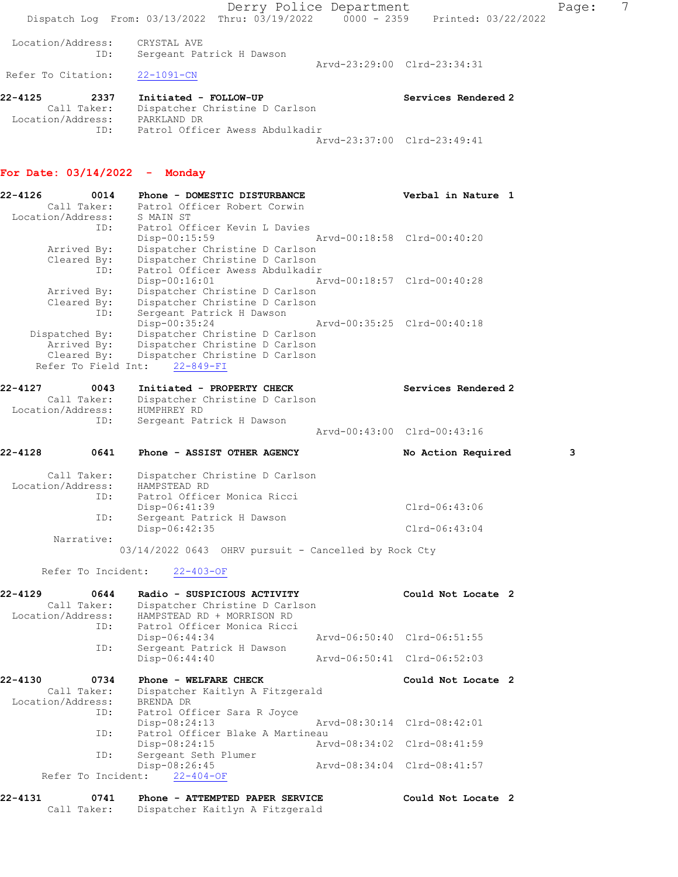```
 Location/Address:     CRYSTAL AVE
               ID:     Sergeant Patrick H Dawson
                                              Arvd-23:29:00  Clrd-23:34:31
 Refer To Citation:    22-1091-CN

22-4125        2337    Initiated - FOLLOW-UP                    Services Rendered 2
       Call Taker:     Dispatcher Christine D Carlson
 Location/Address:     PARKLAND DR
               ID:     Patrol Officer Awess Abdulkadir
                                              Arvd-23:37:00  Clrd-23:49:41
```

**For Date: 03/14/2022 - Monday**

```
22-4126        0014    Phone - DOMESTIC DISTURBANCE             Verbal in Nature  1
       Call Taker:     Patrol Officer Robert Corwin
 Location/Address:     S MAIN ST
               ID:     Patrol Officer Kevin L Davies
                       Disp-00:15:59              Arvd-00:18:58  Clrd-00:40:20
       Arrived By:     Dispatcher Christine D Carlson
       Cleared By:     Dispatcher Christine D Carlson
               ID:     Patrol Officer Awess Abdulkadir
                       Disp-00:16:01              Arvd-00:18:57  Clrd-00:40:28
       Arrived By:     Dispatcher Christine D Carlson
       Cleared By:     Dispatcher Christine D Carlson
               ID:     Sergeant Patrick H Dawson
                       Disp-00:35:24              Arvd-00:35:25  Clrd-00:40:18
    Dispatched By:     Dispatcher Christine D Carlson
       Arrived By:     Dispatcher Christine D Carlson
       Cleared By:     Dispatcher Christine D Carlson
    Refer To Field Int:    22-849-FI

22-4127        0043    Initiated - PROPERTY CHECK               Services Rendered 2
       Call Taker:     Dispatcher Christine D Carlson
 Location/Address:     HUMPHREY RD
               ID:     Sergeant Patrick H Dawson
                                              Arvd-00:43:00  Clrd-00:43:16

22-4128        0641    Phone - ASSIST OTHER AGENCY              No Action Required         3

       Call Taker:     Dispatcher Christine D Carlson
 Location/Address:     HAMPSTEAD RD
               ID:     Patrol Officer Monica Ricci
                       Disp-06:41:39                             Clrd-06:43:06
               ID:     Sergeant Patrick H Dawson
                       Disp-06:42:35                             Clrd-06:43:04
        Narrative:
                    03/14/2022 0643  OHRV pursuit - Cancelled by Rock Cty

      Refer To Incident:    22-403-OF

22-4129        0644    Radio - SUSPICIOUS ACTIVITY              Could Not Locate  2
       Call Taker:     Dispatcher Christine D Carlson
 Location/Address:     HAMPSTEAD RD + MORRISON RD
               ID:     Patrol Officer Monica Ricci
                       Disp-06:44:34              Arvd-06:50:40  Clrd-06:51:55
               ID:     Sergeant Patrick H Dawson
                       Disp-06:44:40              Arvd-06:50:41  Clrd-06:52:03

22-4130        0734    Phone - WELFARE CHECK                    Could Not Locate  2
       Call Taker:     Dispatcher Kaitlyn A Fitzgerald
 Location/Address:     BRENDA DR
               ID:     Patrol Officer Sara R Joyce
                       Disp-08:24:13              Arvd-08:30:14  Clrd-08:42:01
               ID:     Patrol Officer Blake A Martineau
                       Disp-08:24:15              Arvd-08:34:02  Clrd-08:41:59
               ID:     Sergeant Seth Plumer
                       Disp-08:26:45              Arvd-08:34:04  Clrd-08:41:57
      Refer To Incident:    22-404-OF

22-4131        0741    Phone - ATTEMPTED PAPER SERVICE          Could Not Locate  2
       Call Taker:     Dispatcher Kaitlyn A Fitzgerald
```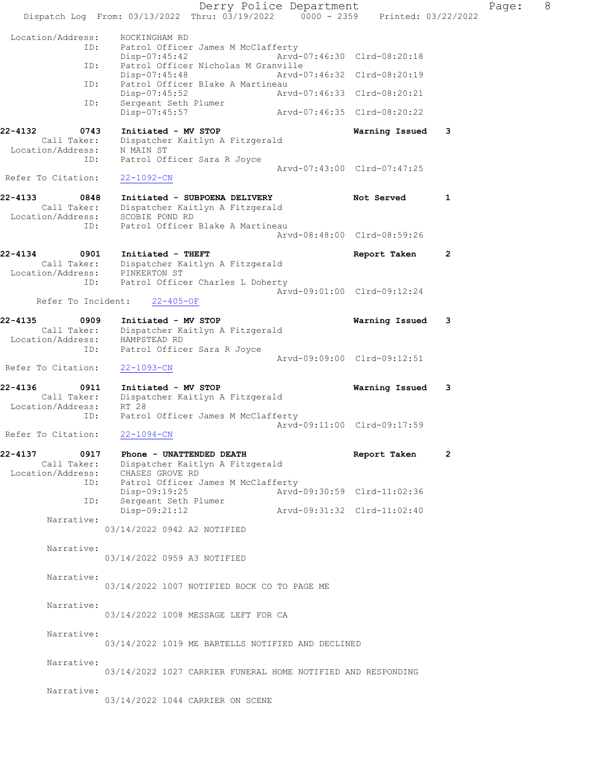```
 Location/Address:    ROCKINGHAM RD
                ID:    Patrol Officer James M McClafferty
                       Disp-07:45:42                Arvd-07:46:30  Clrd-08:20:18
                ID:    Patrol Officer Nicholas M Granville
                       Disp-07:45:48                Arvd-07:46:32  Clrd-08:20:19
                ID:    Patrol Officer Blake A Martineau
                       Disp-07:45:52                Arvd-07:46:33  Clrd-08:20:21
                ID:    Sergeant Seth Plumer
                       Disp-07:45:57                Arvd-07:46:35  Clrd-08:20:22

22-4132        0743    Initiated - MV STOP                         Warning Issued    3
        Call Taker:    Dispatcher Kaitlyn A Fitzgerald
 Location/Address:     N MAIN ST
                ID:    Patrol Officer Sara R Joyce
                                                    Arvd-07:43:00  Clrd-07:47:25
 Refer To Citation:    22-1092-CN

22-4133        0848    Initiated - SUBPOENA DELIVERY               Not Served        1
        Call Taker:    Dispatcher Kaitlyn A Fitzgerald
 Location/Address:     SCOBIE POND RD
                ID:    Patrol Officer Blake A Martineau
                                                    Arvd-08:48:00  Clrd-08:59:26

22-4134        0901    Initiated - THEFT                           Report Taken      2
        Call Taker:    Dispatcher Kaitlyn A Fitzgerald
 Location/Address:     PINKERTON ST
                ID:    Patrol Officer Charles L Doherty
                                                    Arvd-09:01:00  Clrd-09:12:24
      Refer To Incident:    22-405-OF

22-4135        0909    Initiated - MV STOP                         Warning Issued    3
        Call Taker:    Dispatcher Kaitlyn A Fitzgerald
 Location/Address:     HAMPSTEAD RD
                ID:    Patrol Officer Sara R Joyce
                                                    Arvd-09:09:00  Clrd-09:12:51
 Refer To Citation:    22-1093-CN

22-4136        0911    Initiated - MV STOP                         Warning Issued    3
        Call Taker:    Dispatcher Kaitlyn A Fitzgerald
 Location/Address:     RT 28
                ID:    Patrol Officer James M McClafferty
                                                    Arvd-09:11:00  Clrd-09:17:59
 Refer To Citation:    22-1094-CN

22-4137        0917    Phone - UNATTENDED DEATH                    Report Taken      2
        Call Taker:    Dispatcher Kaitlyn A Fitzgerald
 Location/Address:     CHASES GROVE RD
                ID:    Patrol Officer James M McClafferty
                       Disp-09:19:25                Arvd-09:30:59  Clrd-11:02:36
                ID:    Sergeant Seth Plumer
                       Disp-09:21:12                Arvd-09:31:32  Clrd-11:02:40
         Narrative:
                     03/14/2022 0942 A2 NOTIFIED

         Narrative:
                     03/14/2022 0959 A3 NOTIFIED

         Narrative:
                     03/14/2022 1007 NOTIFIED ROCK CO TO PAGE ME

         Narrative:
                     03/14/2022 1008 MESSAGE LEFT FOR CA

         Narrative:
                     03/14/2022 1019 ME BARTELLS NOTIFIED AND DECLINED

         Narrative:
                     03/14/2022 1027 CARRIER FUNERAL HOME NOTIFIED AND RESPONDING

         Narrative:
                     03/14/2022 1044 CARRIER ON SCENE
```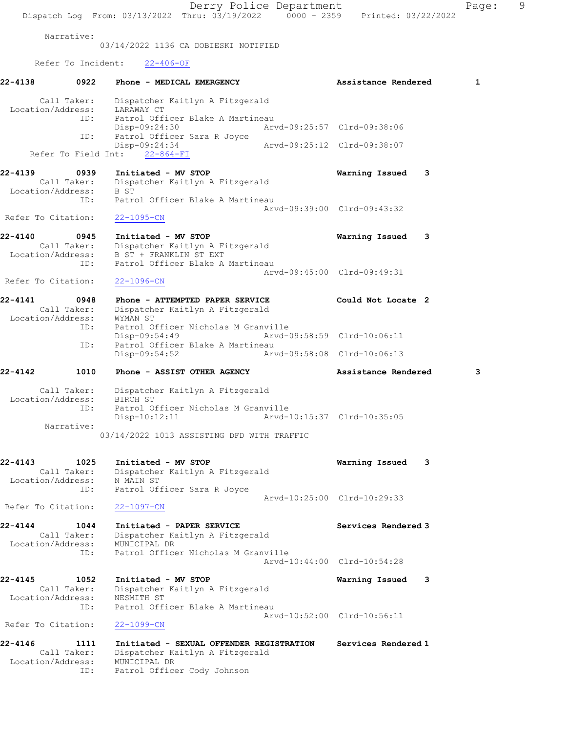Narrative:
03/14/2022 1136 CA DOBIESKI NOTIFIED

Refer To Incident: 22-406-OF

**22-4138** 0922 Phone - MEDICAL EMERGENCY — Assistance Rendered 1

Call Taker: Dispatcher Kaitlyn A Fitzgerald
Location/Address: LARAWAY CT
ID: Patrol Officer Blake A Martineau
Disp-09:24:30 Arvd-09:25:57 Clrd-09:38:06
ID: Patrol Officer Sara R Joyce
Disp-09:24:34 Arvd-09:25:12 Clrd-09:38:07
Refer To Field Int: 22-864-FI

**22-4139** 0939 Initiated - MV STOP — Warning Issued 3

Call Taker: Dispatcher Kaitlyn A Fitzgerald
Location/Address: B ST
ID: Patrol Officer Blake A Martineau
Arvd-09:39:00 Clrd-09:43:32
Refer To Citation: 22-1095-CN

**22-4140** 0945 Initiated - MV STOP — Warning Issued 3

Call Taker: Dispatcher Kaitlyn A Fitzgerald
Location/Address: B ST + FRANKLIN ST EXT
ID: Patrol Officer Blake A Martineau
Arvd-09:45:00 Clrd-09:49:31
Refer To Citation: 22-1096-CN

**22-4141** 0948 Phone - ATTEMPTED PAPER SERVICE — Could Not Locate 2

Call Taker: Dispatcher Kaitlyn A Fitzgerald
Location/Address: WYMAN ST
ID: Patrol Officer Nicholas M Granville
Disp-09:54:49 Arvd-09:58:59 Clrd-10:06:11
ID: Patrol Officer Blake A Martineau
Disp-09:54:52 Arvd-09:58:08 Clrd-10:06:13

**22-4142** 1010 Phone - ASSIST OTHER AGENCY — Assistance Rendered 3

Call Taker: Dispatcher Kaitlyn A Fitzgerald
Location/Address: BIRCH ST
ID: Patrol Officer Nicholas M Granville
Disp-10:12:11 Arvd-10:15:37 Clrd-10:35:05
Narrative:
03/14/2022 1013 ASSISTING DFD WITH TRAFFIC

**22-4143** 1025 Initiated - MV STOP — Warning Issued 3

Call Taker: Dispatcher Kaitlyn A Fitzgerald
Location/Address: N MAIN ST
ID: Patrol Officer Sara R Joyce
Arvd-10:25:00 Clrd-10:29:33
Refer To Citation: 22-1097-CN

**22-4144** 1044 Initiated - PAPER SERVICE — Services Rendered 3

Call Taker: Dispatcher Kaitlyn A Fitzgerald
Location/Address: MUNICIPAL DR
ID: Patrol Officer Nicholas M Granville
Arvd-10:44:00 Clrd-10:54:28

**22-4145** 1052 Initiated - MV STOP — Warning Issued 3

Call Taker: Dispatcher Kaitlyn A Fitzgerald
Location/Address: NESMITH ST
ID: Patrol Officer Blake A Martineau
Arvd-10:52:00 Clrd-10:56:11
Refer To Citation: 22-1099-CN

**22-4146** 1111 Initiated - SEXUAL OFFENDER REGISTRATION — Services Rendered 1

Call Taker: Dispatcher Kaitlyn A Fitzgerald
Location/Address: MUNICIPAL DR
ID: Patrol Officer Cody Johnson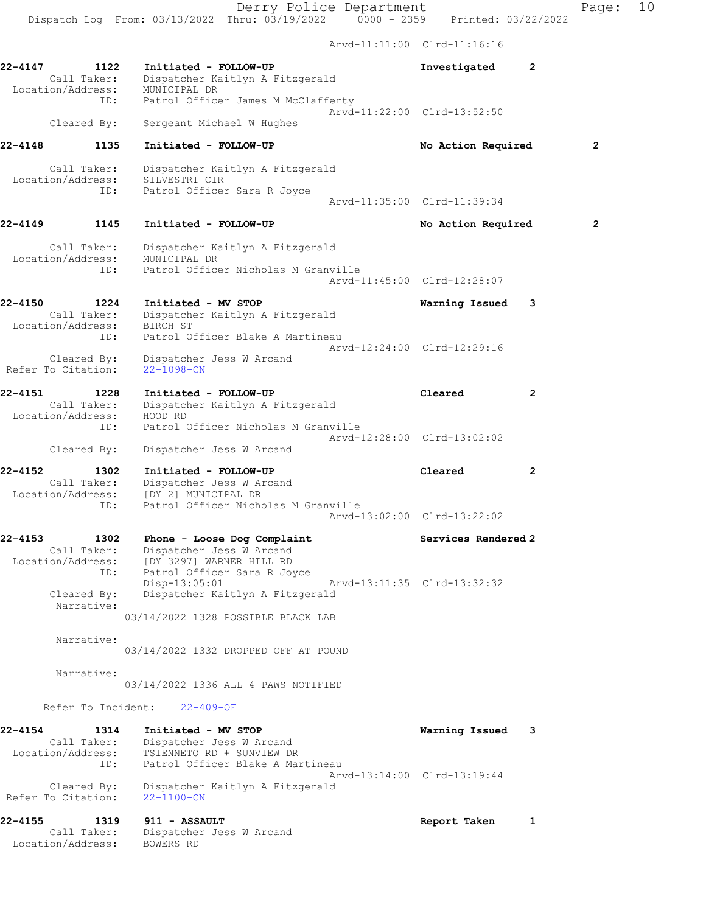Arvd-11:11:00 Clrd-11:16:16

**22-4147** 1122 **Initiated - FOLLOW-UP** **Investigated** 2
Call Taker: Dispatcher Kaitlyn A Fitzgerald
Location/Address: MUNICIPAL DR
ID: Patrol Officer James M McClafferty
Arvd-11:22:00 Clrd-13:52:50
Cleared By: Sergeant Michael W Hughes

**22-4148** 1135 **Initiated - FOLLOW-UP** **No Action Required** 2
Call Taker: Dispatcher Kaitlyn A Fitzgerald
Location/Address: SILVESTRI CIR
ID: Patrol Officer Sara R Joyce
Arvd-11:35:00 Clrd-11:39:34

**22-4149** 1145 **Initiated - FOLLOW-UP** **No Action Required** 2
Call Taker: Dispatcher Kaitlyn A Fitzgerald
Location/Address: MUNICIPAL DR
ID: Patrol Officer Nicholas M Granville
Arvd-11:45:00 Clrd-12:28:07

**22-4150** 1224 **Initiated - MV STOP** **Warning Issued** 3
Call Taker: Dispatcher Kaitlyn A Fitzgerald
Location/Address: BIRCH ST
ID: Patrol Officer Blake A Martineau
Arvd-12:24:00 Clrd-12:29:16
Cleared By: Dispatcher Jess W Arcand
Refer To Citation: 22-1098-CN

**22-4151** 1228 **Initiated - FOLLOW-UP** **Cleared** 2
Call Taker: Dispatcher Kaitlyn A Fitzgerald
Location/Address: HOOD RD
ID: Patrol Officer Nicholas M Granville
Arvd-12:28:00 Clrd-13:02:02
Cleared By: Dispatcher Jess W Arcand

**22-4152** 1302 **Initiated - FOLLOW-UP** **Cleared** 2
Call Taker: Dispatcher Jess W Arcand
Location/Address: [DY 2] MUNICIPAL DR
ID: Patrol Officer Nicholas M Granville
Arvd-13:02:00 Clrd-13:22:02

**22-4153** 1302 **Phone - Loose Dog Complaint** **Services Rendered** 2
Call Taker: Dispatcher Jess W Arcand
Location/Address: [DY 3297] WARNER HILL RD
ID: Patrol Officer Sara R Joyce
Disp-13:05:01 Arvd-13:11:35 Clrd-13:32:32
Cleared By: Dispatcher Kaitlyn A Fitzgerald
Narrative:
03/14/2022 1328 POSSIBLE BLACK LAB

Narrative:
03/14/2022 1332 DROPPED OFF AT POUND

Narrative:
03/14/2022 1336 ALL 4 PAWS NOTIFIED

Refer To Incident: 22-409-OF

**22-4154** 1314 **Initiated - MV STOP** **Warning Issued** 3
Call Taker: Dispatcher Jess W Arcand
Location/Address: TSIENNETO RD + SUNVIEW DR
ID: Patrol Officer Blake A Martineau
Arvd-13:14:00 Clrd-13:19:44
Cleared By: Dispatcher Kaitlyn A Fitzgerald
Refer To Citation: 22-1100-CN

**22-4155** 1319 **911 - ASSAULT** **Report Taken** 1
Call Taker: Dispatcher Jess W Arcand
Location/Address: BOWERS RD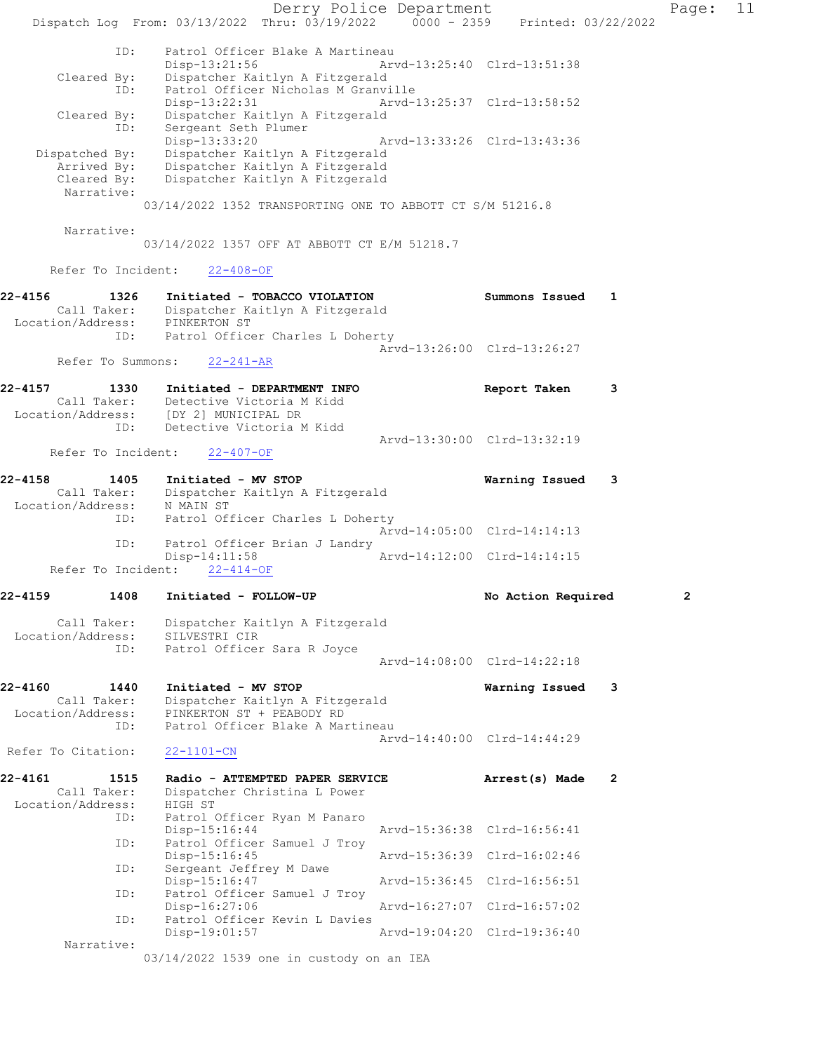```
            ID:     Patrol Officer Blake A Martineau
                    Disp-13:21:56                 Arvd-13:25:40  Clrd-13:51:38
      Cleared By:   Dispatcher Kaitlyn A Fitzgerald
            ID:     Patrol Officer Nicholas M Granville
                    Disp-13:22:31                 Arvd-13:25:37  Clrd-13:58:52
      Cleared By:   Dispatcher Kaitlyn A Fitzgerald
            ID:     Sergeant Seth Plumer
                    Disp-13:33:20                 Arvd-13:33:26  Clrd-13:43:36
   Dispatched By:   Dispatcher Kaitlyn A Fitzgerald
      Arrived By:   Dispatcher Kaitlyn A Fitzgerald
      Cleared By:   Dispatcher Kaitlyn A Fitzgerald
       Narrative:
                  03/14/2022 1352 TRANSPORTING ONE TO ABBOTT CT S/M 51216.8

       Narrative:
                  03/14/2022 1357 OFF AT ABBOTT CT E/M 51218.7

      Refer To Incident:    22-408-OF

22-4156        1326    Initiated - TOBACCO VIOLATION              Summons Issued    1
      Call Taker:   Dispatcher Kaitlyn A Fitzgerald
  Location/Address:   PINKERTON ST
            ID:     Patrol Officer Charles L Doherty
                                                  Arvd-13:26:00  Clrd-13:26:27
      Refer To Summons:    22-241-AR

22-4157        1330    Initiated - DEPARTMENT INFO                Report Taken      3
      Call Taker:   Detective Victoria M Kidd
  Location/Address:   [DY 2] MUNICIPAL DR
            ID:     Detective Victoria M Kidd
                                                  Arvd-13:30:00  Clrd-13:32:19
      Refer To Incident:    22-407-OF

22-4158        1405    Initiated - MV STOP                        Warning Issued    3
      Call Taker:   Dispatcher Kaitlyn A Fitzgerald
  Location/Address:   N MAIN ST
            ID:     Patrol Officer Charles L Doherty
                                                  Arvd-14:05:00  Clrd-14:14:13
            ID:     Patrol Officer Brian J Landry
                    Disp-14:11:58                 Arvd-14:12:00  Clrd-14:14:15
      Refer To Incident:    22-414-OF

22-4159        1408    Initiated - FOLLOW-UP                      No Action Required        2

      Call Taker:   Dispatcher Kaitlyn A Fitzgerald
  Location/Address:   SILVESTRI CIR
            ID:     Patrol Officer Sara R Joyce
                                                  Arvd-14:08:00  Clrd-14:22:18

22-4160        1440    Initiated - MV STOP                        Warning Issued    3
      Call Taker:   Dispatcher Kaitlyn A Fitzgerald
  Location/Address:   PINKERTON ST + PEABODY RD
            ID:     Patrol Officer Blake A Martineau
                                                  Arvd-14:40:00  Clrd-14:44:29
 Refer To Citation:   22-1101-CN

22-4161        1515    Radio - ATTEMPTED PAPER SERVICE            Arrest(s) Made    2
      Call Taker:   Dispatcher Christina L Power
  Location/Address:   HIGH ST
            ID:     Patrol Officer Ryan M Panaro
                    Disp-15:16:44                 Arvd-15:36:38  Clrd-16:56:41
            ID:     Patrol Officer Samuel J Troy
                    Disp-15:16:45                 Arvd-15:36:39  Clrd-16:02:46
            ID:     Sergeant Jeffrey M Dawe
                    Disp-15:16:47                 Arvd-15:36:45  Clrd-16:56:51
            ID:     Patrol Officer Samuel J Troy
                    Disp-16:27:06                 Arvd-16:27:07  Clrd-16:57:02
            ID:     Patrol Officer Kevin L Davies
                    Disp-19:01:57                 Arvd-19:04:20  Clrd-19:36:40
       Narrative:
                  03/14/2022 1539 one in custody on an IEA
```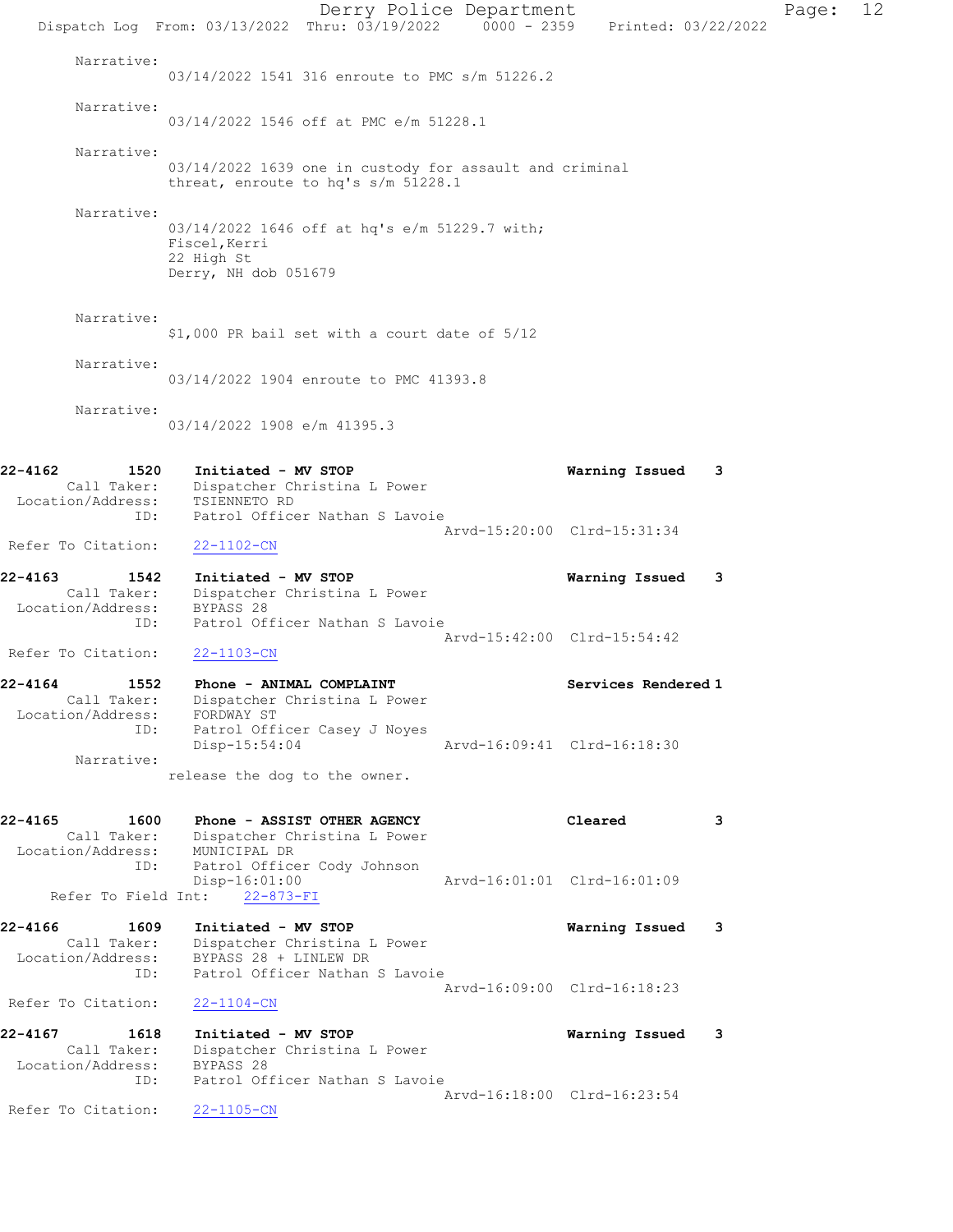Narrative:
03/14/2022 1541 316 enroute to PMC s/m 51226.2

Narrative:
03/14/2022 1546 off at PMC e/m 51228.1

Narrative:
03/14/2022 1639 one in custody for assault and criminal threat, enroute to hq's s/m 51228.1

Narrative:
03/14/2022 1646 off at hq's e/m 51229.7 with;
Fiscel,Kerri
22 High St
Derry, NH dob 051679

Narrative:
$1,000 PR bail set with a court date of 5/12

Narrative:
03/14/2022 1904 enroute to PMC 41393.8

Narrative:
03/14/2022 1908 e/m 41395.3

**22-4162 1520 Initiated - MV STOP** — **Warning Issued 3**
Call Taker: Dispatcher Christina L Power
Location/Address: TSIENNETO RD
ID: Patrol Officer Nathan S Lavoie
Arvd-15:20:00 Clrd-15:31:34
Refer To Citation: 22-1102-CN

**22-4163 1542 Initiated - MV STOP** — **Warning Issued 3**
Call Taker: Dispatcher Christina L Power
Location/Address: BYPASS 28
ID: Patrol Officer Nathan S Lavoie
Arvd-15:42:00 Clrd-15:54:42
Refer To Citation: 22-1103-CN

**22-4164 1552 Phone - ANIMAL COMPLAINT** — **Services Rendered 1**
Call Taker: Dispatcher Christina L Power
Location/Address: FORDWAY ST
ID: Patrol Officer Casey J Noyes
Disp-15:54:04 Arvd-16:09:41 Clrd-16:18:30
Narrative:
release the dog to the owner.

**22-4165 1600 Phone - ASSIST OTHER AGENCY** — **Cleared 3**
Call Taker: Dispatcher Christina L Power
Location/Address: MUNICIPAL DR
ID: Patrol Officer Cody Johnson
Disp-16:01:00 Arvd-16:01:01 Clrd-16:01:09
Refer To Field Int: 22-873-FI

**22-4166 1609 Initiated - MV STOP** — **Warning Issued 3**
Call Taker: Dispatcher Christina L Power
Location/Address: BYPASS 28 + LINLEW DR
ID: Patrol Officer Nathan S Lavoie
Arvd-16:09:00 Clrd-16:18:23
Refer To Citation: 22-1104-CN

**22-4167 1618 Initiated - MV STOP** — **Warning Issued 3**
Call Taker: Dispatcher Christina L Power
Location/Address: BYPASS 28
ID: Patrol Officer Nathan S Lavoie
Arvd-16:18:00 Clrd-16:23:54
Refer To Citation: 22-1105-CN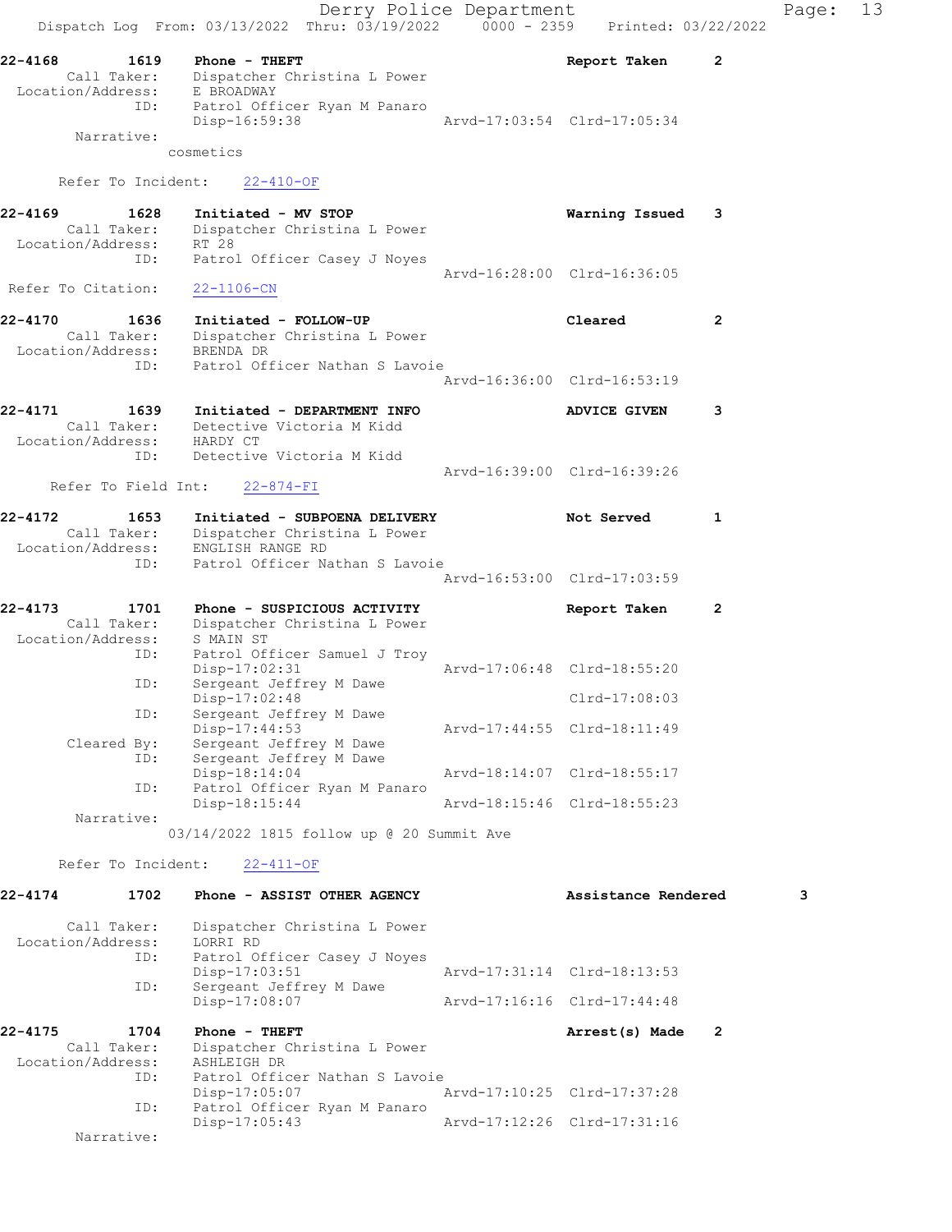22-4168 1619 Phone - THEFT Report Taken 2
Call Taker: Dispatcher Christina L Power
Location/Address: E BROADWAY
ID: Patrol Officer Ryan M Panaro
Disp-16:59:38 Arvd-17:03:54 Clrd-17:05:34
Narrative:
cosmetics

Refer To Incident: 22-410-OF

22-4169 1628 Initiated - MV STOP Warning Issued 3
Call Taker: Dispatcher Christina L Power
Location/Address: RT 28
ID: Patrol Officer Casey J Noyes
Arvd-16:28:00 Clrd-16:36:05
Refer To Citation: 22-1106-CN

22-4170 1636 Initiated - FOLLOW-UP Cleared 2
Call Taker: Dispatcher Christina L Power
Location/Address: BRENDA DR
ID: Patrol Officer Nathan S Lavoie
Arvd-16:36:00 Clrd-16:53:19

22-4171 1639 Initiated - DEPARTMENT INFO ADVICE GIVEN 3
Call Taker: Detective Victoria M Kidd
Location/Address: HARDY CT
ID: Detective Victoria M Kidd
Arvd-16:39:00 Clrd-16:39:26
Refer To Field Int: 22-874-FI

22-4172 1653 Initiated - SUBPOENA DELIVERY Not Served 1
Call Taker: Dispatcher Christina L Power
Location/Address: ENGLISH RANGE RD
ID: Patrol Officer Nathan S Lavoie
Arvd-16:53:00 Clrd-17:03:59

22-4173 1701 Phone - SUSPICIOUS ACTIVITY Report Taken 2
Call Taker: Dispatcher Christina L Power
Location/Address: S MAIN ST
ID: Patrol Officer Samuel J Troy
Disp-17:02:31 Arvd-17:06:48 Clrd-18:55:20
ID: Sergeant Jeffrey M Dawe
Disp-17:02:48 Clrd-17:08:03
ID: Sergeant Jeffrey M Dawe
Disp-17:44:53 Arvd-17:44:55 Clrd-18:11:49
Cleared By: Sergeant Jeffrey M Dawe
ID: Sergeant Jeffrey M Dawe
Disp-18:14:04 Arvd-18:14:07 Clrd-18:55:17
ID: Patrol Officer Ryan M Panaro
Disp-18:15:44 Arvd-18:15:46 Clrd-18:55:23
Narrative:
03/14/2022 1815 follow up @ 20 Summit Ave

Refer To Incident: 22-411-OF

22-4174 1702 Phone - ASSIST OTHER AGENCY Assistance Rendered 3
Call Taker: Dispatcher Christina L Power
Location/Address: LORRI RD
ID: Patrol Officer Casey J Noyes
Disp-17:03:51 Arvd-17:31:14 Clrd-18:13:53
ID: Sergeant Jeffrey M Dawe
Disp-17:08:07 Arvd-17:16:16 Clrd-17:44:48

22-4175 1704 Phone - THEFT Arrest(s) Made 2
Call Taker: Dispatcher Christina L Power
Location/Address: ASHLEIGH DR
ID: Patrol Officer Nathan S Lavoie
Disp-17:05:07 Arvd-17:10:25 Clrd-17:37:28
ID: Patrol Officer Ryan M Panaro
Disp-17:05:43 Arvd-17:12:26 Clrd-17:31:16
Narrative: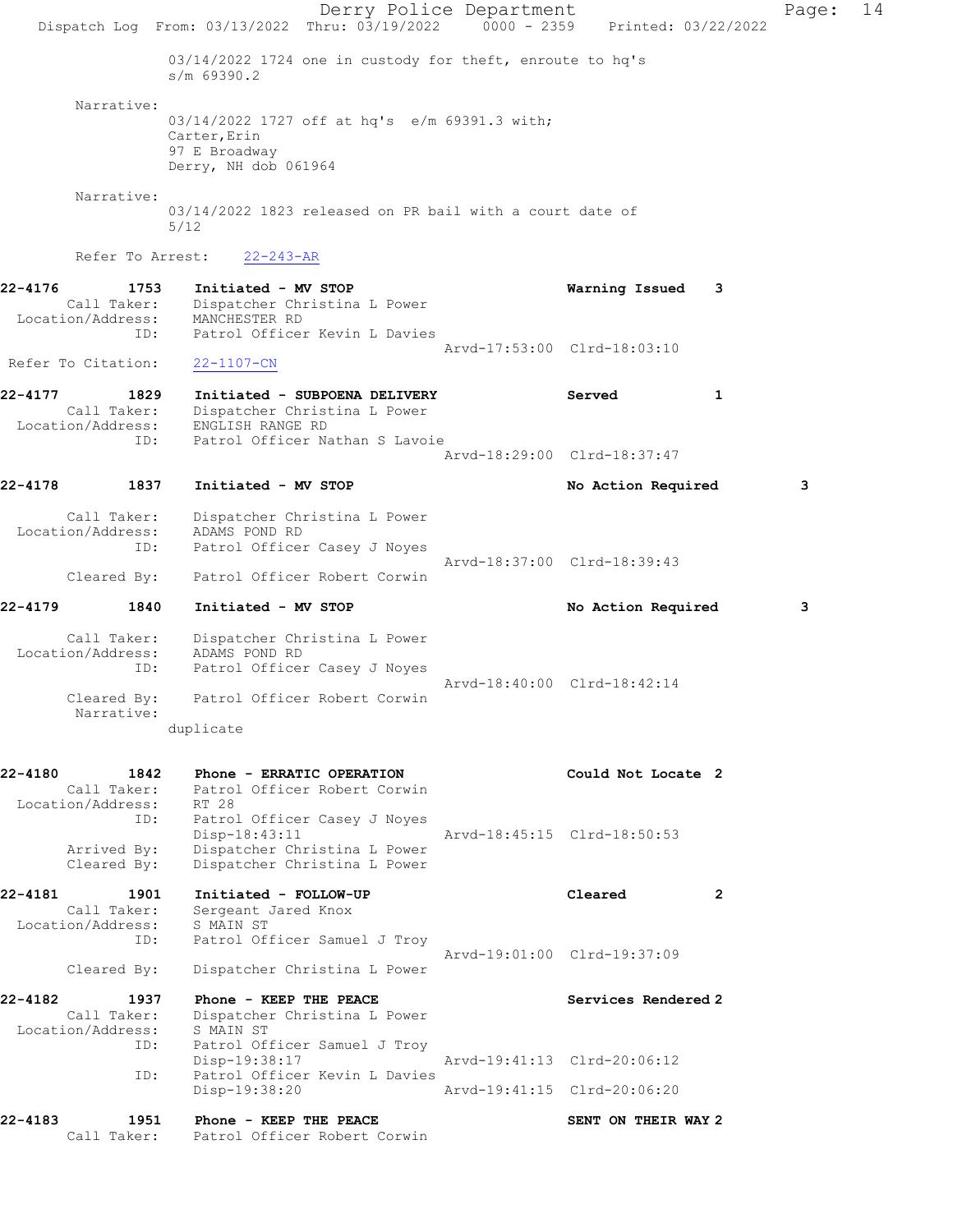03/14/2022 1724 one in custody for theft, enroute to hq's
s/m 69390.2

Narrative:
03/14/2022 1727 off at hq's e/m 69391.3 with;
Carter,Erin
97 E Broadway
Derry, NH dob 061964

Narrative:
03/14/2022 1823 released on PR bail with a court date of
5/12

Refer To Arrest: 22-243-AR

**22-4176 1753 Initiated - MV STOP** — Warning Issued 3
Call Taker: Dispatcher Christina L Power
Location/Address: MANCHESTER RD
ID: Patrol Officer Kevin L Davies
Arvd-17:53:00 Clrd-18:03:10
Refer To Citation: 22-1107-CN

**22-4177 1829 Initiated - SUBPOENA DELIVERY** — Served 1
Call Taker: Dispatcher Christina L Power
Location/Address: ENGLISH RANGE RD
ID: Patrol Officer Nathan S Lavoie
Arvd-18:29:00 Clrd-18:37:47

**22-4178 1837 Initiated - MV STOP** — No Action Required 3
Call Taker: Dispatcher Christina L Power
Location/Address: ADAMS POND RD
ID: Patrol Officer Casey J Noyes
Arvd-18:37:00 Clrd-18:39:43
Cleared By: Patrol Officer Robert Corwin

**22-4179 1840 Initiated - MV STOP** — No Action Required 3
Call Taker: Dispatcher Christina L Power
Location/Address: ADAMS POND RD
ID: Patrol Officer Casey J Noyes
Arvd-18:40:00 Clrd-18:42:14
Cleared By: Patrol Officer Robert Corwin
Narrative:
duplicate

**22-4180 1842 Phone - ERRATIC OPERATION** — Could Not Locate 2
Call Taker: Patrol Officer Robert Corwin
Location/Address: RT 28
ID: Patrol Officer Casey J Noyes
Disp-18:43:11 Arvd-18:45:15 Clrd-18:50:53
Arrived By: Dispatcher Christina L Power
Cleared By: Dispatcher Christina L Power

**22-4181 1901 Initiated - FOLLOW-UP** — Cleared 2
Call Taker: Sergeant Jared Knox
Location/Address: S MAIN ST
ID: Patrol Officer Samuel J Troy
Arvd-19:01:00 Clrd-19:37:09
Cleared By: Dispatcher Christina L Power

**22-4182 1937 Phone - KEEP THE PEACE** — Services Rendered 2
Call Taker: Dispatcher Christina L Power
Location/Address: S MAIN ST
ID: Patrol Officer Samuel J Troy
Disp-19:38:17 Arvd-19:41:13 Clrd-20:06:12
ID: Patrol Officer Kevin L Davies
Disp-19:38:20 Arvd-19:41:15 Clrd-20:06:20

**22-4183 1951 Phone - KEEP THE PEACE** — SENT ON THEIR WAY 2
Call Taker: Patrol Officer Robert Corwin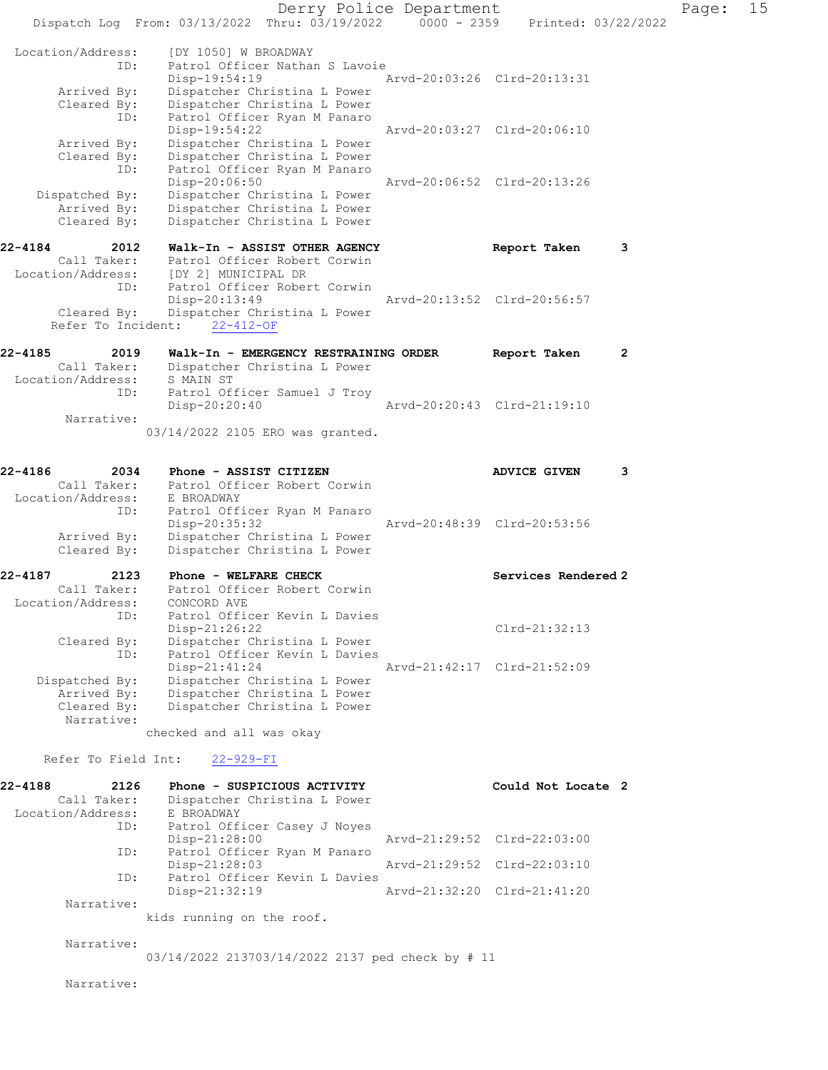```
 Location/Address:    [DY 1050] W BROADWAY
               ID:    Patrol Officer Nathan S Lavoie
                      Disp-19:54:19                 Arvd-20:03:26  Clrd-20:13:31
       Arrived By:    Dispatcher Christina L Power
       Cleared By:    Dispatcher Christina L Power
               ID:    Patrol Officer Ryan M Panaro
                      Disp-19:54:22                 Arvd-20:03:27  Clrd-20:06:10
       Arrived By:    Dispatcher Christina L Power
       Cleared By:    Dispatcher Christina L Power
               ID:    Patrol Officer Ryan M Panaro
                      Disp-20:06:50                 Arvd-20:06:52  Clrd-20:13:26
    Dispatched By:    Dispatcher Christina L Power
       Arrived By:    Dispatcher Christina L Power
       Cleared By:    Dispatcher Christina L Power

22-4184        2012   Walk-In - ASSIST OTHER AGENCY             Report Taken      3
       Call Taker:    Patrol Officer Robert Corwin
 Location/Address:    [DY 2] MUNICIPAL DR
               ID:    Patrol Officer Robert Corwin
                      Disp-20:13:49                 Arvd-20:13:52  Clrd-20:56:57
       Cleared By:    Dispatcher Christina L Power
     Refer To Incident:    22-412-OF

22-4185        2019   Walk-In - EMERGENCY RESTRAINING ORDER     Report Taken      2
       Call Taker:    Dispatcher Christina L Power
 Location/Address:    S MAIN ST
               ID:    Patrol Officer Samuel J Troy
                      Disp-20:20:40                 Arvd-20:20:43  Clrd-21:19:10
        Narrative:
                  03/14/2022 2105 ERO was granted.

22-4186        2034   Phone - ASSIST CITIZEN                    ADVICE GIVEN      3
       Call Taker:    Patrol Officer Robert Corwin
 Location/Address:    E BROADWAY
               ID:    Patrol Officer Ryan M Panaro
                      Disp-20:35:32                 Arvd-20:48:39  Clrd-20:53:56
       Arrived By:    Dispatcher Christina L Power
       Cleared By:    Dispatcher Christina L Power

22-4187        2123   Phone - WELFARE CHECK                     Services Rendered 2
       Call Taker:    Patrol Officer Robert Corwin
 Location/Address:    CONCORD AVE
               ID:    Patrol Officer Kevin L Davies
                      Disp-21:26:22                                Clrd-21:32:13
       Cleared By:    Dispatcher Christina L Power
               ID:    Patrol Officer Kevin L Davies
                      Disp-21:41:24                 Arvd-21:42:17  Clrd-21:52:09
    Dispatched By:    Dispatcher Christina L Power
       Arrived By:    Dispatcher Christina L Power
       Cleared By:    Dispatcher Christina L Power
        Narrative:
                  checked and all was okay

    Refer To Field Int:    22-929-FI

22-4188        2126   Phone - SUSPICIOUS ACTIVITY               Could Not Locate  2
       Call Taker:    Dispatcher Christina L Power
 Location/Address:    E BROADWAY
               ID:    Patrol Officer Casey J Noyes
                      Disp-21:28:00                 Arvd-21:29:52  Clrd-22:03:00
               ID:    Patrol Officer Ryan M Panaro
                      Disp-21:28:03                 Arvd-21:29:52  Clrd-22:03:10
               ID:    Patrol Officer Kevin L Davies
                      Disp-21:32:19                 Arvd-21:32:20  Clrd-21:41:20
        Narrative:
                  kids running on the roof.

        Narrative:
                  03/14/2022 213703/14/2022 2137 ped check by # 11

        Narrative:
```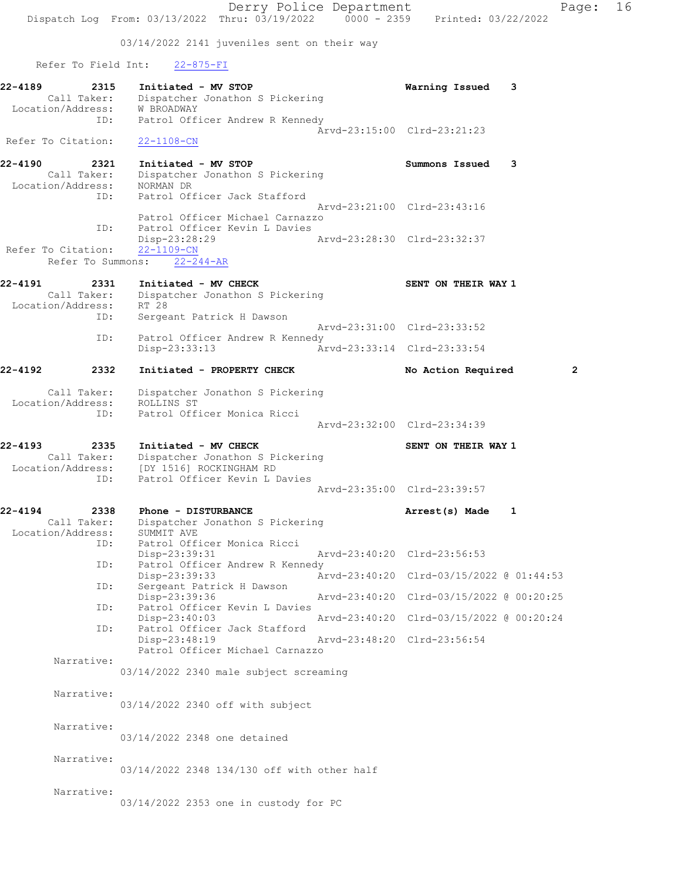03/14/2022 2141 juveniles sent on their way

Refer To Field Int: 22-875-FI

**22-4189 2315 Initiated - MV STOP** Warning Issued 3
Call Taker: Dispatcher Jonathon S Pickering
Location/Address: W BROADWAY
ID: Patrol Officer Andrew R Kennedy
Arvd-23:15:00 Clrd-23:21:23
Refer To Citation: 22-1108-CN

**22-4190 2321 Initiated - MV STOP** Summons Issued 3
Call Taker: Dispatcher Jonathon S Pickering
Location/Address: NORMAN DR
ID: Patrol Officer Jack Stafford
Arvd-23:21:00 Clrd-23:43:16
Patrol Officer Michael Carnazzo
ID: Patrol Officer Kevin L Davies
Disp-23:28:29 Arvd-23:28:30 Clrd-23:32:37
Refer To Citation: 22-1109-CN
Refer To Summons: 22-244-AR

**22-4191 2331 Initiated - MV CHECK** SENT ON THEIR WAY 1
Call Taker: Dispatcher Jonathon S Pickering
Location/Address: RT 28
ID: Sergeant Patrick H Dawson
Arvd-23:31:00 Clrd-23:33:52
ID: Patrol Officer Andrew R Kennedy
Disp-23:33:13 Arvd-23:33:14 Clrd-23:33:54

**22-4192 2332 Initiated - PROPERTY CHECK** No Action Required 2
Call Taker: Dispatcher Jonathon S Pickering
Location/Address: ROLLINS ST
ID: Patrol Officer Monica Ricci
Arvd-23:32:00 Clrd-23:34:39

**22-4193 2335 Initiated - MV CHECK** SENT ON THEIR WAY 1
Call Taker: Dispatcher Jonathon S Pickering
Location/Address: [DY 1516] ROCKINGHAM RD
ID: Patrol Officer Kevin L Davies
Arvd-23:35:00 Clrd-23:39:57

**22-4194 2338 Phone - DISTURBANCE** Arrest(s) Made 1
Call Taker: Dispatcher Jonathon S Pickering
Location/Address: SUMMIT AVE
ID: Patrol Officer Monica Ricci
Disp-23:39:31 Arvd-23:40:20 Clrd-23:56:53
ID: Patrol Officer Andrew R Kennedy
Disp-23:39:33 Arvd-23:40:20 Clrd-03/15/2022 @ 01:44:53
ID: Sergeant Patrick H Dawson
Disp-23:39:36 Arvd-23:40:20 Clrd-03/15/2022 @ 00:20:25
ID: Patrol Officer Kevin L Davies
Disp-23:40:03 Arvd-23:40:20 Clrd-03/15/2022 @ 00:20:24
ID: Patrol Officer Jack Stafford
Disp-23:48:19 Arvd-23:48:20 Clrd-23:56:54
Patrol Officer Michael Carnazzo

Narrative:
03/14/2022 2340 male subject screaming

Narrative:
03/14/2022 2340 off with subject

Narrative:
03/14/2022 2348 one detained

Narrative:
03/14/2022 2348 134/130 off with other half

Narrative:
03/14/2022 2353 one in custody for PC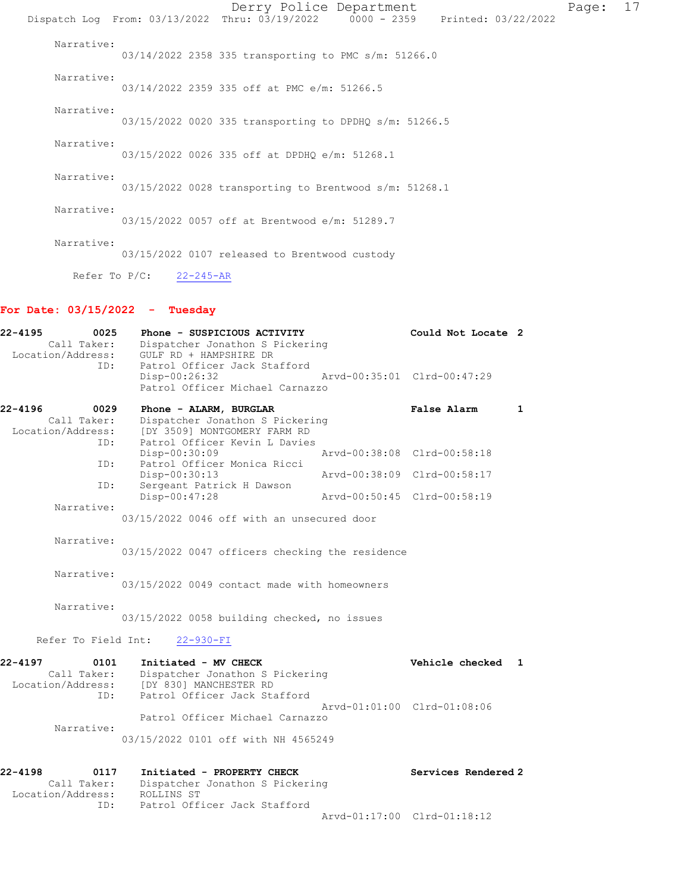Narrative:
03/14/2022 2358 335 transporting to PMC s/m: 51266.0

Narrative:
03/14/2022 2359 335 off at PMC e/m: 51266.5

Narrative:
03/15/2022 0020 335 transporting to DPDHQ s/m: 51266.5

Narrative:
03/15/2022 0026 335 off at DPDHQ e/m: 51268.1

Narrative:
03/15/2022 0028 transporting to Brentwood s/m: 51268.1

Narrative:
03/15/2022 0057 off at Brentwood e/m: 51289.7

Narrative:
03/15/2022 0107 released to Brentwood custody

Refer To P/C: 22-245-AR

## For Date: 03/15/2022 - Tuesday

**22-4195** 0025 **Phone - SUSPICIOUS ACTIVITY** **Could Not Locate 2**
Call Taker: Dispatcher Jonathon S Pickering
Location/Address: GULF RD + HAMPSHIRE DR
ID: Patrol Officer Jack Stafford
Disp-00:26:32 Arvd-00:35:01 Clrd-00:47:29
Patrol Officer Michael Carnazzo

**22-4196** 0029 **Phone - ALARM, BURGLAR** **False Alarm 1**
Call Taker: Dispatcher Jonathon S Pickering
Location/Address: [DY 3509] MONTGOMERY FARM RD
ID: Patrol Officer Kevin L Davies
Disp-00:30:09 Arvd-00:38:08 Clrd-00:58:18
ID: Patrol Officer Monica Ricci
Disp-00:30:13 Arvd-00:38:09 Clrd-00:58:17
ID: Sergeant Patrick H Dawson
Disp-00:47:28 Arvd-00:50:45 Clrd-00:58:19

Narrative:
03/15/2022 0046 off with an unsecured door

Narrative:
03/15/2022 0047 officers checking the residence

Narrative:
03/15/2022 0049 contact made with homeowners

Narrative:
03/15/2022 0058 building checked, no issues

Refer To Field Int: 22-930-FI

**22-4197** 0101 **Initiated - MV CHECK** **Vehicle checked 1**
Call Taker: Dispatcher Jonathon S Pickering
Location/Address: [DY 830] MANCHESTER RD
ID: Patrol Officer Jack Stafford
Arvd-01:01:00 Clrd-01:08:06
Patrol Officer Michael Carnazzo

Narrative:
03/15/2022 0101 off with NH 4565249

**22-4198** 0117 **Initiated - PROPERTY CHECK** **Services Rendered 2**
Call Taker: Dispatcher Jonathon S Pickering
Location/Address: ROLLINS ST
ID: Patrol Officer Jack Stafford
Arvd-01:17:00 Clrd-01:18:12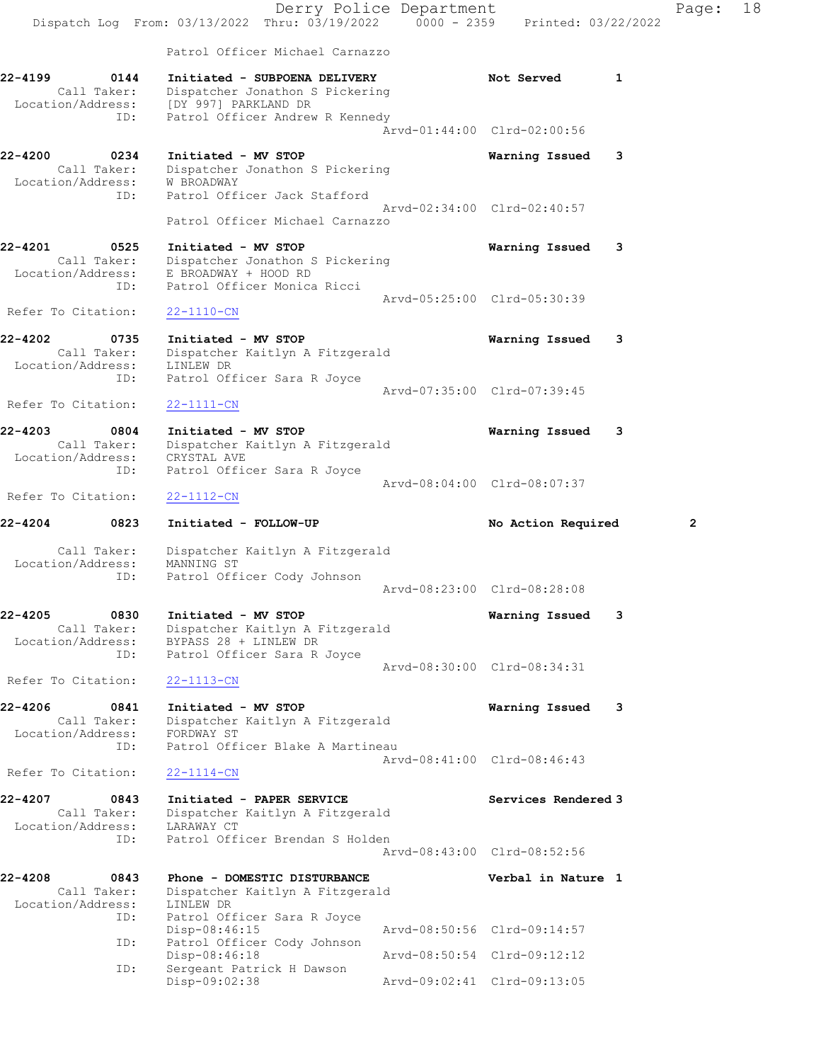Patrol Officer Michael Carnazzo

```
22-4199        0144    Initiated - SUBPOENA DELIVERY              Not Served        1
        Call Taker:    Dispatcher Jonathon S Pickering
   Location/Address:   [DY 997] PARKLAND DR
                ID:    Patrol Officer Andrew R Kennedy
                                                   Arvd-01:44:00  Clrd-02:00:56

22-4200        0234    Initiated - MV STOP                        Warning Issued    3
        Call Taker:    Dispatcher Jonathon S Pickering
   Location/Address:   W BROADWAY
                ID:    Patrol Officer Jack Stafford
                                                   Arvd-02:34:00  Clrd-02:40:57
                       Patrol Officer Michael Carnazzo

22-4201        0525    Initiated - MV STOP                        Warning Issued    3
        Call Taker:    Dispatcher Jonathon S Pickering
   Location/Address:   E BROADWAY + HOOD RD
                ID:    Patrol Officer Monica Ricci
                                                   Arvd-05:25:00  Clrd-05:30:39
 Refer To Citation:    22-1110-CN

22-4202        0735    Initiated - MV STOP                        Warning Issued    3
        Call Taker:    Dispatcher Kaitlyn A Fitzgerald
   Location/Address:   LINLEW DR
                ID:    Patrol Officer Sara R Joyce
                                                   Arvd-07:35:00  Clrd-07:39:45
 Refer To Citation:    22-1111-CN

22-4203        0804    Initiated - MV STOP                        Warning Issued    3
        Call Taker:    Dispatcher Kaitlyn A Fitzgerald
   Location/Address:   CRYSTAL AVE
                ID:    Patrol Officer Sara R Joyce
                                                   Arvd-08:04:00  Clrd-08:07:37
 Refer To Citation:    22-1112-CN

22-4204        0823    Initiated - FOLLOW-UP                      No Action Required        2

        Call Taker:    Dispatcher Kaitlyn A Fitzgerald
   Location/Address:   MANNING ST
                ID:    Patrol Officer Cody Johnson
                                                   Arvd-08:23:00  Clrd-08:28:08

22-4205        0830    Initiated - MV STOP                        Warning Issued    3
        Call Taker:    Dispatcher Kaitlyn A Fitzgerald
   Location/Address:   BYPASS 28 + LINLEW DR
                ID:    Patrol Officer Sara R Joyce
                                                   Arvd-08:30:00  Clrd-08:34:31
 Refer To Citation:    22-1113-CN

22-4206        0841    Initiated - MV STOP                        Warning Issued    3
        Call Taker:    Dispatcher Kaitlyn A Fitzgerald
   Location/Address:   FORDWAY ST
                ID:    Patrol Officer Blake A Martineau
                                                   Arvd-08:41:00  Clrd-08:46:43
 Refer To Citation:    22-1114-CN

22-4207        0843    Initiated - PAPER SERVICE                  Services Rendered 3
        Call Taker:    Dispatcher Kaitlyn A Fitzgerald
   Location/Address:   LARAWAY CT
                ID:    Patrol Officer Brendan S Holden
                                                   Arvd-08:43:00  Clrd-08:52:56

22-4208        0843    Phone - DOMESTIC DISTURBANCE               Verbal in Nature  1
        Call Taker:    Dispatcher Kaitlyn A Fitzgerald
   Location/Address:   LINLEW DR
                ID:    Patrol Officer Sara R Joyce
                       Disp-08:46:15               Arvd-08:50:56  Clrd-09:14:57
                ID:    Patrol Officer Cody Johnson
                       Disp-08:46:18               Arvd-08:50:54  Clrd-09:12:12
                ID:    Sergeant Patrick H Dawson
                       Disp-09:02:38               Arvd-09:02:41  Clrd-09:13:05
```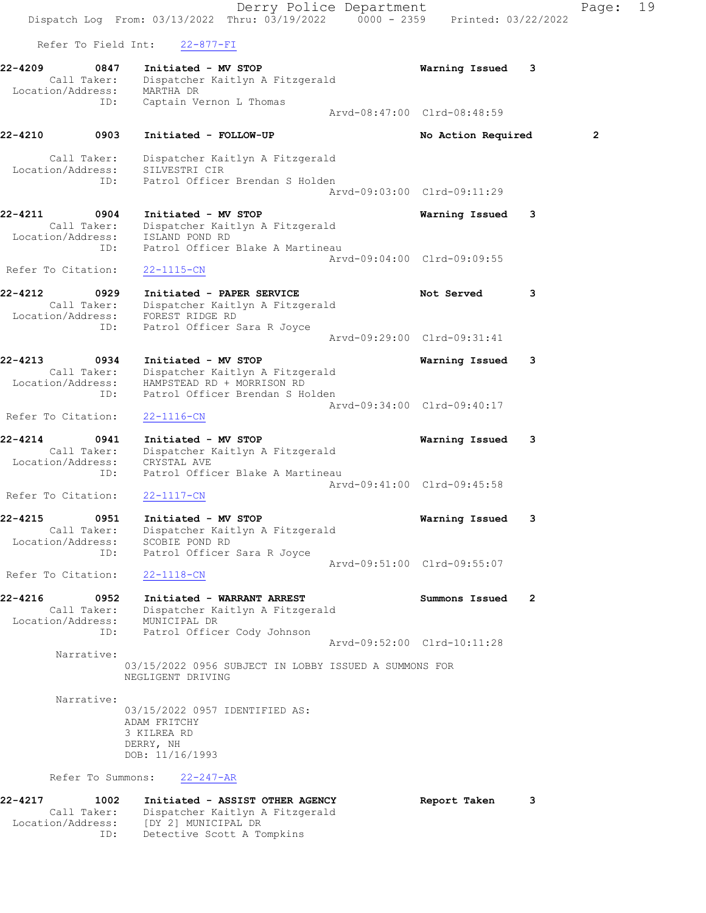Refer To Field Int: 22-877-FI

**22-4209** 0847 **Initiated - MV STOP** **Warning Issued** 3
Call Taker: Dispatcher Kaitlyn A Fitzgerald
Location/Address: MARTHA DR
ID: Captain Vernon L Thomas
Arvd-08:47:00 Clrd-08:48:59

**22-4210** 0903 **Initiated - FOLLOW-UP** **No Action Required** 2
Call Taker: Dispatcher Kaitlyn A Fitzgerald
Location/Address: SILVESTRI CIR
ID: Patrol Officer Brendan S Holden
Arvd-09:03:00 Clrd-09:11:29

**22-4211** 0904 **Initiated - MV STOP** **Warning Issued** 3
Call Taker: Dispatcher Kaitlyn A Fitzgerald
Location/Address: ISLAND POND RD
ID: Patrol Officer Blake A Martineau
Arvd-09:04:00 Clrd-09:09:55
Refer To Citation: 22-1115-CN

**22-4212** 0929 **Initiated - PAPER SERVICE** **Not Served** 3
Call Taker: Dispatcher Kaitlyn A Fitzgerald
Location/Address: FOREST RIDGE RD
ID: Patrol Officer Sara R Joyce
Arvd-09:29:00 Clrd-09:31:41

**22-4213** 0934 **Initiated - MV STOP** **Warning Issued** 3
Call Taker: Dispatcher Kaitlyn A Fitzgerald
Location/Address: HAMPSTEAD RD + MORRISON RD
ID: Patrol Officer Brendan S Holden
Arvd-09:34:00 Clrd-09:40:17
Refer To Citation: 22-1116-CN

**22-4214** 0941 **Initiated - MV STOP** **Warning Issued** 3
Call Taker: Dispatcher Kaitlyn A Fitzgerald
Location/Address: CRYSTAL AVE
ID: Patrol Officer Blake A Martineau
Arvd-09:41:00 Clrd-09:45:58
Refer To Citation: 22-1117-CN

**22-4215** 0951 **Initiated - MV STOP** **Warning Issued** 3
Call Taker: Dispatcher Kaitlyn A Fitzgerald
Location/Address: SCOBIE POND RD
ID: Patrol Officer Sara R Joyce
Arvd-09:51:00 Clrd-09:55:07
Refer To Citation: 22-1118-CN

**22-4216** 0952 **Initiated - WARRANT ARREST** **Summons Issued** 2
Call Taker: Dispatcher Kaitlyn A Fitzgerald
Location/Address: MUNICIPAL DR
ID: Patrol Officer Cody Johnson
Arvd-09:52:00 Clrd-10:11:28

Narrative:
03/15/2022 0956 SUBJECT IN LOBBY ISSUED A SUMMONS FOR NEGLIGENT DRIVING

Narrative:
03/15/2022 0957 IDENTIFIED AS:
ADAM FRITCHY
3 KILREA RD
DERRY, NH
DOB: 11/16/1993

Refer To Summons: 22-247-AR

**22-4217** 1002 **Initiated - ASSIST OTHER AGENCY** **Report Taken** 3
Call Taker: Dispatcher Kaitlyn A Fitzgerald
Location/Address: [DY 2] MUNICIPAL DR
ID: Detective Scott A Tompkins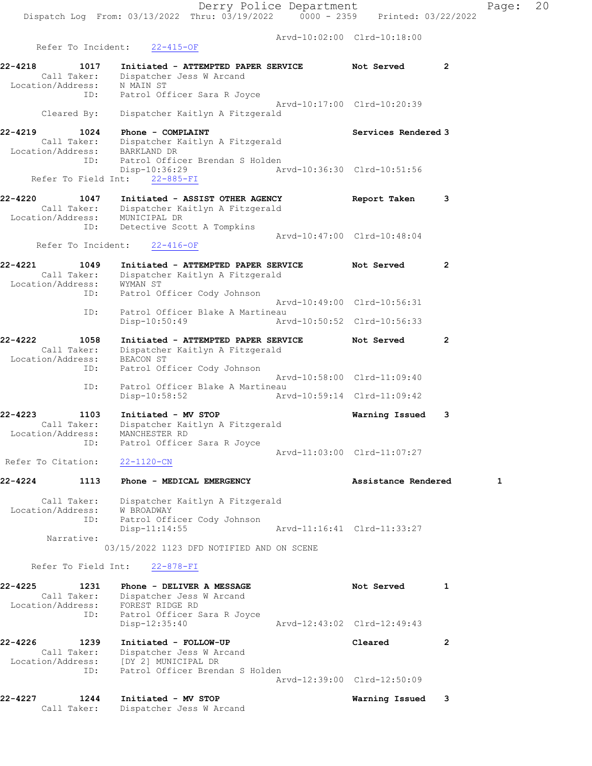Arvd-10:02:00 Clrd-10:18:00

Refer To Incident: 22-415-OF

**22-4218 1017 Initiated - ATTEMPTED PAPER SERVICE Not Served 2**
Call Taker: Dispatcher Jess W Arcand
Location/Address: N MAIN ST
ID: Patrol Officer Sara R Joyce
Arvd-10:17:00 Clrd-10:20:39
Cleared By: Dispatcher Kaitlyn A Fitzgerald

**22-4219 1024 Phone - COMPLAINT Services Rendered 3**
Call Taker: Dispatcher Kaitlyn A Fitzgerald
Location/Address: BARKLAND DR
ID: Patrol Officer Brendan S Holden
Disp-10:36:29 Arvd-10:36:30 Clrd-10:51:56
Refer To Field Int: 22-885-FI

**22-4220 1047 Initiated - ASSIST OTHER AGENCY Report Taken 3**
Call Taker: Dispatcher Kaitlyn A Fitzgerald
Location/Address: MUNICIPAL DR
ID: Detective Scott A Tompkins
Arvd-10:47:00 Clrd-10:48:04
Refer To Incident: 22-416-OF

**22-4221 1049 Initiated - ATTEMPTED PAPER SERVICE Not Served 2**
Call Taker: Dispatcher Kaitlyn A Fitzgerald
Location/Address: WYMAN ST
ID: Patrol Officer Cody Johnson
Arvd-10:49:00 Clrd-10:56:31
ID: Patrol Officer Blake A Martineau
Disp-10:50:49 Arvd-10:50:52 Clrd-10:56:33

**22-4222 1058 Initiated - ATTEMPTED PAPER SERVICE Not Served 2**
Call Taker: Dispatcher Kaitlyn A Fitzgerald
Location/Address: BEACON ST
ID: Patrol Officer Cody Johnson
Arvd-10:58:00 Clrd-11:09:40
ID: Patrol Officer Blake A Martineau
Disp-10:58:52 Arvd-10:59:14 Clrd-11:09:42

**22-4223 1103 Initiated - MV STOP Warning Issued 3**
Call Taker: Dispatcher Kaitlyn A Fitzgerald
Location/Address: MANCHESTER RD
ID: Patrol Officer Sara R Joyce
Arvd-11:03:00 Clrd-11:07:27
Refer To Citation: 22-1120-CN

**22-4224 1113 Phone - MEDICAL EMERGENCY Assistance Rendered 1**
Call Taker: Dispatcher Kaitlyn A Fitzgerald
Location/Address: W BROADWAY
ID: Patrol Officer Cody Johnson
Disp-11:14:55 Arvd-11:16:41 Clrd-11:33:27
Narrative:
03/15/2022 1123 DFD NOTIFIED AND ON SCENE

Refer To Field Int: 22-878-FI

**22-4225 1231 Phone - DELIVER A MESSAGE Not Served 1**
Call Taker: Dispatcher Jess W Arcand
Location/Address: FOREST RIDGE RD
ID: Patrol Officer Sara R Joyce
Disp-12:35:40 Arvd-12:43:02 Clrd-12:49:43

**22-4226 1239 Initiated - FOLLOW-UP Cleared 2**
Call Taker: Dispatcher Jess W Arcand
Location/Address: [DY 2] MUNICIPAL DR
ID: Patrol Officer Brendan S Holden
Arvd-12:39:00 Clrd-12:50:09

**22-4227 1244 Initiated - MV STOP Warning Issued 3**
Call Taker: Dispatcher Jess W Arcand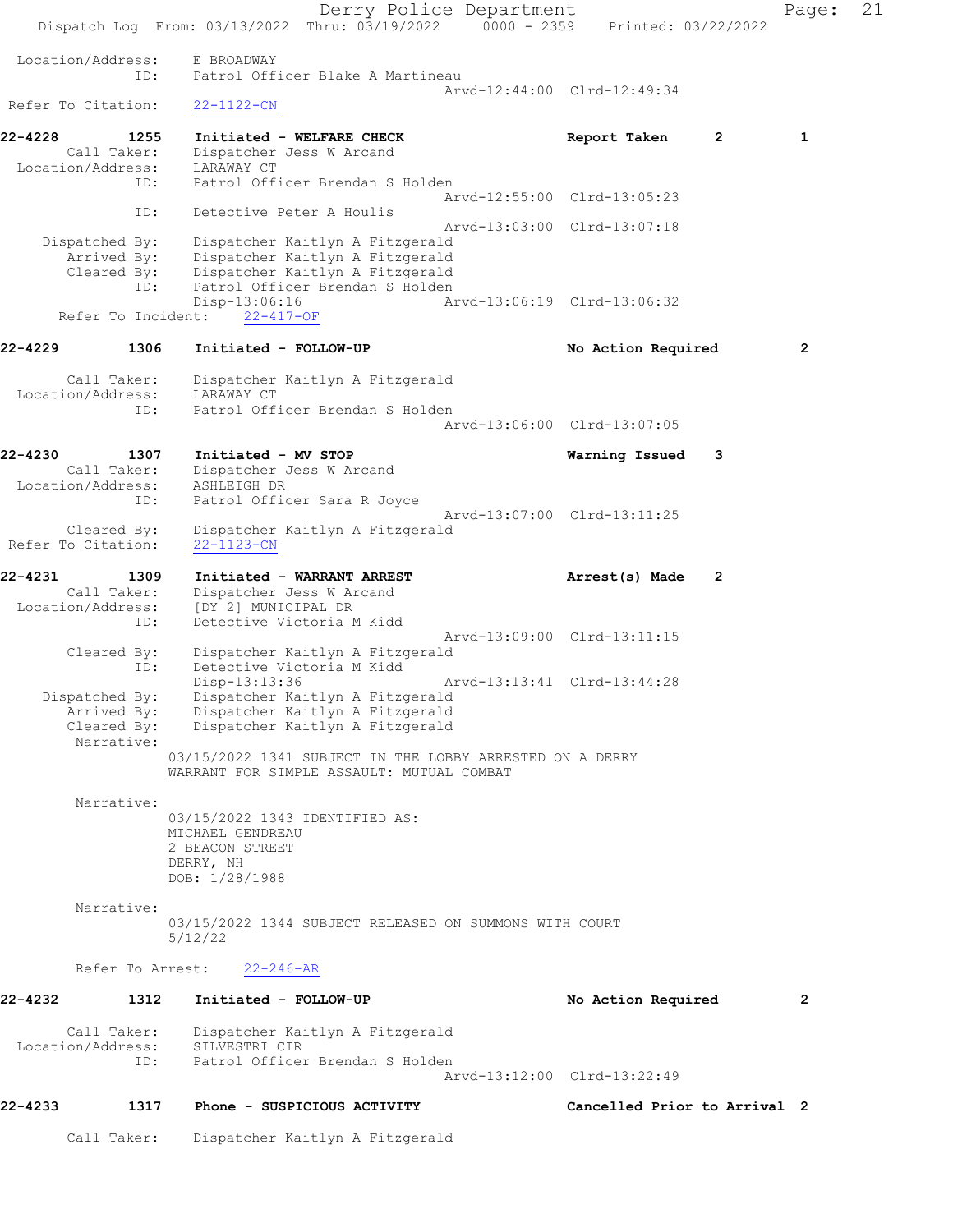```
 Location/Address:    E BROADWAY
               ID:    Patrol Officer Blake A Martineau
                                                Arvd-12:44:00  Clrd-12:49:34
Refer To Citation:    22-1122-CN

22-4228        1255    Initiated - WELFARE CHECK                    Report Taken      2          1
       Call Taker:    Dispatcher Jess W Arcand
 Location/Address:    LARAWAY CT
               ID:    Patrol Officer Brendan S Holden
                                                Arvd-12:55:00  Clrd-13:05:23
               ID:    Detective Peter A Houlis
                                                Arvd-13:03:00  Clrd-13:07:18
    Dispatched By:    Dispatcher Kaitlyn A Fitzgerald
       Arrived By:    Dispatcher Kaitlyn A Fitzgerald
       Cleared By:    Dispatcher Kaitlyn A Fitzgerald
               ID:    Patrol Officer Brendan S Holden
                      Disp-13:06:16             Arvd-13:06:19  Clrd-13:06:32
    Refer To Incident:    22-417-OF

22-4229        1306    Initiated - FOLLOW-UP                        No Action Required           2

       Call Taker:    Dispatcher Kaitlyn A Fitzgerald
 Location/Address:    LARAWAY CT
               ID:    Patrol Officer Brendan S Holden
                                                Arvd-13:06:00  Clrd-13:07:05

22-4230        1307    Initiated - MV STOP                          Warning Issued    3
       Call Taker:    Dispatcher Jess W Arcand
 Location/Address:    ASHLEIGH DR
               ID:    Patrol Officer Sara R Joyce
                                                Arvd-13:07:00  Clrd-13:11:25
       Cleared By:    Dispatcher Kaitlyn A Fitzgerald
Refer To Citation:    22-1123-CN

22-4231        1309    Initiated - WARRANT ARREST                   Arrest(s) Made    2
       Call Taker:    Dispatcher Jess W Arcand
 Location/Address:    [DY 2] MUNICIPAL DR
               ID:    Detective Victoria M Kidd
                                                Arvd-13:09:00  Clrd-13:11:15
       Cleared By:    Dispatcher Kaitlyn A Fitzgerald
               ID:    Detective Victoria M Kidd
                      Disp-13:13:36             Arvd-13:13:41  Clrd-13:44:28
    Dispatched By:    Dispatcher Kaitlyn A Fitzgerald
       Arrived By:    Dispatcher Kaitlyn A Fitzgerald
       Cleared By:    Dispatcher Kaitlyn A Fitzgerald
        Narrative:
                    03/15/2022 1341 SUBJECT IN THE LOBBY ARRESTED ON A DERRY
                    WARRANT FOR SIMPLE ASSAULT: MUTUAL COMBAT

        Narrative:
                    03/15/2022 1343 IDENTIFIED AS:
                    MICHAEL GENDREAU
                    2 BEACON STREET
                    DERRY, NH
                    DOB: 1/28/1988

        Narrative:
                    03/15/2022 1344 SUBJECT RELEASED ON SUMMONS WITH COURT
                    5/12/22

        Refer To Arrest:    22-246-AR

22-4232        1312    Initiated - FOLLOW-UP                        No Action Required           2

       Call Taker:    Dispatcher Kaitlyn A Fitzgerald
 Location/Address:    SILVESTRI CIR
               ID:    Patrol Officer Brendan S Holden
                                                Arvd-13:12:00  Clrd-13:22:49

22-4233        1317    Phone - SUSPICIOUS ACTIVITY                  Cancelled Prior to Arrival  2

       Call Taker:    Dispatcher Kaitlyn A Fitzgerald
```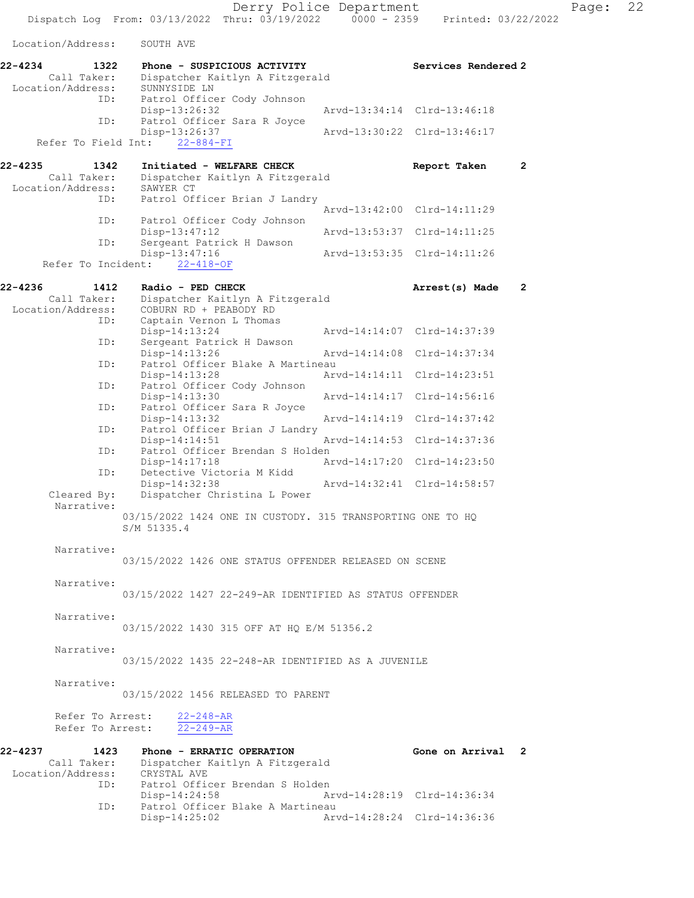Location/Address: SOUTH AVE

**22-4234** 1322 **Phone - SUSPICIOUS ACTIVITY** **Services Rendered 2**
Call Taker: Dispatcher Kaitlyn A Fitzgerald
Location/Address: SUNNYSIDE LN
ID: Patrol Officer Cody Johnson
Disp-13:26:32 Arvd-13:34:14 Clrd-13:46:18
ID: Patrol Officer Sara R Joyce
Disp-13:26:37 Arvd-13:30:22 Clrd-13:46:17
Refer To Field Int: 22-884-FI

**22-4235** 1342 **Initiated - WELFARE CHECK** **Report Taken 2**
Call Taker: Dispatcher Kaitlyn A Fitzgerald
Location/Address: SAWYER CT
ID: Patrol Officer Brian J Landry
Arvd-13:42:00 Clrd-14:11:29
ID: Patrol Officer Cody Johnson
Disp-13:47:12 Arvd-13:53:37 Clrd-14:11:25
ID: Sergeant Patrick H Dawson
Disp-13:47:16 Arvd-13:53:35 Clrd-14:11:26
Refer To Incident: 22-418-OF

**22-4236** 1412 **Radio - PED CHECK** **Arrest(s) Made 2**
Call Taker: Dispatcher Kaitlyn A Fitzgerald
Location/Address: COBURN RD + PEABODY RD
ID: Captain Vernon L Thomas
Disp-14:13:24 Arvd-14:14:07 Clrd-14:37:39
ID: Sergeant Patrick H Dawson
Disp-14:13:26 Arvd-14:14:08 Clrd-14:37:34
ID: Patrol Officer Blake A Martineau
Disp-14:13:28 Arvd-14:14:11 Clrd-14:23:51
ID: Patrol Officer Cody Johnson
Disp-14:13:30 Arvd-14:14:17 Clrd-14:56:16
ID: Patrol Officer Sara R Joyce
Disp-14:13:32 Arvd-14:14:19 Clrd-14:37:42
ID: Patrol Officer Brian J Landry
Disp-14:14:51 Arvd-14:14:53 Clrd-14:37:36
ID: Patrol Officer Brendan S Holden
Disp-14:17:18 Arvd-14:17:20 Clrd-14:23:50
ID: Detective Victoria M Kidd
Disp-14:32:38 Arvd-14:32:41 Clrd-14:58:57
Cleared By: Dispatcher Christina L Power
Narrative:
03/15/2022 1424 ONE IN CUSTODY. 315 TRANSPORTING ONE TO HQ S/M 51335.4

Narrative:
03/15/2022 1426 ONE STATUS OFFENDER RELEASED ON SCENE

Narrative:
03/15/2022 1427 22-249-AR IDENTIFIED AS STATUS OFFENDER

Narrative:
03/15/2022 1430 315 OFF AT HQ E/M 51356.2

Narrative:
03/15/2022 1435 22-248-AR IDENTIFIED AS A JUVENILE

Narrative:
03/15/2022 1456 RELEASED TO PARENT

Refer To Arrest: 22-248-AR
Refer To Arrest: 22-249-AR

**22-4237** 1423 **Phone - ERRATIC OPERATION** **Gone on Arrival 2**
Call Taker: Dispatcher Kaitlyn A Fitzgerald
Location/Address: CRYSTAL AVE
ID: Patrol Officer Brendan S Holden
Disp-14:24:58 Arvd-14:28:19 Clrd-14:36:34
ID: Patrol Officer Blake A Martineau
Disp-14:25:02 Arvd-14:28:24 Clrd-14:36:36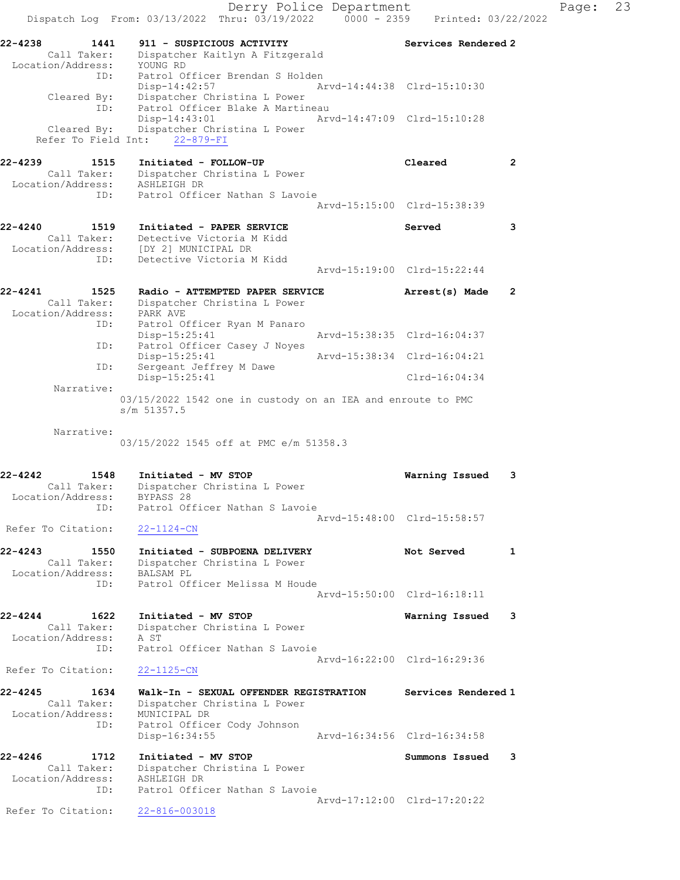22-4238 1441 911 - SUSPICIOUS ACTIVITY Services Rendered 2
Call Taker: Dispatcher Kaitlyn A Fitzgerald
Location/Address: YOUNG RD
ID: Patrol Officer Brendan S Holden
Disp-14:42:57 Arvd-14:44:38 Clrd-15:10:30
Cleared By: Dispatcher Christina L Power
ID: Patrol Officer Blake A Martineau
Disp-14:43:01 Arvd-14:47:09 Clrd-15:10:28
Cleared By: Dispatcher Christina L Power
Refer To Field Int: 22-879-FI

22-4239 1515 Initiated - FOLLOW-UP Cleared 2
Call Taker: Dispatcher Christina L Power
Location/Address: ASHLEIGH DR
ID: Patrol Officer Nathan S Lavoie
Arvd-15:15:00 Clrd-15:38:39

22-4240 1519 Initiated - PAPER SERVICE Served 3
Call Taker: Detective Victoria M Kidd
Location/Address: [DY 2] MUNICIPAL DR
ID: Detective Victoria M Kidd
Arvd-15:19:00 Clrd-15:22:44

22-4241 1525 Radio - ATTEMPTED PAPER SERVICE Arrest(s) Made 2
Call Taker: Dispatcher Christina L Power
Location/Address: PARK AVE
ID: Patrol Officer Ryan M Panaro
Disp-15:25:41 Arvd-15:38:35 Clrd-16:04:37
ID: Patrol Officer Casey J Noyes
Disp-15:25:41 Arvd-15:38:34 Clrd-16:04:21
ID: Sergeant Jeffrey M Dawe
Disp-15:25:41 Clrd-16:04:34
Narrative:
03/15/2022 1542 one in custody on an IEA and enroute to PMC s/m 51357.5

Narrative:
03/15/2022 1545 off at PMC e/m 51358.3

22-4242 1548 Initiated - MV STOP Warning Issued 3
Call Taker: Dispatcher Christina L Power
Location/Address: BYPASS 28
ID: Patrol Officer Nathan S Lavoie
Arvd-15:48:00 Clrd-15:58:57
Refer To Citation: 22-1124-CN

22-4243 1550 Initiated - SUBPOENA DELIVERY Not Served 1
Call Taker: Dispatcher Christina L Power
Location/Address: BALSAM PL
ID: Patrol Officer Melissa M Houde
Arvd-15:50:00 Clrd-16:18:11

22-4244 1622 Initiated - MV STOP Warning Issued 3
Call Taker: Dispatcher Christina L Power
Location/Address: A ST
ID: Patrol Officer Nathan S Lavoie
Arvd-16:22:00 Clrd-16:29:36
Refer To Citation: 22-1125-CN

22-4245 1634 Walk-In - SEXUAL OFFENDER REGISTRATION Services Rendered 1
Call Taker: Dispatcher Christina L Power
Location/Address: MUNICIPAL DR
ID: Patrol Officer Cody Johnson
Disp-16:34:55 Arvd-16:34:56 Clrd-16:34:58

22-4246 1712 Initiated - MV STOP Summons Issued 3
Call Taker: Dispatcher Christina L Power
Location/Address: ASHLEIGH DR
ID: Patrol Officer Nathan S Lavoie
Arvd-17:12:00 Clrd-17:20:22
Refer To Citation: 22-816-003018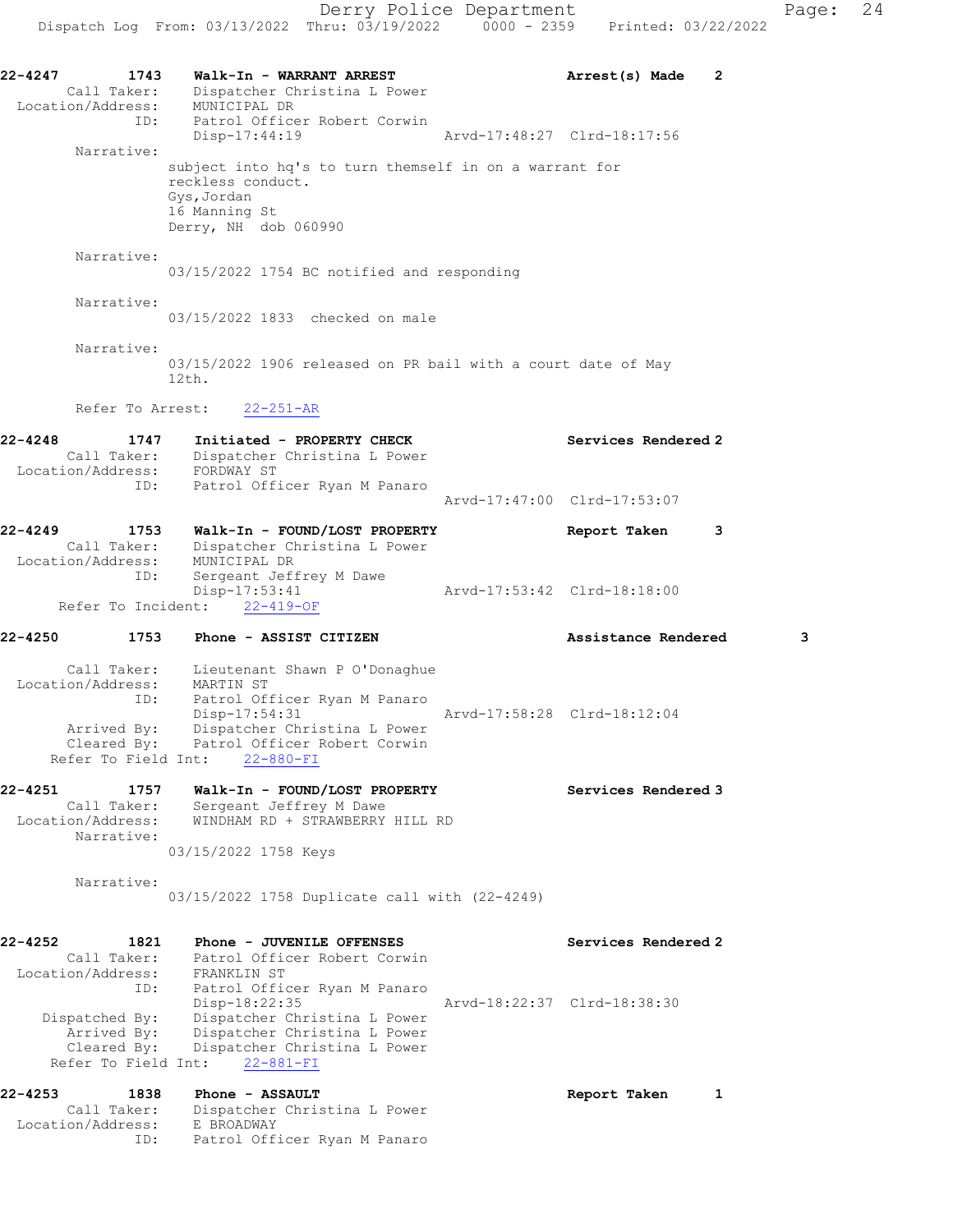Derry Police Department
Dispatch Log From: 03/13/2022 Thru: 03/19/2022 0000 - 2359 Printed: 03/22/2022

```
22-4247        1743    Walk-In - WARRANT ARREST                    Arrest(s) Made    2
       Call Taker:     Dispatcher Christina L Power
  Location/Address:    MUNICIPAL DR
                ID:    Patrol Officer Robert Corwin
                       Disp-17:44:19                    Arvd-17:48:27  Clrd-18:17:56
         Narrative:
                      subject into hq's to turn themself in on a warrant for
                      reckless conduct.
                      Gys,Jordan
                      16 Manning St
                      Derry, NH  dob 060990

         Narrative:
                      03/15/2022 1754 BC notified and responding

         Narrative:
                      03/15/2022 1833  checked on male

         Narrative:
                      03/15/2022 1906 released on PR bail with a court date of May
                      12th.

         Refer To Arrest:    22-251-AR

22-4248        1747    Initiated - PROPERTY CHECK                  Services Rendered 2
       Call Taker:     Dispatcher Christina L Power
  Location/Address:    FORDWAY ST
                ID:    Patrol Officer Ryan M Panaro
                                                        Arvd-17:47:00  Clrd-17:53:07

22-4249        1753    Walk-In - FOUND/LOST PROPERTY               Report Taken      3
       Call Taker:     Dispatcher Christina L Power
  Location/Address:    MUNICIPAL DR
                ID:    Sergeant Jeffrey M Dawe
                       Disp-17:53:41                    Arvd-17:53:42  Clrd-18:18:00
      Refer To Incident:    22-419-OF

22-4250        1753    Phone - ASSIST CITIZEN                      Assistance Rendered        3

       Call Taker:     Lieutenant Shawn P O'Donaghue
  Location/Address:    MARTIN ST
                ID:    Patrol Officer Ryan M Panaro
                       Disp-17:54:31                    Arvd-17:58:28  Clrd-18:12:04
        Arrived By:    Dispatcher Christina L Power
        Cleared By:    Patrol Officer Robert Corwin
     Refer To Field Int:    22-880-FI

22-4251        1757    Walk-In - FOUND/LOST PROPERTY               Services Rendered 3
       Call Taker:     Sergeant Jeffrey M Dawe
  Location/Address:    WINDHAM RD + STRAWBERRY HILL RD
         Narrative:
                      03/15/2022 1758 Keys

         Narrative:
                      03/15/2022 1758 Duplicate call with (22-4249)

22-4252        1821    Phone - JUVENILE OFFENSES                   Services Rendered 2
       Call Taker:     Patrol Officer Robert Corwin
  Location/Address:    FRANKLIN ST
                ID:    Patrol Officer Ryan M Panaro
                       Disp-18:22:35                    Arvd-18:22:37  Clrd-18:38:30
     Dispatched By:    Dispatcher Christina L Power
        Arrived By:    Dispatcher Christina L Power
        Cleared By:    Dispatcher Christina L Power
     Refer To Field Int:    22-881-FI

22-4253        1838    Phone - ASSAULT                             Report Taken      1
       Call Taker:     Dispatcher Christina L Power
  Location/Address:    E BROADWAY
                ID:    Patrol Officer Ryan M Panaro
```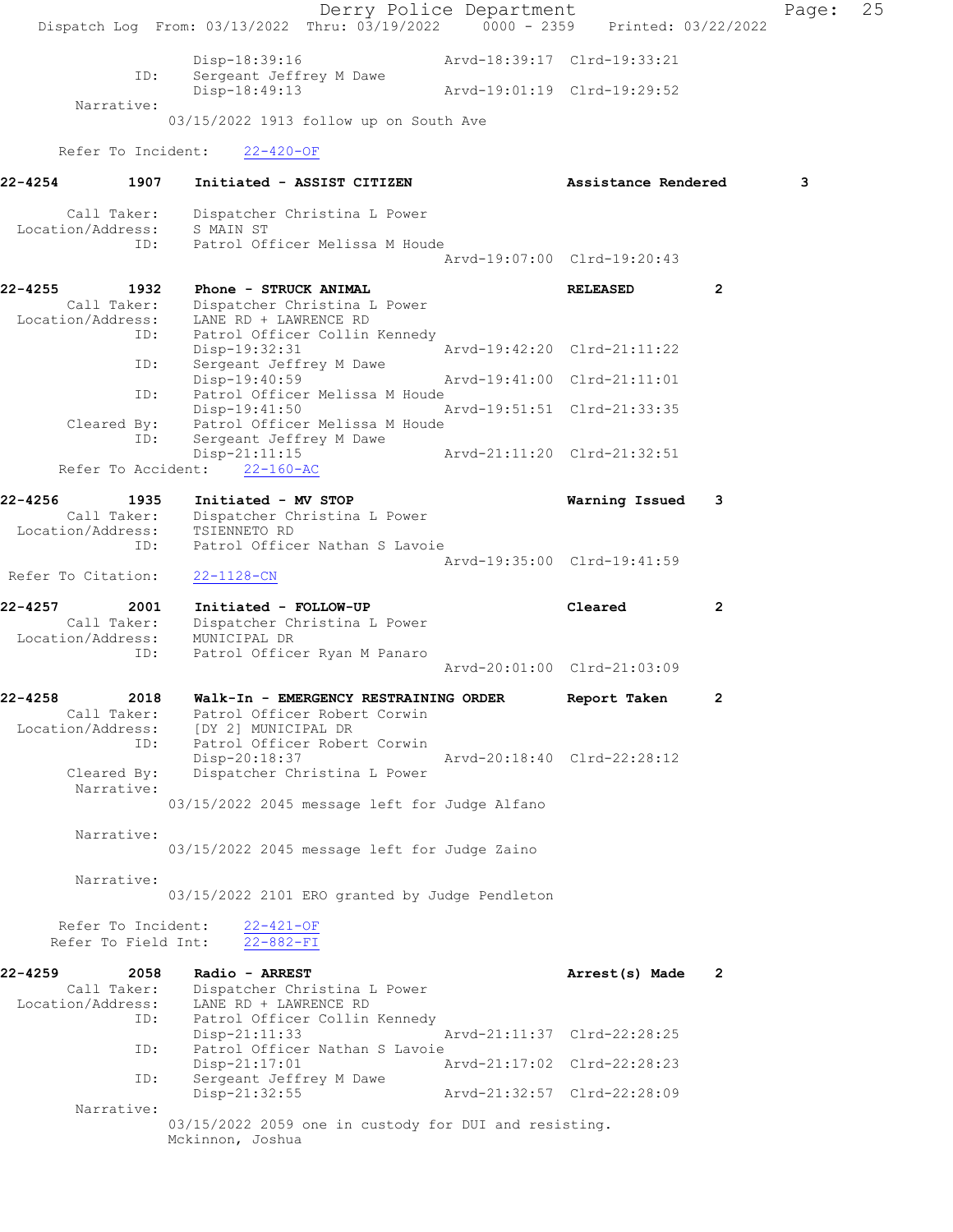```
                Disp-18:39:16                 Arvd-18:39:17  Clrd-19:33:21
          ID:   Sergeant Jeffrey M Dawe
                Disp-18:49:13                 Arvd-19:01:19  Clrd-19:29:52
   Narrative:
              03/15/2022 1913 follow up on South Ave

   Refer To Incident:    22-420-OF

22-4254        1907   Initiated - ASSIST CITIZEN                Assistance Rendered      3

     Call Taker:    Dispatcher Christina L Power
 Location/Address:  S MAIN ST
             ID:    Patrol Officer Melissa M Houde
                                              Arvd-19:07:00  Clrd-19:20:43

22-4255        1932   Phone - STRUCK ANIMAL                     RELEASED            2
     Call Taker:    Dispatcher Christina L Power
 Location/Address:  LANE RD + LAWRENCE RD
             ID:    Patrol Officer Collin Kennedy
                    Disp-19:32:31             Arvd-19:42:20  Clrd-21:11:22
             ID:    Sergeant Jeffrey M Dawe
                    Disp-19:40:59             Arvd-19:41:00  Clrd-21:11:01
             ID:    Patrol Officer Melissa M Houde
                    Disp-19:41:50             Arvd-19:51:51  Clrd-21:33:35
     Cleared By:    Patrol Officer Melissa M Houde
             ID:    Sergeant Jeffrey M Dawe
                    Disp-21:11:15             Arvd-21:11:20  Clrd-21:32:51
   Refer To Accident:    22-160-AC

22-4256        1935   Initiated - MV STOP                       Warning Issued      3
     Call Taker:    Dispatcher Christina L Power
 Location/Address:  TSIENNETO RD
             ID:    Patrol Officer Nathan S Lavoie
                                              Arvd-19:35:00  Clrd-19:41:59
 Refer To Citation:   22-1128-CN

22-4257        2001   Initiated - FOLLOW-UP                     Cleared             2
     Call Taker:    Dispatcher Christina L Power
 Location/Address:  MUNICIPAL DR
             ID:    Patrol Officer Ryan M Panaro
                                              Arvd-20:01:00  Clrd-21:03:09

22-4258        2018   Walk-In - EMERGENCY RESTRAINING ORDER     Report Taken        2
     Call Taker:    Patrol Officer Robert Corwin
 Location/Address:  [DY 2] MUNICIPAL DR
             ID:    Patrol Officer Robert Corwin
                    Disp-20:18:37             Arvd-20:18:40  Clrd-22:28:12
     Cleared By:    Dispatcher Christina L Power
      Narrative:
              03/15/2022 2045 message left for Judge Alfano

      Narrative:
              03/15/2022 2045 message left for Judge Zaino

      Narrative:
              03/15/2022 2101 ERO granted by Judge Pendleton

   Refer To Incident:    22-421-OF
  Refer To Field Int:    22-882-FI

22-4259        2058   Radio - ARREST                            Arrest(s) Made      2
     Call Taker:    Dispatcher Christina L Power
 Location/Address:  LANE RD + LAWRENCE RD
             ID:    Patrol Officer Collin Kennedy
                    Disp-21:11:33             Arvd-21:11:37  Clrd-22:28:25
             ID:    Patrol Officer Nathan S Lavoie
                    Disp-21:17:01             Arvd-21:17:02  Clrd-22:28:23
             ID:    Sergeant Jeffrey M Dawe
                    Disp-21:32:55             Arvd-21:32:57  Clrd-22:28:09
      Narrative:
              03/15/2022 2059 one in custody for DUI and resisting.
              Mckinnon, Joshua
```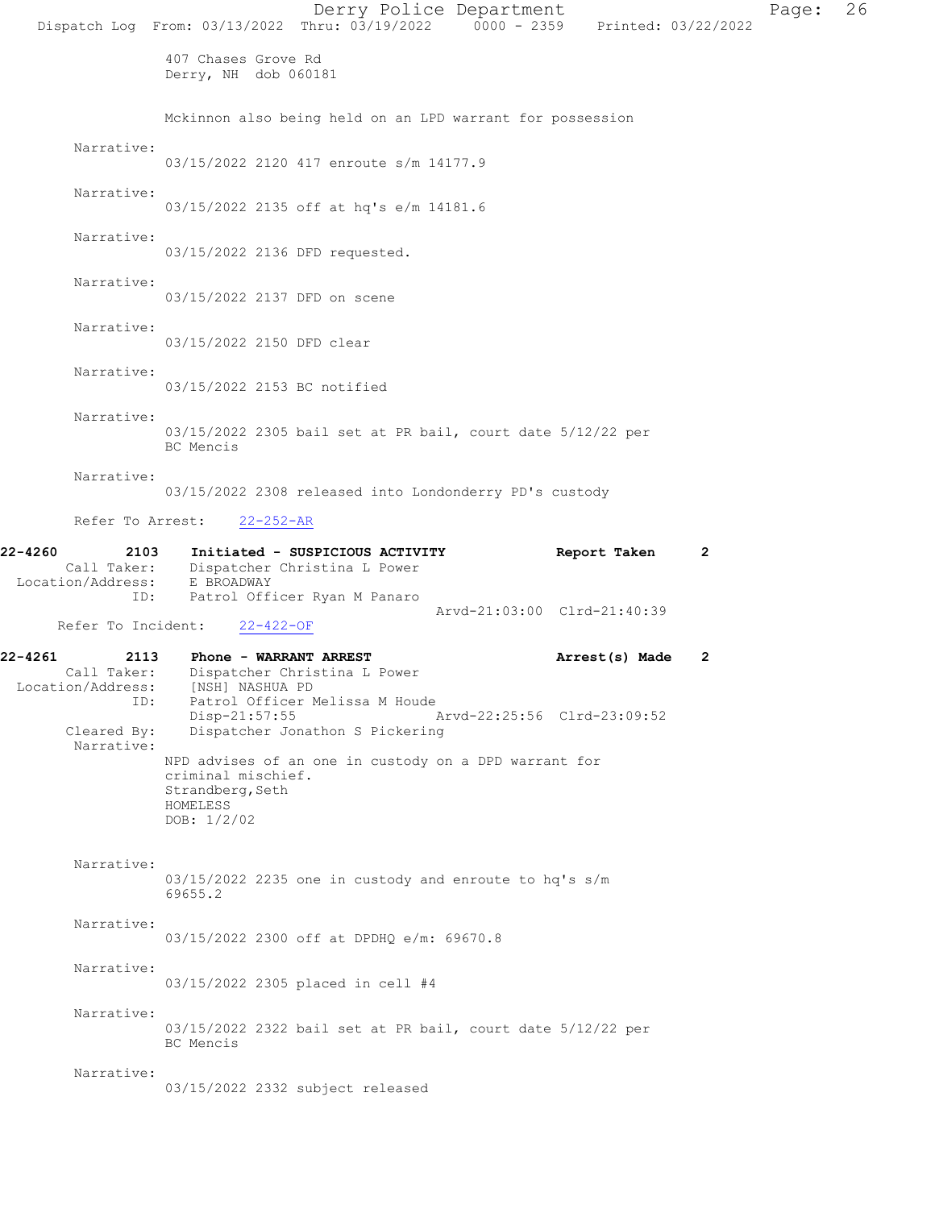407 Chases Grove Rd
Derry, NH dob 060181

Mckinnon also being held on an LPD warrant for possession

Narrative:
03/15/2022 2120 417 enroute s/m 14177.9

Narrative:
03/15/2022 2135 off at hq's e/m 14181.6

Narrative:
03/15/2022 2136 DFD requested.

Narrative:
03/15/2022 2137 DFD on scene

Narrative:
03/15/2022 2150 DFD clear

Narrative:
03/15/2022 2153 BC notified

Narrative:
03/15/2022 2305 bail set at PR bail, court date 5/12/22 per BC Mencis

Narrative:
03/15/2022 2308 released into Londonderry PD's custody

Refer To Arrest: 22-252-AR

**22-4260 2103 Initiated - SUSPICIOUS ACTIVITY — Report Taken 2**

Call Taker: Dispatcher Christina L Power
Location/Address: E BROADWAY
ID: Patrol Officer Ryan M Panaro
Arvd-21:03:00 Clrd-21:40:39

Refer To Incident: 22-422-OF

**22-4261 2113 Phone - WARRANT ARREST — Arrest(s) Made 2**

Call Taker: Dispatcher Christina L Power
Location/Address: [NSH] NASHUA PD
ID: Patrol Officer Melissa M Houde
Disp-21:57:55 Arvd-22:25:56 Clrd-23:09:52
Cleared By: Dispatcher Jonathon S Pickering

Narrative:
NPD advises of an one in custody on a DPD warrant for criminal mischief.
Strandberg,Seth
HOMELESS
DOB: 1/2/02

Narrative:
03/15/2022 2235 one in custody and enroute to hq's s/m 69655.2

Narrative:
03/15/2022 2300 off at DPDHQ e/m: 69670.8

Narrative:
03/15/2022 2305 placed in cell #4

Narrative:
03/15/2022 2322 bail set at PR bail, court date 5/12/22 per BC Mencis

Narrative:
03/15/2022 2332 subject released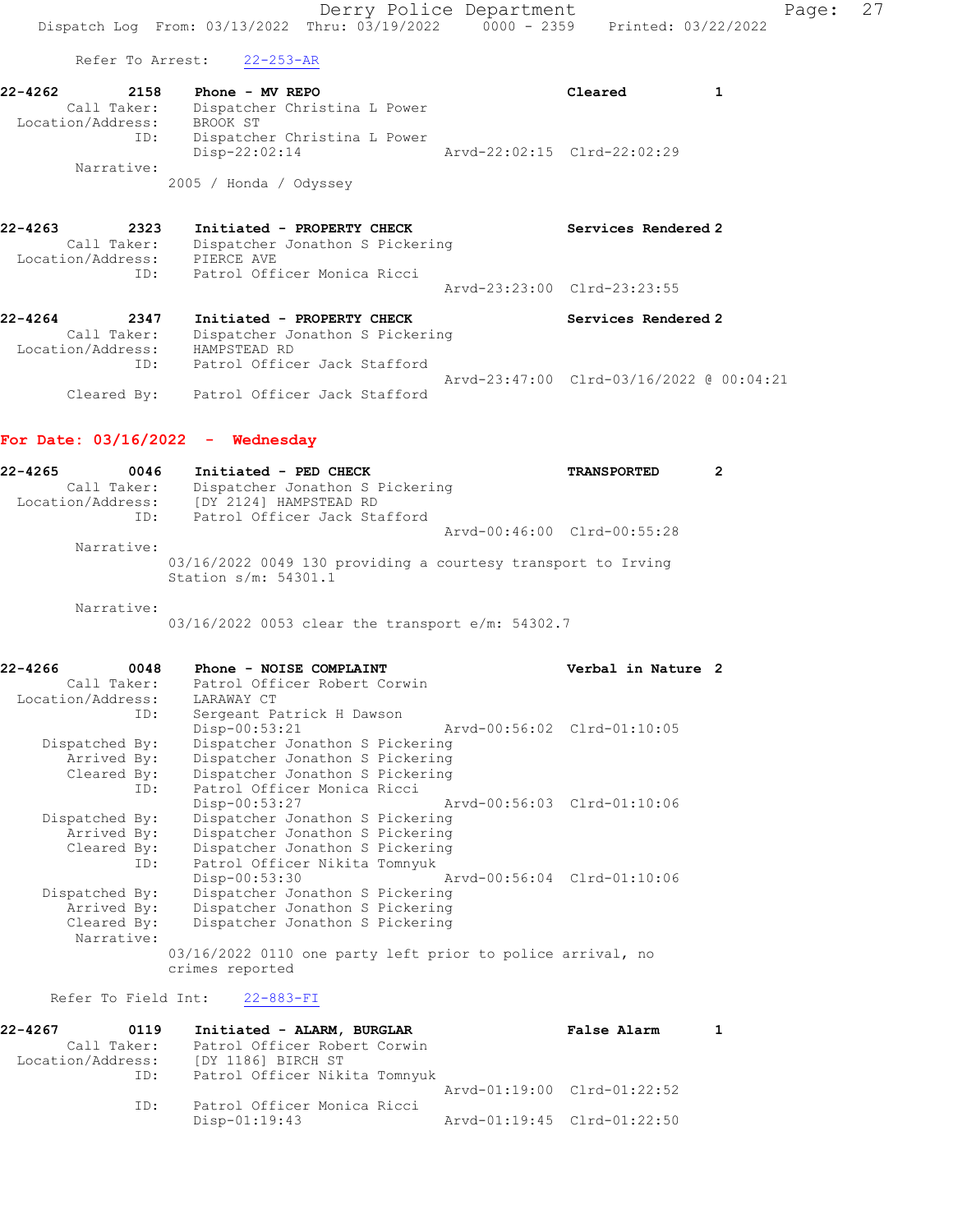Refer To Arrest: 22-253-AR

```
22-4262        2158    Phone - MV REPO                              Cleared          1
      Call Taker:      Dispatcher Christina L Power
 Location/Address:     BROOK ST
               ID:     Dispatcher Christina L Power
                       Disp-22:02:14                Arvd-22:02:15  Clrd-22:02:29
       Narrative:
                    2005 / Honda / Odyssey


22-4263        2323    Initiated - PROPERTY CHECK                   Services Rendered 2
      Call Taker:      Dispatcher Jonathon S Pickering
 Location/Address:     PIERCE AVE
               ID:     Patrol Officer Monica Ricci
                                                    Arvd-23:23:00  Clrd-23:23:55

22-4264        2347    Initiated - PROPERTY CHECK                   Services Rendered 2
      Call Taker:      Dispatcher Jonathon S Pickering
 Location/Address:     HAMPSTEAD RD
               ID:     Patrol Officer Jack Stafford
                                                    Arvd-23:47:00  Clrd-03/16/2022 @ 00:04:21
      Cleared By:      Patrol Officer Jack Stafford
```

## For Date: 03/16/2022 - Wednesday

```
22-4265        0046    Initiated - PED CHECK                        TRANSPORTED      2
      Call Taker:      Dispatcher Jonathon S Pickering
 Location/Address:     [DY 2124] HAMPSTEAD RD
               ID:     Patrol Officer Jack Stafford
                                                    Arvd-00:46:00  Clrd-00:55:28
       Narrative:
                    03/16/2022 0049 130 providing a courtesy transport to Irving
                    Station s/m: 54301.1

       Narrative:
                    03/16/2022 0053 clear the transport e/m: 54302.7


22-4266        0048    Phone - NOISE COMPLAINT                      Verbal in Nature 2
      Call Taker:      Patrol Officer Robert Corwin
 Location/Address:     LARAWAY CT
               ID:     Sergeant Patrick H Dawson
                       Disp-00:53:21                Arvd-00:56:02  Clrd-01:10:05
   Dispatched By:      Dispatcher Jonathon S Pickering
      Arrived By:      Dispatcher Jonathon S Pickering
      Cleared By:      Dispatcher Jonathon S Pickering
               ID:     Patrol Officer Monica Ricci
                       Disp-00:53:27                Arvd-00:56:03  Clrd-01:10:06
   Dispatched By:      Dispatcher Jonathon S Pickering
      Arrived By:      Dispatcher Jonathon S Pickering
      Cleared By:      Dispatcher Jonathon S Pickering
               ID:     Patrol Officer Nikita Tomnyuk
                       Disp-00:53:30                Arvd-00:56:04  Clrd-01:10:06
   Dispatched By:      Dispatcher Jonathon S Pickering
      Arrived By:      Dispatcher Jonathon S Pickering
      Cleared By:      Dispatcher Jonathon S Pickering
       Narrative:
                    03/16/2022 0110 one party left prior to police arrival, no
                    crimes reported

    Refer To Field Int:    22-883-FI

22-4267        0119    Initiated - ALARM, BURGLAR                   False Alarm      1
      Call Taker:      Patrol Officer Robert Corwin
 Location/Address:     [DY 1186] BIRCH ST
               ID:     Patrol Officer Nikita Tomnyuk
                                                    Arvd-01:19:00  Clrd-01:22:52
               ID:     Patrol Officer Monica Ricci
                       Disp-01:19:43                Arvd-01:19:45  Clrd-01:22:50
```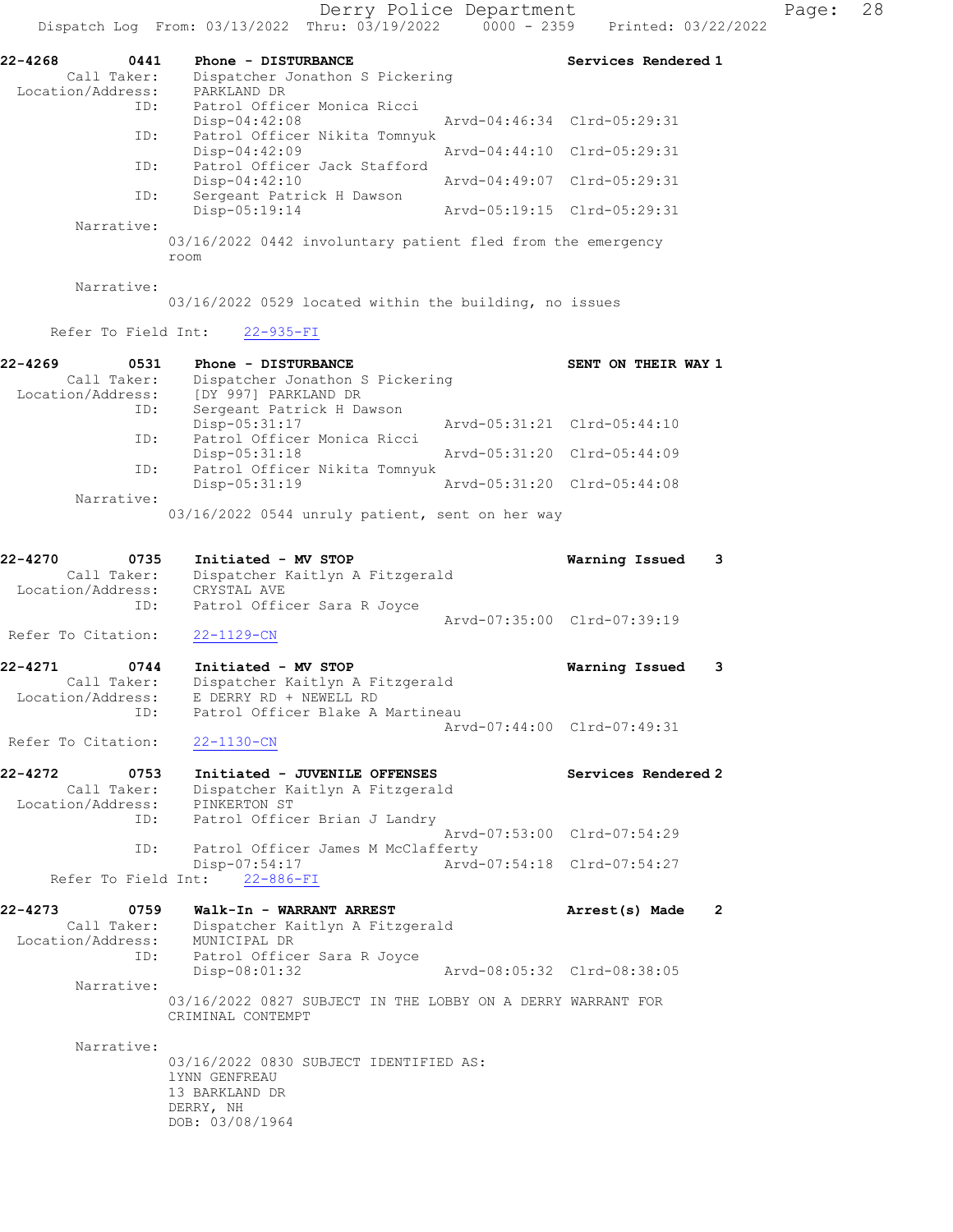```
22-4268         0441    Phone - DISTURBANCE                          Services Rendered 1
        Call Taker:     Dispatcher Jonathon S Pickering
  Location/Address:     PARKLAND DR
                ID:     Patrol Officer Monica Ricci
                        Disp-04:42:08                 Arvd-04:46:34  Clrd-05:29:31
                ID:     Patrol Officer Nikita Tomnyuk
                        Disp-04:42:09                 Arvd-04:44:10  Clrd-05:29:31
                ID:     Patrol Officer Jack Stafford
                        Disp-04:42:10                 Arvd-04:49:07  Clrd-05:29:31
                ID:     Sergeant Patrick H Dawson
                        Disp-05:19:14                 Arvd-05:19:15  Clrd-05:29:31
         Narrative:
                      03/16/2022 0442 involuntary patient fled from the emergency
                      room

         Narrative:
                      03/16/2022 0529 located within the building, no issues

      Refer To Field Int:    22-935-FI

22-4269         0531    Phone - DISTURBANCE                          SENT ON THEIR WAY 1
        Call Taker:     Dispatcher Jonathon S Pickering
  Location/Address:     [DY 997] PARKLAND DR
                ID:     Sergeant Patrick H Dawson
                        Disp-05:31:17                 Arvd-05:31:21  Clrd-05:44:10
                ID:     Patrol Officer Monica Ricci
                        Disp-05:31:18                 Arvd-05:31:20  Clrd-05:44:09
                ID:     Patrol Officer Nikita Tomnyuk
                        Disp-05:31:19                 Arvd-05:31:20  Clrd-05:44:08
         Narrative:
                      03/16/2022 0544 unruly patient, sent on her way


22-4270         0735    Initiated - MV STOP                          Warning Issued    3
        Call Taker:     Dispatcher Kaitlyn A Fitzgerald
  Location/Address:     CRYSTAL AVE
                ID:     Patrol Officer Sara R Joyce
                                                      Arvd-07:35:00  Clrd-07:39:19
 Refer To Citation:     22-1129-CN

22-4271         0744    Initiated - MV STOP                          Warning Issued    3
        Call Taker:     Dispatcher Kaitlyn A Fitzgerald
  Location/Address:     E DERRY RD + NEWELL RD
                ID:     Patrol Officer Blake A Martineau
                                                      Arvd-07:44:00  Clrd-07:49:31
 Refer To Citation:     22-1130-CN

22-4272         0753    Initiated - JUVENILE OFFENSES                Services Rendered 2
        Call Taker:     Dispatcher Kaitlyn A Fitzgerald
  Location/Address:     PINKERTON ST
                ID:     Patrol Officer Brian J Landry
                                                      Arvd-07:53:00  Clrd-07:54:29
                ID:     Patrol Officer James M McClafferty
                        Disp-07:54:17                 Arvd-07:54:18  Clrd-07:54:27
      Refer To Field Int:    22-886-FI

22-4273         0759    Walk-In - WARRANT ARREST                     Arrest(s) Made    2
        Call Taker:     Dispatcher Kaitlyn A Fitzgerald
  Location/Address:     MUNICIPAL DR
                ID:     Patrol Officer Sara R Joyce
                        Disp-08:01:32                 Arvd-08:05:32  Clrd-08:38:05
         Narrative:
                      03/16/2022 0827 SUBJECT IN THE LOBBY ON A DERRY WARRANT FOR
                      CRIMINAL CONTEMPT

         Narrative:
                      03/16/2022 0830 SUBJECT IDENTIFIED AS:
                      lYNN GENFREAU
                      13 BARKLAND DR
                      DERRY, NH
                      DOB: 03/08/1964
```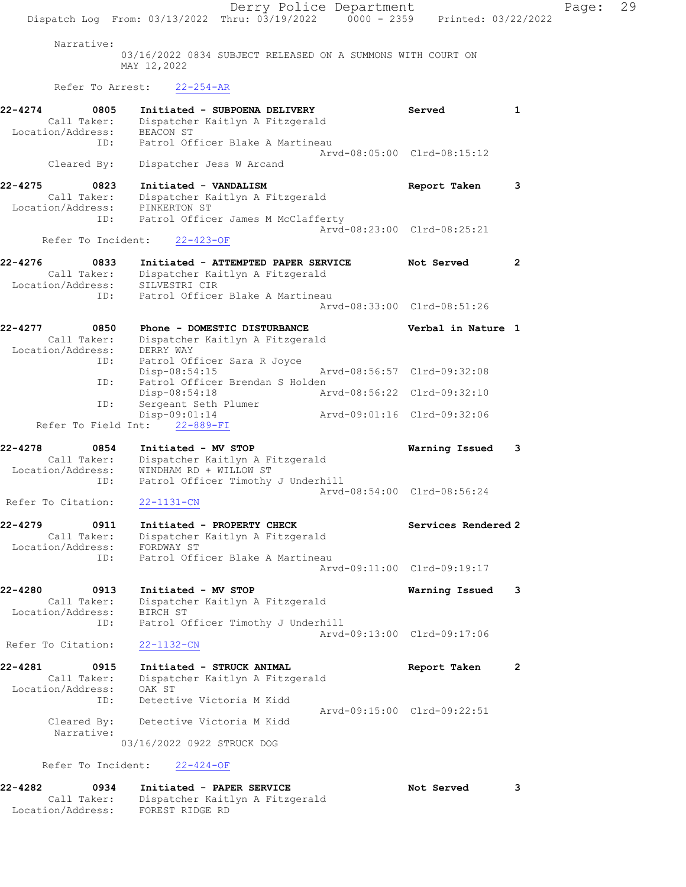Narrative:
03/16/2022 0834 SUBJECT RELEASED ON A SUMMONS WITH COURT ON MAY 12,2022

Refer To Arrest: 22-254-AR

**22-4274 0805 Initiated - SUBPOENA DELIVERY Served 1**
Call Taker: Dispatcher Kaitlyn A Fitzgerald
Location/Address: BEACON ST
ID: Patrol Officer Blake A Martineau
Arvd-08:05:00 Clrd-08:15:12
Cleared By: Dispatcher Jess W Arcand

**22-4275 0823 Initiated - VANDALISM Report Taken 3**
Call Taker: Dispatcher Kaitlyn A Fitzgerald
Location/Address: PINKERTON ST
ID: Patrol Officer James M McClafferty
Arvd-08:23:00 Clrd-08:25:21
Refer To Incident: 22-423-OF

**22-4276 0833 Initiated - ATTEMPTED PAPER SERVICE Not Served 2**
Call Taker: Dispatcher Kaitlyn A Fitzgerald
Location/Address: SILVESTRI CIR
ID: Patrol Officer Blake A Martineau
Arvd-08:33:00 Clrd-08:51:26

**22-4277 0850 Phone - DOMESTIC DISTURBANCE Verbal in Nature 1**
Call Taker: Dispatcher Kaitlyn A Fitzgerald
Location/Address: DERRY WAY
ID: Patrol Officer Sara R Joyce
Disp-08:54:15 Arvd-08:56:57 Clrd-09:32:08
ID: Patrol Officer Brendan S Holden
Disp-08:54:18 Arvd-08:56:22 Clrd-09:32:10
ID: Sergeant Seth Plumer
Disp-09:01:14 Arvd-09:01:16 Clrd-09:32:06
Refer To Field Int: 22-889-FI

**22-4278 0854 Initiated - MV STOP Warning Issued 3**
Call Taker: Dispatcher Kaitlyn A Fitzgerald
Location/Address: WINDHAM RD + WILLOW ST
ID: Patrol Officer Timothy J Underhill
Arvd-08:54:00 Clrd-08:56:24
Refer To Citation: 22-1131-CN

**22-4279 0911 Initiated - PROPERTY CHECK Services Rendered 2**
Call Taker: Dispatcher Kaitlyn A Fitzgerald
Location/Address: FORDWAY ST
ID: Patrol Officer Blake A Martineau
Arvd-09:11:00 Clrd-09:19:17

**22-4280 0913 Initiated - MV STOP Warning Issued 3**
Call Taker: Dispatcher Kaitlyn A Fitzgerald
Location/Address: BIRCH ST
ID: Patrol Officer Timothy J Underhill
Arvd-09:13:00 Clrd-09:17:06
Refer To Citation: 22-1132-CN

**22-4281 0915 Initiated - STRUCK ANIMAL Report Taken 2**
Call Taker: Dispatcher Kaitlyn A Fitzgerald
Location/Address: OAK ST
ID: Detective Victoria M Kidd
Arvd-09:15:00 Clrd-09:22:51
Cleared By: Detective Victoria M Kidd
Narrative:
03/16/2022 0922 STRUCK DOG

Refer To Incident: 22-424-OF

**22-4282 0934 Initiated - PAPER SERVICE Not Served 3**
Call Taker: Dispatcher Kaitlyn A Fitzgerald
Location/Address: FOREST RIDGE RD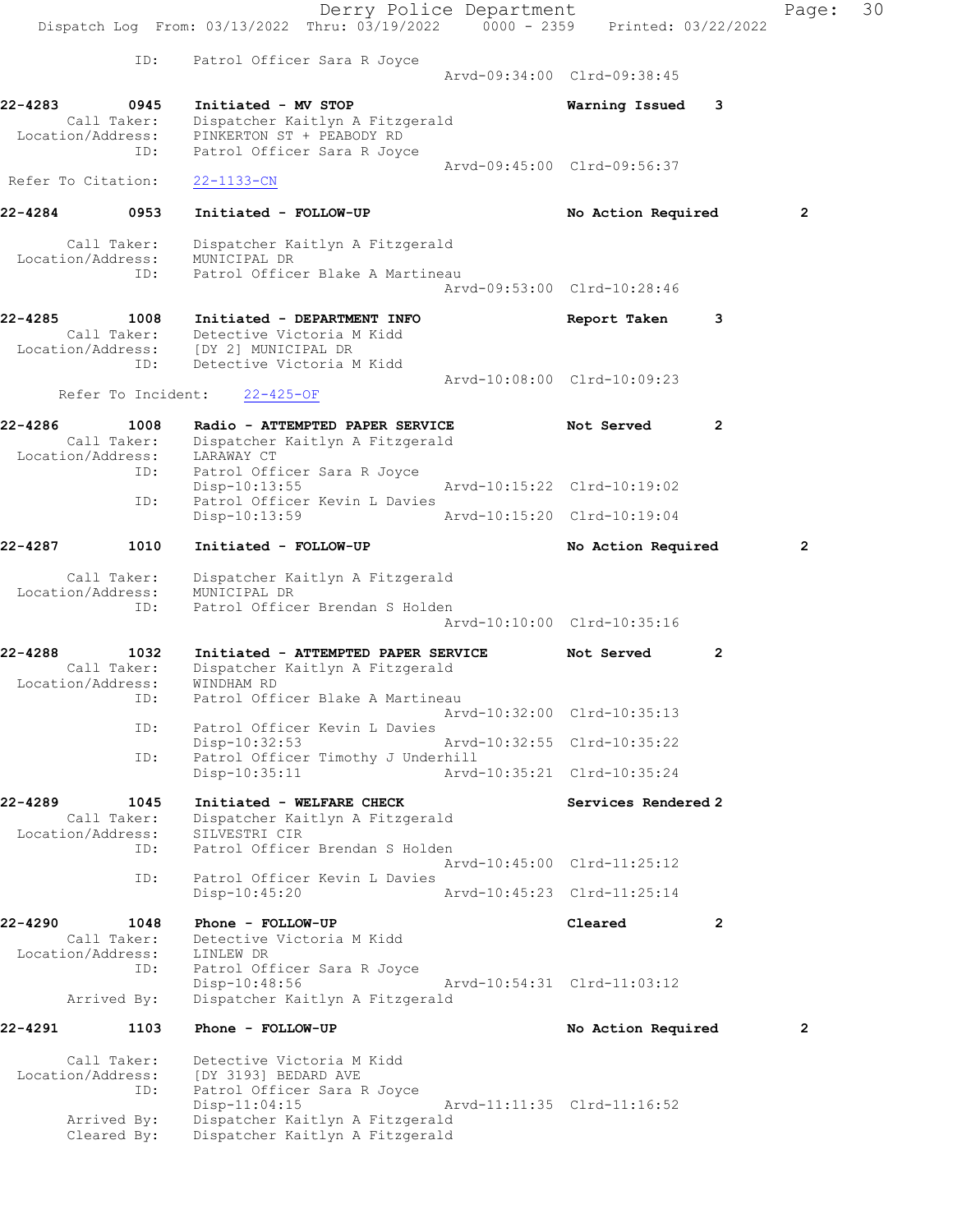ID: Patrol Officer Sara R Joyce
Arvd-09:34:00 Clrd-09:38:45

**22-4283 0945 Initiated - MV STOP** Warning Issued 3
Call Taker: Dispatcher Kaitlyn A Fitzgerald
Location/Address: PINKERTON ST + PEABODY RD
ID: Patrol Officer Sara R Joyce
Arvd-09:45:00 Clrd-09:56:37
Refer To Citation: 22-1133-CN

**22-4284 0953 Initiated - FOLLOW-UP** No Action Required 2
Call Taker: Dispatcher Kaitlyn A Fitzgerald
Location/Address: MUNICIPAL DR
ID: Patrol Officer Blake A Martineau
Arvd-09:53:00 Clrd-10:28:46

**22-4285 1008 Initiated - DEPARTMENT INFO** Report Taken 3
Call Taker: Detective Victoria M Kidd
Location/Address: [DY 2] MUNICIPAL DR
ID: Detective Victoria M Kidd
Arvd-10:08:00 Clrd-10:09:23
Refer To Incident: 22-425-OF

**22-4286 1008 Radio - ATTEMPTED PAPER SERVICE** Not Served 2
Call Taker: Dispatcher Kaitlyn A Fitzgerald
Location/Address: LARAWAY CT
ID: Patrol Officer Sara R Joyce
Disp-10:13:55 Arvd-10:15:22 Clrd-10:19:02
ID: Patrol Officer Kevin L Davies
Disp-10:13:59 Arvd-10:15:20 Clrd-10:19:04

**22-4287 1010 Initiated - FOLLOW-UP** No Action Required 2
Call Taker: Dispatcher Kaitlyn A Fitzgerald
Location/Address: MUNICIPAL DR
ID: Patrol Officer Brendan S Holden
Arvd-10:10:00 Clrd-10:35:16

**22-4288 1032 Initiated - ATTEMPTED PAPER SERVICE** Not Served 2
Call Taker: Dispatcher Kaitlyn A Fitzgerald
Location/Address: WINDHAM RD
ID: Patrol Officer Blake A Martineau
Arvd-10:32:00 Clrd-10:35:13
ID: Patrol Officer Kevin L Davies
Disp-10:32:53 Arvd-10:32:55 Clrd-10:35:22
ID: Patrol Officer Timothy J Underhill
Disp-10:35:11 Arvd-10:35:21 Clrd-10:35:24

**22-4289 1045 Initiated - WELFARE CHECK** Services Rendered 2
Call Taker: Dispatcher Kaitlyn A Fitzgerald
Location/Address: SILVESTRI CIR
ID: Patrol Officer Brendan S Holden
Arvd-10:45:00 Clrd-11:25:12
ID: Patrol Officer Kevin L Davies
Disp-10:45:20 Arvd-10:45:23 Clrd-11:25:14

**22-4290 1048 Phone - FOLLOW-UP** Cleared 2
Call Taker: Detective Victoria M Kidd
Location/Address: LINLEW DR
ID: Patrol Officer Sara R Joyce
Disp-10:48:56 Arvd-10:54:31 Clrd-11:03:12
Arrived By: Dispatcher Kaitlyn A Fitzgerald

**22-4291 1103 Phone - FOLLOW-UP** No Action Required 2
Call Taker: Detective Victoria M Kidd
Location/Address: [DY 3193] BEDARD AVE
ID: Patrol Officer Sara R Joyce
Disp-11:04:15 Arvd-11:11:35 Clrd-11:16:52
Arrived By: Dispatcher Kaitlyn A Fitzgerald
Cleared By: Dispatcher Kaitlyn A Fitzgerald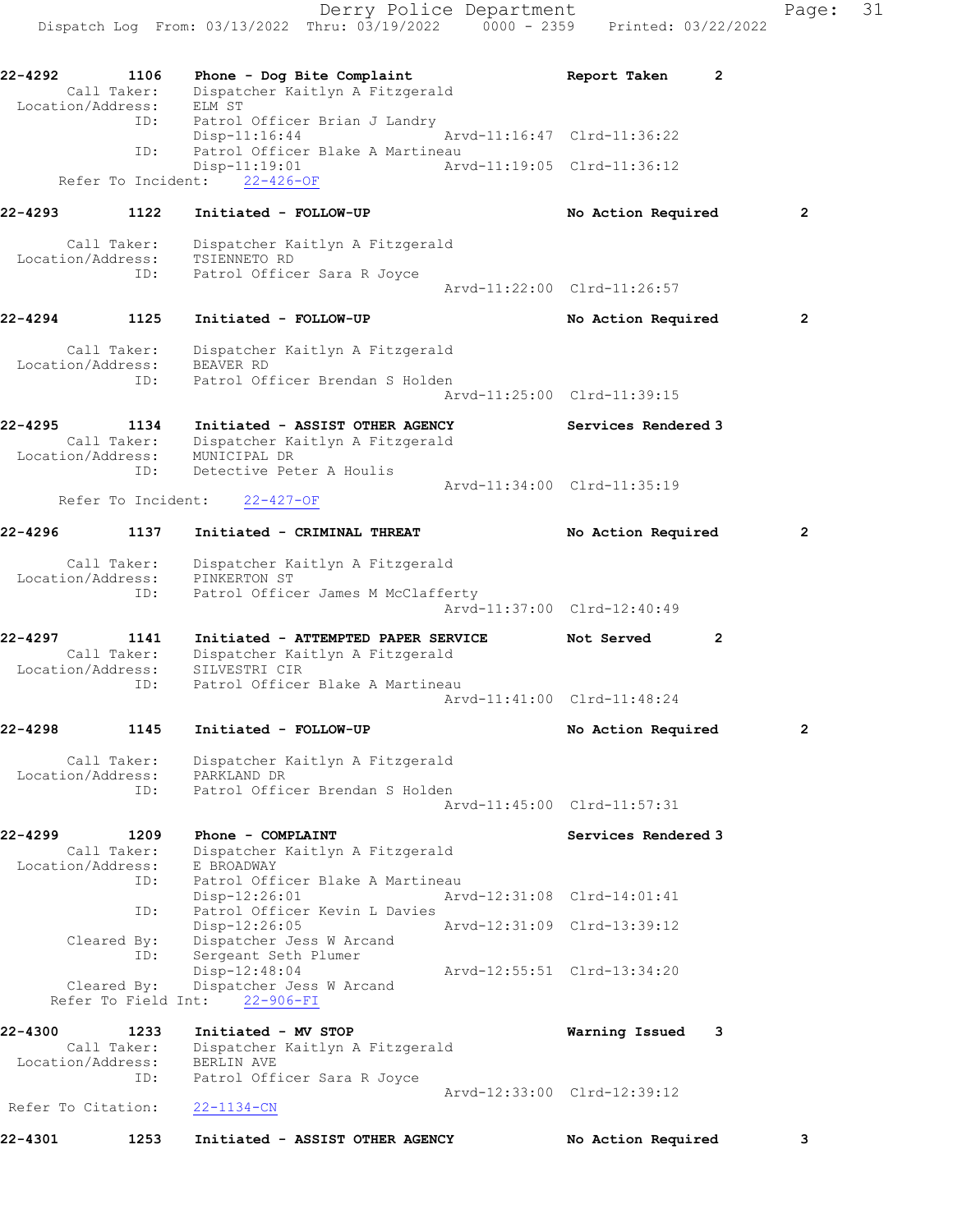22-4292 1106 Phone - Dog Bite Complaint Report Taken 2
Call Taker: Dispatcher Kaitlyn A Fitzgerald
Location/Address: ELM ST
ID: Patrol Officer Brian J Landry
Disp-11:16:44 Arvd-11:16:47 Clrd-11:36:22
ID: Patrol Officer Blake A Martineau
Disp-11:19:01 Arvd-11:19:05 Clrd-11:36:12
Refer To Incident: 22-426-OF

22-4293 1122 Initiated - FOLLOW-UP No Action Required 2
Call Taker: Dispatcher Kaitlyn A Fitzgerald
Location/Address: TSIENNETO RD
ID: Patrol Officer Sara R Joyce
Arvd-11:22:00 Clrd-11:26:57

22-4294 1125 Initiated - FOLLOW-UP No Action Required 2
Call Taker: Dispatcher Kaitlyn A Fitzgerald
Location/Address: BEAVER RD
ID: Patrol Officer Brendan S Holden
Arvd-11:25:00 Clrd-11:39:15

22-4295 1134 Initiated - ASSIST OTHER AGENCY Services Rendered 3
Call Taker: Dispatcher Kaitlyn A Fitzgerald
Location/Address: MUNICIPAL DR
ID: Detective Peter A Houlis
Arvd-11:34:00 Clrd-11:35:19
Refer To Incident: 22-427-OF

22-4296 1137 Initiated - CRIMINAL THREAT No Action Required 2
Call Taker: Dispatcher Kaitlyn A Fitzgerald
Location/Address: PINKERTON ST
ID: Patrol Officer James M McClafferty
Arvd-11:37:00 Clrd-12:40:49

22-4297 1141 Initiated - ATTEMPTED PAPER SERVICE Not Served 2
Call Taker: Dispatcher Kaitlyn A Fitzgerald
Location/Address: SILVESTRI CIR
ID: Patrol Officer Blake A Martineau
Arvd-11:41:00 Clrd-11:48:24

22-4298 1145 Initiated - FOLLOW-UP No Action Required 2
Call Taker: Dispatcher Kaitlyn A Fitzgerald
Location/Address: PARKLAND DR
ID: Patrol Officer Brendan S Holden
Arvd-11:45:00 Clrd-11:57:31

22-4299 1209 Phone - COMPLAINT Services Rendered 3
Call Taker: Dispatcher Kaitlyn A Fitzgerald
Location/Address: E BROADWAY
ID: Patrol Officer Blake A Martineau
Disp-12:26:01 Arvd-12:31:08 Clrd-14:01:41
ID: Patrol Officer Kevin L Davies
Disp-12:26:05 Arvd-12:31:09 Clrd-13:39:12
Cleared By: Dispatcher Jess W Arcand
ID: Sergeant Seth Plumer
Disp-12:48:04 Arvd-12:55:51 Clrd-13:34:20
Cleared By: Dispatcher Jess W Arcand
Refer To Field Int: 22-906-FI

22-4300 1233 Initiated - MV STOP Warning Issued 3
Call Taker: Dispatcher Kaitlyn A Fitzgerald
Location/Address: BERLIN AVE
ID: Patrol Officer Sara R Joyce
Arvd-12:33:00 Clrd-12:39:12
Refer To Citation: 22-1134-CN

22-4301 1253 Initiated - ASSIST OTHER AGENCY No Action Required 3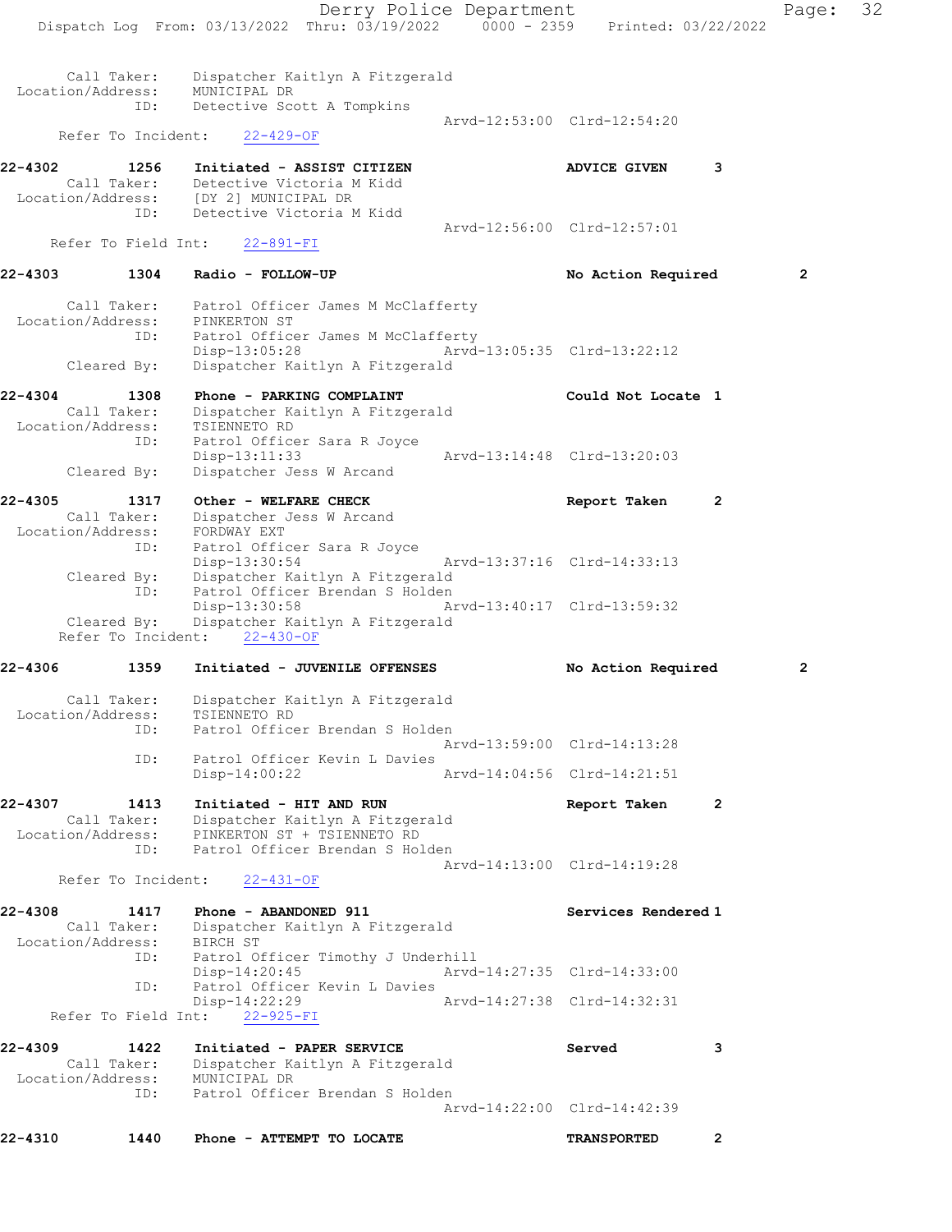```
    Call Taker:     Dispatcher Kaitlyn A Fitzgerald
  Location/Address:     MUNICIPAL DR
          ID:      Detective Scott A Tompkins
                                          Arvd-12:53:00  Clrd-12:54:20
    Refer To Incident:   22-429-OF

22-4302       1256    Initiated - ASSIST CITIZEN                ADVICE GIVEN      3
    Call Taker:     Detective Victoria M Kidd
  Location/Address:     [DY 2] MUNICIPAL DR
          ID:      Detective Victoria M Kidd
                                          Arvd-12:56:00  Clrd-12:57:01
    Refer To Field Int:   22-891-FI

22-4303       1304    Radio - FOLLOW-UP                         No Action Required      2

    Call Taker:     Patrol Officer James M McClafferty
  Location/Address:     PINKERTON ST
          ID:      Patrol Officer James M McClafferty
                   Disp-13:05:28          Arvd-13:05:35  Clrd-13:22:12
    Cleared By:     Dispatcher Kaitlyn A Fitzgerald

22-4304       1308    Phone - PARKING COMPLAINT                 Could Not Locate 1
    Call Taker:     Dispatcher Kaitlyn A Fitzgerald
  Location/Address:     TSIENNETO RD
          ID:      Patrol Officer Sara R Joyce
                   Disp-13:11:33          Arvd-13:14:48  Clrd-13:20:03
    Cleared By:     Dispatcher Jess W Arcand

22-4305       1317    Other - WELFARE CHECK                     Report Taken      2
    Call Taker:     Dispatcher Jess W Arcand
  Location/Address:     FORDWAY EXT
          ID:      Patrol Officer Sara R Joyce
                   Disp-13:30:54          Arvd-13:37:16  Clrd-14:33:13
    Cleared By:     Dispatcher Kaitlyn A Fitzgerald
          ID:      Patrol Officer Brendan S Holden
                   Disp-13:30:58          Arvd-13:40:17  Clrd-13:59:32
    Cleared By:     Dispatcher Kaitlyn A Fitzgerald
    Refer To Incident:   22-430-OF

22-4306       1359    Initiated - JUVENILE OFFENSES             No Action Required      2

    Call Taker:     Dispatcher Kaitlyn A Fitzgerald
  Location/Address:     TSIENNETO RD
          ID:      Patrol Officer Brendan S Holden
                                          Arvd-13:59:00  Clrd-14:13:28
          ID:      Patrol Officer Kevin L Davies
                   Disp-14:00:22          Arvd-14:04:56  Clrd-14:21:51

22-4307       1413    Initiated - HIT AND RUN                   Report Taken      2
    Call Taker:     Dispatcher Kaitlyn A Fitzgerald
  Location/Address:     PINKERTON ST + TSIENNETO RD
          ID:      Patrol Officer Brendan S Holden
                                          Arvd-14:13:00  Clrd-14:19:28
    Refer To Incident:   22-431-OF

22-4308       1417    Phone - ABANDONED 911                     Services Rendered 1
    Call Taker:     Dispatcher Kaitlyn A Fitzgerald
  Location/Address:     BIRCH ST
          ID:      Patrol Officer Timothy J Underhill
                   Disp-14:20:45          Arvd-14:27:35  Clrd-14:33:00
          ID:      Patrol Officer Kevin L Davies
                   Disp-14:22:29          Arvd-14:27:38  Clrd-14:32:31
    Refer To Field Int:   22-925-FI

22-4309       1422    Initiated - PAPER SERVICE                 Served            3
    Call Taker:     Dispatcher Kaitlyn A Fitzgerald
  Location/Address:     MUNICIPAL DR
          ID:      Patrol Officer Brendan S Holden
                                          Arvd-14:22:00  Clrd-14:42:39

22-4310       1440    Phone - ATTEMPT TO LOCATE                 TRANSPORTED       2
```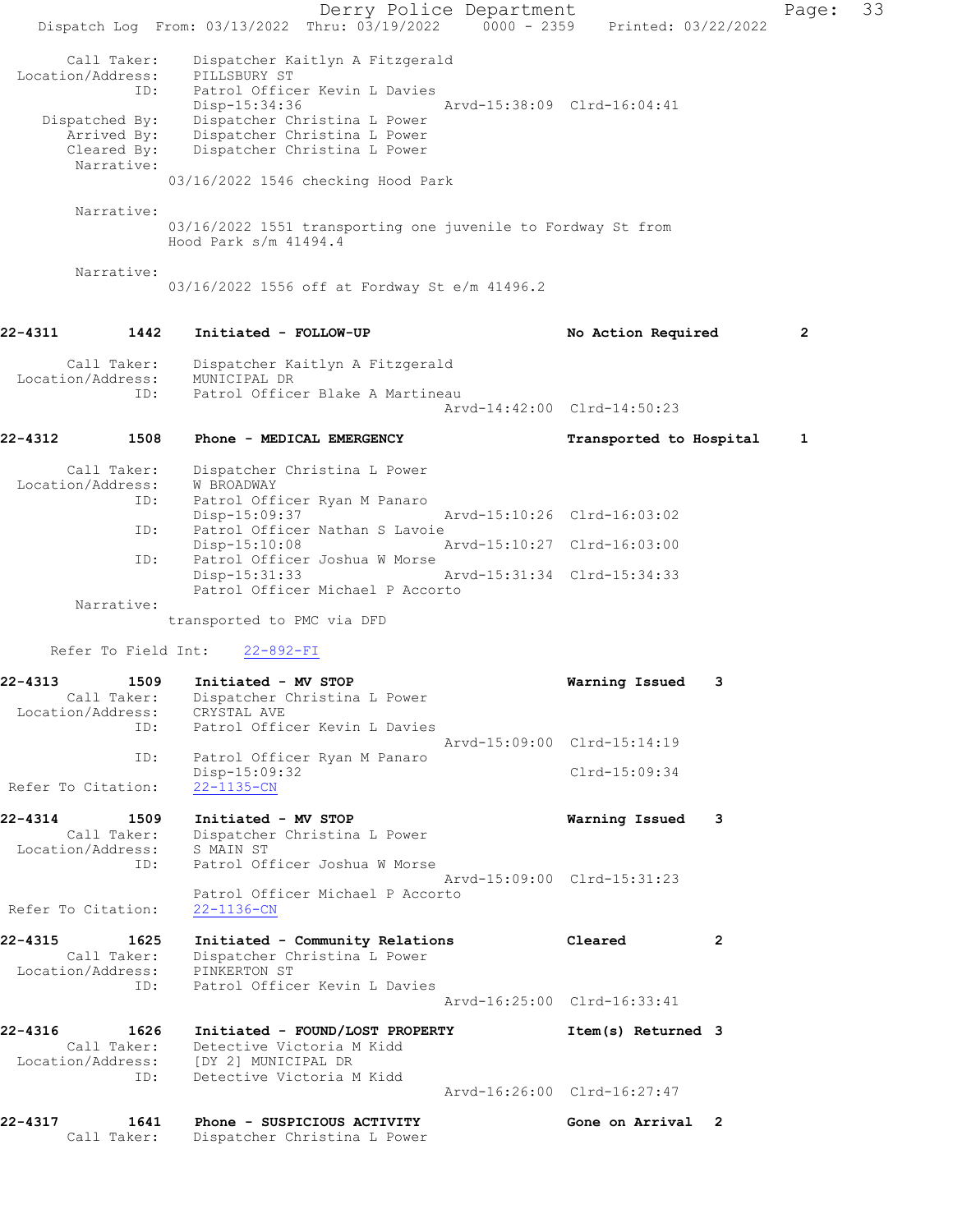```
Call Taker:    Dispatcher Kaitlyn A Fitzgerald
 Location/Address:    PILLSBURY ST
               ID:    Patrol Officer Kevin L Davies
                      Disp-15:34:36                Arvd-15:38:09  Clrd-16:04:41
    Dispatched By:    Dispatcher Christina L Power
       Arrived By:    Dispatcher Christina L Power
       Cleared By:    Dispatcher Christina L Power
        Narrative:
                    03/16/2022 1546 checking Hood Park

        Narrative:
                    03/16/2022 1551 transporting one juvenile to Fordway St from
                    Hood Park s/m 41494.4

        Narrative:
                    03/16/2022 1556 off at Fordway St e/m 41496.2


22-4311        1442    Initiated - FOLLOW-UP                      No Action Required        2

       Call Taker:    Dispatcher Kaitlyn A Fitzgerald
 Location/Address:    MUNICIPAL DR
               ID:    Patrol Officer Blake A Martineau
                                                   Arvd-14:42:00  Clrd-14:50:23

22-4312        1508    Phone - MEDICAL EMERGENCY                  Transported to Hospital   1

       Call Taker:    Dispatcher Christina L Power
 Location/Address:    W BROADWAY
               ID:    Patrol Officer Ryan M Panaro
                      Disp-15:09:37                Arvd-15:10:26  Clrd-16:03:02
               ID:    Patrol Officer Nathan S Lavoie
                      Disp-15:10:08                Arvd-15:10:27  Clrd-16:03:00
               ID:    Patrol Officer Joshua W Morse
                      Disp-15:31:33                Arvd-15:31:34  Clrd-15:34:33
                      Patrol Officer Michael P Accorto
        Narrative:
                    transported to PMC via DFD

     Refer To Field Int:    22-892-FI

22-4313        1509    Initiated - MV STOP                        Warning Issued    3
       Call Taker:    Dispatcher Christina L Power
 Location/Address:    CRYSTAL AVE
               ID:    Patrol Officer Kevin L Davies
                                                   Arvd-15:09:00  Clrd-15:14:19
               ID:    Patrol Officer Ryan M Panaro
                      Disp-15:09:32                               Clrd-15:09:34
Refer To Citation:    22-1135-CN

22-4314        1509    Initiated - MV STOP                        Warning Issued    3
       Call Taker:    Dispatcher Christina L Power
 Location/Address:    S MAIN ST
               ID:    Patrol Officer Joshua W Morse
                                                   Arvd-15:09:00  Clrd-15:31:23
                      Patrol Officer Michael P Accorto
Refer To Citation:    22-1136-CN

22-4315        1625    Initiated - Community Relations            Cleared           2
       Call Taker:    Dispatcher Christina L Power
 Location/Address:    PINKERTON ST
               ID:    Patrol Officer Kevin L Davies
                                                   Arvd-16:25:00  Clrd-16:33:41

22-4316        1626    Initiated - FOUND/LOST PROPERTY            Item(s) Returned  3
       Call Taker:    Detective Victoria M Kidd
 Location/Address:    [DY 2] MUNICIPAL DR
               ID:    Detective Victoria M Kidd
                                                   Arvd-16:26:00  Clrd-16:27:47

22-4317        1641    Phone - SUSPICIOUS ACTIVITY                Gone on Arrival   2
       Call Taker:    Dispatcher Christina L Power
```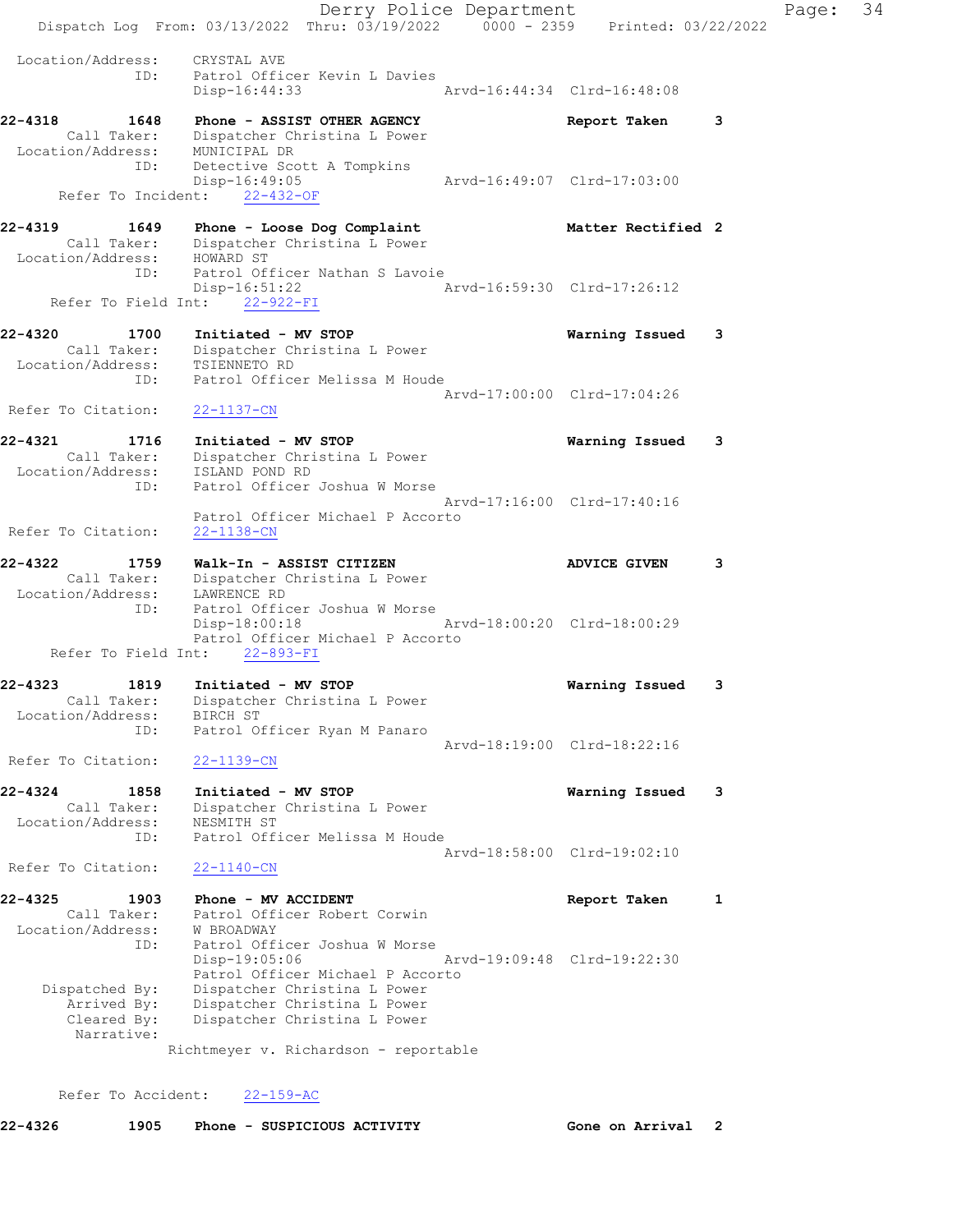```
 Location/Address:     CRYSTAL AVE
               ID:     Patrol Officer Kevin L Davies
                       Disp-16:44:33                  Arvd-16:44:34  Clrd-16:48:08

22-4318        1648    Phone - ASSIST OTHER AGENCY                 Report Taken       3
       Call Taker:     Dispatcher Christina L Power
 Location/Address:     MUNICIPAL DR
               ID:     Detective Scott A Tompkins
                       Disp-16:49:05                  Arvd-16:49:07  Clrd-17:03:00
     Refer To Incident:    22-432-OF

22-4319        1649    Phone - Loose Dog Complaint                 Matter Rectified  2
       Call Taker:     Dispatcher Christina L Power
 Location/Address:     HOWARD ST
               ID:     Patrol Officer Nathan S Lavoie
                       Disp-16:51:22                  Arvd-16:59:30  Clrd-17:26:12
    Refer To Field Int:    22-922-FI

22-4320        1700    Initiated - MV STOP                         Warning Issued     3
       Call Taker:     Dispatcher Christina L Power
 Location/Address:     TSIENNETO RD
               ID:     Patrol Officer Melissa M Houde
                                                      Arvd-17:00:00  Clrd-17:04:26
 Refer To Citation:    22-1137-CN

22-4321        1716    Initiated - MV STOP                         Warning Issued     3
       Call Taker:     Dispatcher Christina L Power
 Location/Address:     ISLAND POND RD
               ID:     Patrol Officer Joshua W Morse
                                                      Arvd-17:16:00  Clrd-17:40:16
                       Patrol Officer Michael P Accorto
 Refer To Citation:    22-1138-CN

22-4322        1759    Walk-In - ASSIST CITIZEN                    ADVICE GIVEN       3
       Call Taker:     Dispatcher Christina L Power
 Location/Address:     LAWRENCE RD
               ID:     Patrol Officer Joshua W Morse
                       Disp-18:00:18                  Arvd-18:00:20  Clrd-18:00:29
                       Patrol Officer Michael P Accorto
    Refer To Field Int:    22-893-FI

22-4323        1819    Initiated - MV STOP                         Warning Issued     3
       Call Taker:     Dispatcher Christina L Power
 Location/Address:     BIRCH ST
               ID:     Patrol Officer Ryan M Panaro
                                                      Arvd-18:19:00  Clrd-18:22:16
 Refer To Citation:    22-1139-CN

22-4324        1858    Initiated - MV STOP                         Warning Issued     3
       Call Taker:     Dispatcher Christina L Power
 Location/Address:     NESMITH ST
               ID:     Patrol Officer Melissa M Houde
                                                      Arvd-18:58:00  Clrd-19:02:10
 Refer To Citation:    22-1140-CN

22-4325        1903    Phone - MV ACCIDENT                         Report Taken       1
       Call Taker:     Patrol Officer Robert Corwin
 Location/Address:     W BROADWAY
               ID:     Patrol Officer Joshua W Morse
                       Disp-19:05:06                  Arvd-19:09:48  Clrd-19:22:30
                       Patrol Officer Michael P Accorto
    Dispatched By:     Dispatcher Christina L Power
       Arrived By:     Dispatcher Christina L Power
       Cleared By:     Dispatcher Christina L Power
        Narrative:
                    Richtmeyer v. Richardson - reportable

     Refer To Accident:    22-159-AC

22-4326        1905    Phone - SUSPICIOUS ACTIVITY                 Gone on Arrival    2
```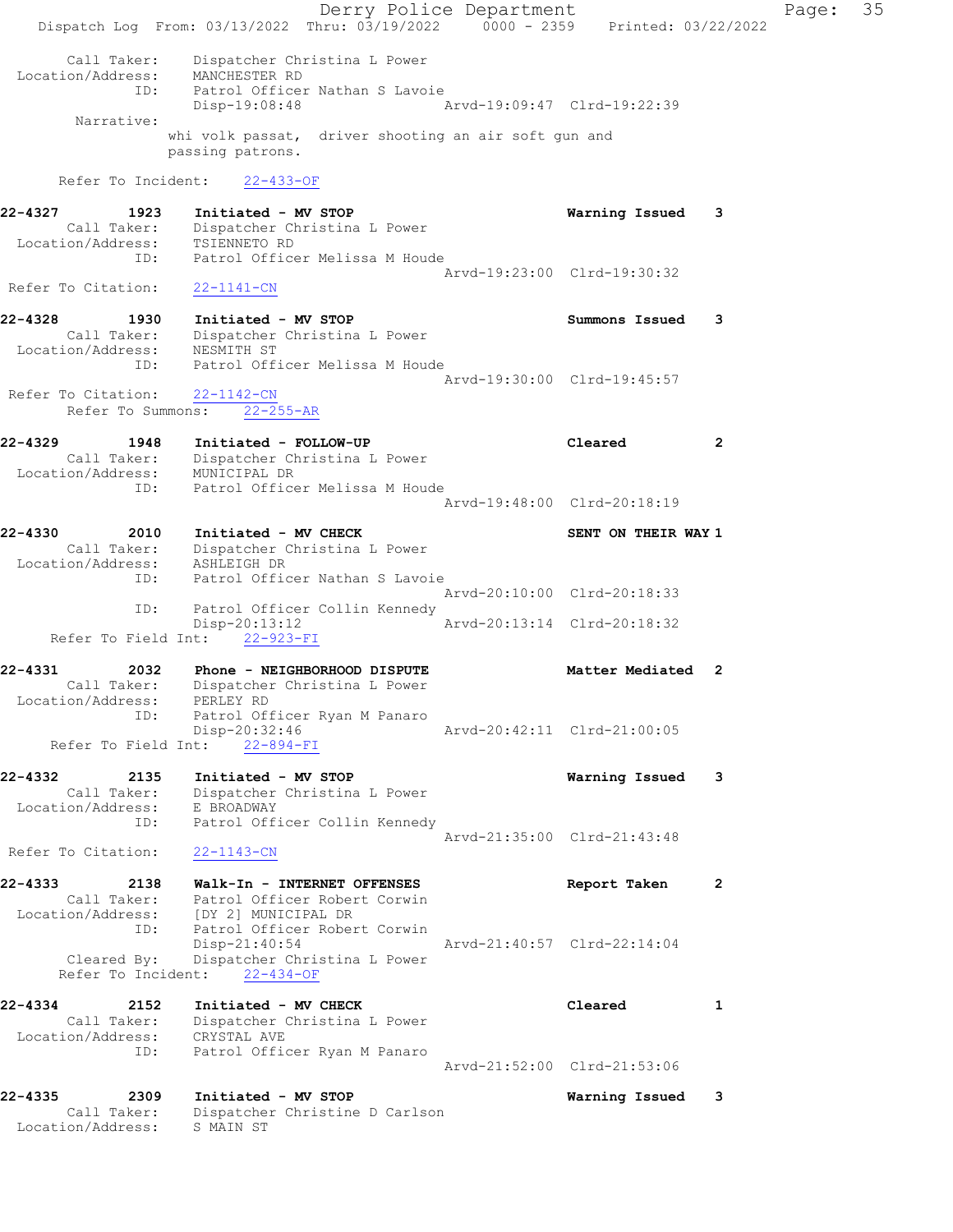```
      Call Taker:    Dispatcher Christina L Power
 Location/Address:    MANCHESTER RD
               ID:    Patrol Officer Nathan S Lavoie
                      Disp-19:08:48                 Arvd-19:09:47  Clrd-19:22:39
        Narrative:
                     whi volk passat,  driver shooting an air soft gun and
                     passing patrons.

      Refer To Incident:    22-433-OF

22-4327       1923    Initiated - MV STOP                          Warning Issued    3
      Call Taker:    Dispatcher Christina L Power
 Location/Address:    TSIENNETO RD
               ID:    Patrol Officer Melissa M Houde
                                                    Arvd-19:23:00  Clrd-19:30:32
 Refer To Citation:    22-1141-CN

22-4328       1930    Initiated - MV STOP                          Summons Issued    3
      Call Taker:    Dispatcher Christina L Power
 Location/Address:    NESMITH ST
               ID:    Patrol Officer Melissa M Houde
                                                    Arvd-19:30:00  Clrd-19:45:57
 Refer To Citation:    22-1142-CN
       Refer To Summons:    22-255-AR

22-4329       1948    Initiated - FOLLOW-UP                        Cleared           2
      Call Taker:    Dispatcher Christina L Power
 Location/Address:    MUNICIPAL DR
               ID:    Patrol Officer Melissa M Houde
                                                    Arvd-19:48:00  Clrd-20:18:19

22-4330       2010    Initiated - MV CHECK                         SENT ON THEIR WAY 1
      Call Taker:    Dispatcher Christina L Power
 Location/Address:    ASHLEIGH DR
               ID:    Patrol Officer Nathan S Lavoie
                                                    Arvd-20:10:00  Clrd-20:18:33
               ID:    Patrol Officer Collin Kennedy
                      Disp-20:13:12                 Arvd-20:13:14  Clrd-20:18:32
     Refer To Field Int:    22-923-FI

22-4331       2032    Phone - NEIGHBORHOOD DISPUTE                 Matter Mediated   2
      Call Taker:    Dispatcher Christina L Power
 Location/Address:    PERLEY RD
               ID:    Patrol Officer Ryan M Panaro
                      Disp-20:32:46                 Arvd-20:42:11  Clrd-21:00:05
     Refer To Field Int:    22-894-FI

22-4332       2135    Initiated - MV STOP                          Warning Issued    3
      Call Taker:    Dispatcher Christina L Power
 Location/Address:    E BROADWAY
               ID:    Patrol Officer Collin Kennedy
                                                    Arvd-21:35:00  Clrd-21:43:48
 Refer To Citation:    22-1143-CN

22-4333       2138    Walk-In - INTERNET OFFENSES                  Report Taken      2
      Call Taker:    Patrol Officer Robert Corwin
 Location/Address:    [DY 2] MUNICIPAL DR
               ID:    Patrol Officer Robert Corwin
                      Disp-21:40:54                 Arvd-21:40:57  Clrd-22:14:04
       Cleared By:    Dispatcher Christina L Power
      Refer To Incident:    22-434-OF

22-4334       2152    Initiated - MV CHECK                         Cleared           1
      Call Taker:    Dispatcher Christina L Power
 Location/Address:    CRYSTAL AVE
               ID:    Patrol Officer Ryan M Panaro
                                                    Arvd-21:52:00  Clrd-21:53:06

22-4335       2309    Initiated - MV STOP                          Warning Issued    3
      Call Taker:    Dispatcher Christine D Carlson
 Location/Address:    S MAIN ST
```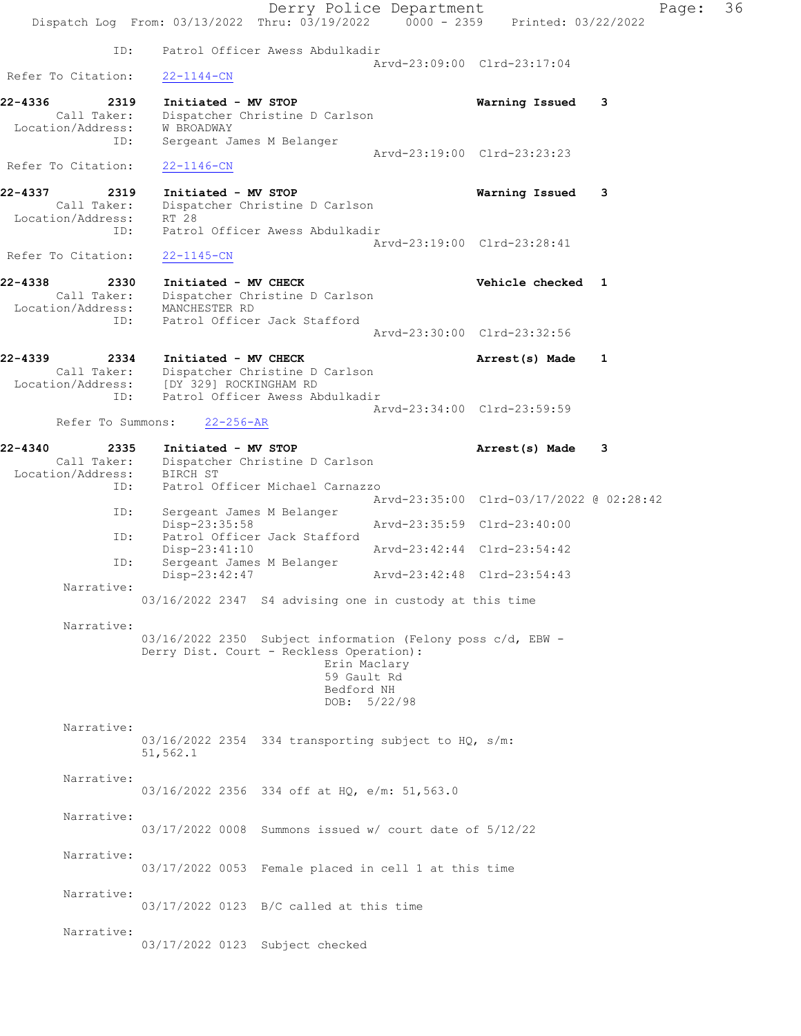```
            ID:     Patrol Officer Awess Abdulkadir
                                                    Arvd-23:09:00  Clrd-23:17:04
 Refer To Citation:     22-1144-CN

22-4336        2319     Initiated - MV STOP                         Warning Issued     3
        Call Taker:     Dispatcher Christine D Carlson
  Location/Address:     W BROADWAY
                ID:     Sergeant James M Belanger
                                                    Arvd-23:19:00  Clrd-23:23:23
 Refer To Citation:     22-1146-CN

22-4337        2319     Initiated - MV STOP                         Warning Issued     3
        Call Taker:     Dispatcher Christine D Carlson
  Location/Address:     RT 28
                ID:     Patrol Officer Awess Abdulkadir
                                                    Arvd-23:19:00  Clrd-23:28:41
 Refer To Citation:     22-1145-CN

22-4338        2330     Initiated - MV CHECK                        Vehicle checked    1
        Call Taker:     Dispatcher Christine D Carlson
  Location/Address:     MANCHESTER RD
                ID:     Patrol Officer Jack Stafford
                                                    Arvd-23:30:00  Clrd-23:32:56

22-4339        2334     Initiated - MV CHECK                        Arrest(s) Made     1
        Call Taker:     Dispatcher Christine D Carlson
  Location/Address:     [DY 329] ROCKINGHAM RD
                ID:     Patrol Officer Awess Abdulkadir
                                                    Arvd-23:34:00  Clrd-23:59:59
       Refer To Summons:     22-256-AR

22-4340        2335     Initiated - MV STOP                         Arrest(s) Made     3
        Call Taker:     Dispatcher Christine D Carlson
  Location/Address:     BIRCH ST
                ID:     Patrol Officer Michael Carnazzo
                                                    Arvd-23:35:00  Clrd-03/17/2022 @ 02:28:42
                ID:     Sergeant James M Belanger
                        Disp-23:35:58               Arvd-23:35:59  Clrd-23:40:00
                ID:     Patrol Officer Jack Stafford
                        Disp-23:41:10               Arvd-23:42:44  Clrd-23:54:42
                ID:     Sergeant James M Belanger
                        Disp-23:42:47               Arvd-23:42:48  Clrd-23:54:43
         Narrative:
                    03/16/2022 2347  S4 advising one in custody at this time

         Narrative:
                    03/16/2022 2350  Subject information (Felony poss c/d, EBW -
                    Derry Dist. Court - Reckless Operation):
                                       Erin Maclary
                                       59 Gault Rd
                                       Bedford NH
                                       DOB:  5/22/98

         Narrative:
                    03/16/2022 2354  334 transporting subject to HQ, s/m:
                    51,562.1

         Narrative:
                    03/16/2022 2356  334 off at HQ, e/m: 51,563.0

         Narrative:
                    03/17/2022 0008  Summons issued w/ court date of 5/12/22

         Narrative:
                    03/17/2022 0053  Female placed in cell 1 at this time

         Narrative:
                    03/17/2022 0123  B/C called at this time

         Narrative:
                    03/17/2022 0123  Subject checked
```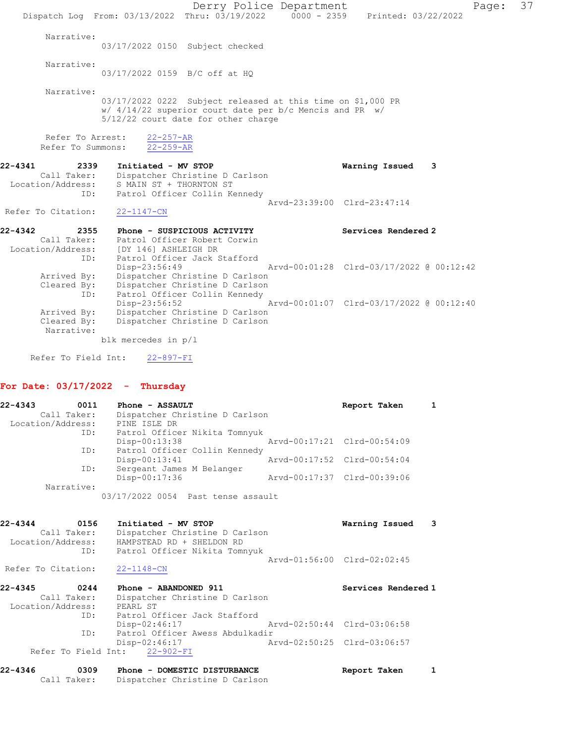Narrative:
03/17/2022 0150 Subject checked

Narrative:
03/17/2022 0159 B/C off at HQ

Narrative:
03/17/2022 0222 Subject released at this time on $1,000 PR w/ 4/14/22 superior court date per b/c Mencis and PR w/ 5/12/22 court date for other charge

Refer To Arrest: 22-257-AR
Refer To Summons: 22-259-AR

**22-4341** 2339 **Initiated - MV STOP** **Warning Issued 3**
Call Taker: Dispatcher Christine D Carlson
Location/Address: S MAIN ST + THORNTON ST
ID: Patrol Officer Collin Kennedy
Arvd-23:39:00 Clrd-23:47:14
Refer To Citation: 22-1147-CN

**22-4342** 2355 **Phone - SUSPICIOUS ACTIVITY** **Services Rendered 2**
Call Taker: Patrol Officer Robert Corwin
Location/Address: [DY 146] ASHLEIGH DR
ID: Patrol Officer Jack Stafford
Disp-23:56:49 Arvd-00:01:28 Clrd-03/17/2022 @ 00:12:42
Arrived By: Dispatcher Christine D Carlson
Cleared By: Dispatcher Christine D Carlson
ID: Patrol Officer Collin Kennedy
Disp-23:56:52 Arvd-00:01:07 Clrd-03/17/2022 @ 00:12:40
Arrived By: Dispatcher Christine D Carlson
Cleared By: Dispatcher Christine D Carlson
Narrative:
blk mercedes in p/l

Refer To Field Int: 22-897-FI

## For Date: 03/17/2022 - Thursday

**22-4343** 0011 **Phone - ASSAULT** **Report Taken 1**
Call Taker: Dispatcher Christine D Carlson
Location/Address: PINE ISLE DR
ID: Patrol Officer Nikita Tomnyuk
Disp-00:13:38 Arvd-00:17:21 Clrd-00:54:09
ID: Patrol Officer Collin Kennedy
Disp-00:13:41 Arvd-00:17:52 Clrd-00:54:04
ID: Sergeant James M Belanger
Disp-00:17:36 Arvd-00:17:37 Clrd-00:39:06
Narrative:
03/17/2022 0054 Past tense assault

**22-4344** 0156 **Initiated - MV STOP** **Warning Issued 3**
Call Taker: Dispatcher Christine D Carlson
Location/Address: HAMPSTEAD RD + SHELDON RD
ID: Patrol Officer Nikita Tomnyuk
Arvd-01:56:00 Clrd-02:02:45
Refer To Citation: 22-1148-CN

**22-4345** 0244 **Phone - ABANDONED 911** **Services Rendered 1**
Call Taker: Dispatcher Christine D Carlson
Location/Address: PEARL ST
ID: Patrol Officer Jack Stafford
Disp-02:46:17 Arvd-02:50:44 Clrd-03:06:58
ID: Patrol Officer Awess Abdulkadir
Disp-02:46:17 Arvd-02:50:25 Clrd-03:06:57
Refer To Field Int: 22-902-FI

**22-4346** 0309 **Phone - DOMESTIC DISTURBANCE** **Report Taken 1**
Call Taker: Dispatcher Christine D Carlson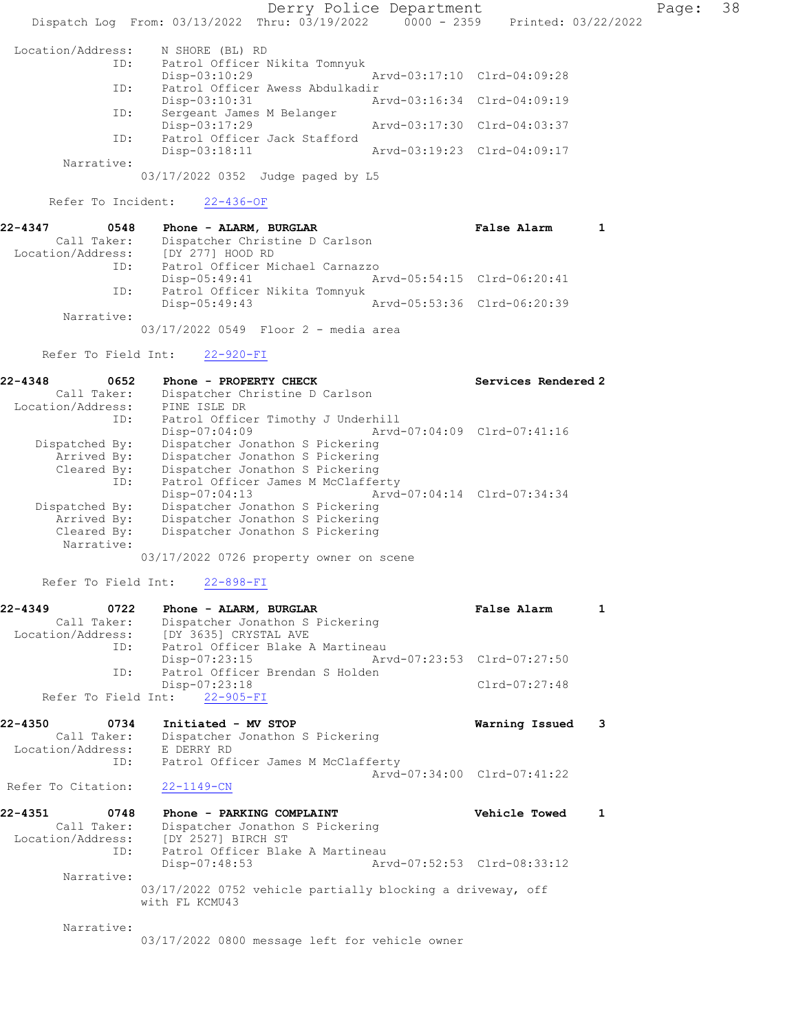```
 Location/Address:    N SHORE (BL) RD
              ID:     Patrol Officer Nikita Tomnyuk
                      Disp-03:10:29                Arvd-03:17:10  Clrd-04:09:28
              ID:     Patrol Officer Awess Abdulkadir
                      Disp-03:10:31                Arvd-03:16:34  Clrd-04:09:19
              ID:     Sergeant James M Belanger
                      Disp-03:17:29                Arvd-03:17:30  Clrd-04:03:37
              ID:     Patrol Officer Jack Stafford
                      Disp-03:18:11                Arvd-03:19:23  Clrd-04:09:17
        Narrative:
                 03/17/2022 0352  Judge paged by L5

      Refer To Incident:    22-436-OF

22-4347        0548    Phone - ALARM, BURGLAR                       False Alarm        1
        Call Taker:    Dispatcher Christine D Carlson
  Location/Address:    [DY 277] HOOD RD
              ID:      Patrol Officer Michael Carnazzo
                       Disp-05:49:41                Arvd-05:54:15  Clrd-06:20:41
              ID:      Patrol Officer Nikita Tomnyuk
                       Disp-05:49:43                Arvd-05:53:36  Clrd-06:20:39
        Narrative:
                 03/17/2022 0549  Floor 2 - media area

      Refer To Field Int:    22-920-FI

22-4348        0652    Phone - PROPERTY CHECK                       Services Rendered 2
        Call Taker:    Dispatcher Christine D Carlson
  Location/Address:    PINE ISLE DR
              ID:      Patrol Officer Timothy J Underhill
                       Disp-07:04:09                Arvd-07:04:09  Clrd-07:41:16
     Dispatched By:    Dispatcher Jonathon S Pickering
        Arrived By:    Dispatcher Jonathon S Pickering
        Cleared By:    Dispatcher Jonathon S Pickering
              ID:      Patrol Officer James M McClafferty
                       Disp-07:04:13                Arvd-07:04:14  Clrd-07:34:34
     Dispatched By:    Dispatcher Jonathon S Pickering
        Arrived By:    Dispatcher Jonathon S Pickering
        Cleared By:    Dispatcher Jonathon S Pickering
        Narrative:
                 03/17/2022 0726 property owner on scene

      Refer To Field Int:    22-898-FI

22-4349        0722    Phone - ALARM, BURGLAR                       False Alarm        1
        Call Taker:    Dispatcher Jonathon S Pickering
  Location/Address:    [DY 3635] CRYSTAL AVE
              ID:      Patrol Officer Blake A Martineau
                       Disp-07:23:15                Arvd-07:23:53  Clrd-07:27:50
              ID:      Patrol Officer Brendan S Holden
                       Disp-07:23:18                               Clrd-07:27:48
      Refer To Field Int:    22-905-FI

22-4350        0734    Initiated - MV STOP                          Warning Issued     3
        Call Taker:    Dispatcher Jonathon S Pickering
  Location/Address:    E DERRY RD
              ID:      Patrol Officer James M McClafferty
                                                    Arvd-07:34:00  Clrd-07:41:22
  Refer To Citation:    22-1149-CN

22-4351        0748    Phone - PARKING COMPLAINT                    Vehicle Towed      1
        Call Taker:    Dispatcher Jonathon S Pickering
  Location/Address:    [DY 2527] BIRCH ST
              ID:      Patrol Officer Blake A Martineau
                       Disp-07:48:53                Arvd-07:52:53  Clrd-08:33:12
        Narrative:
                 03/17/2022 0752 vehicle partially blocking a driveway, off
                 with FL KCMU43

        Narrative:
                 03/17/2022 0800 message left for vehicle owner
```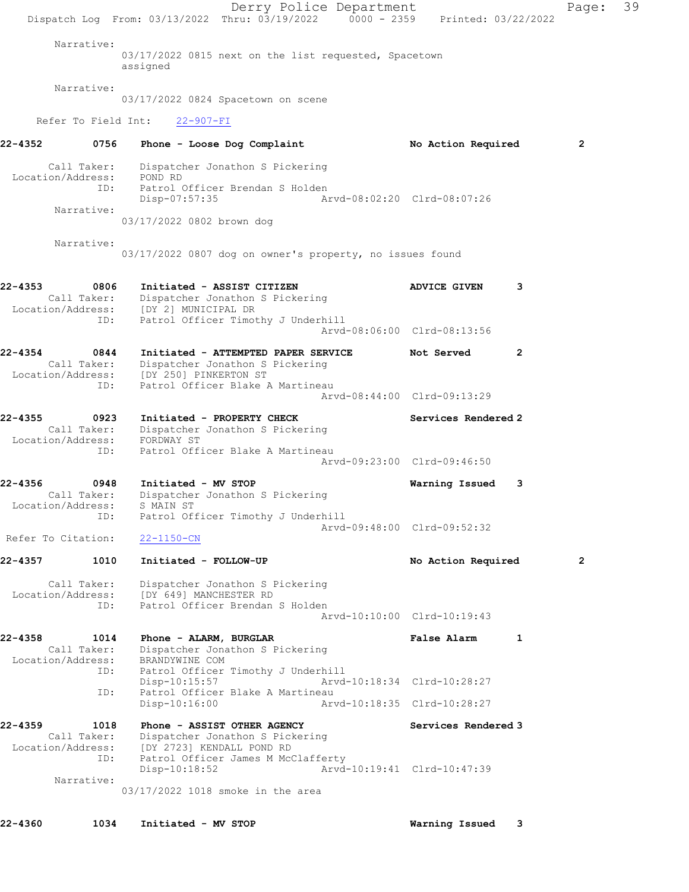Narrative:
03/17/2022 0815 next on the list requested, Spacetown assigned

Narrative:
03/17/2022 0824 Spacetown on scene

Refer To Field Int: 22-907-FI

**22-4352 0756 Phone - Loose Dog Complaint — No Action Required 2**

Call Taker: Dispatcher Jonathon S Pickering
Location/Address: POND RD
ID: Patrol Officer Brendan S Holden
Disp-07:57:35 Arvd-08:02:20 Clrd-08:07:26

Narrative:
03/17/2022 0802 brown dog

Narrative:
03/17/2022 0807 dog on owner's property, no issues found

**22-4353 0806 Initiated - ASSIST CITIZEN — ADVICE GIVEN 3**

Call Taker: Dispatcher Jonathon S Pickering
Location/Address: [DY 2] MUNICIPAL DR
ID: Patrol Officer Timothy J Underhill
Arvd-08:06:00 Clrd-08:13:56

**22-4354 0844 Initiated - ATTEMPTED PAPER SERVICE — Not Served 2**

Call Taker: Dispatcher Jonathon S Pickering
Location/Address: [DY 250] PINKERTON ST
ID: Patrol Officer Blake A Martineau
Arvd-08:44:00 Clrd-09:13:29

**22-4355 0923 Initiated - PROPERTY CHECK — Services Rendered 2**

Call Taker: Dispatcher Jonathon S Pickering
Location/Address: FORDWAY ST
ID: Patrol Officer Blake A Martineau
Arvd-09:23:00 Clrd-09:46:50

**22-4356 0948 Initiated - MV STOP — Warning Issued 3**

Call Taker: Dispatcher Jonathon S Pickering
Location/Address: S MAIN ST
ID: Patrol Officer Timothy J Underhill
Arvd-09:48:00 Clrd-09:52:32

Refer To Citation: 22-1150-CN

**22-4357 1010 Initiated - FOLLOW-UP — No Action Required 2**

Call Taker: Dispatcher Jonathon S Pickering
Location/Address: [DY 649] MANCHESTER RD
ID: Patrol Officer Brendan S Holden
Arvd-10:10:00 Clrd-10:19:43

**22-4358 1014 Phone - ALARM, BURGLAR — False Alarm 1**

Call Taker: Dispatcher Jonathon S Pickering
Location/Address: BRANDYWINE COM
ID: Patrol Officer Timothy J Underhill
Disp-10:15:57 Arvd-10:18:34 Clrd-10:28:27
ID: Patrol Officer Blake A Martineau
Disp-10:16:00 Arvd-10:18:35 Clrd-10:28:27

**22-4359 1018 Phone - ASSIST OTHER AGENCY — Services Rendered 3**

Call Taker: Dispatcher Jonathon S Pickering
Location/Address: [DY 2723] KENDALL POND RD
ID: Patrol Officer James M McClafferty
Disp-10:18:52 Arvd-10:19:41 Clrd-10:47:39

Narrative:
03/17/2022 1018 smoke in the area

**22-4360 1034 Initiated - MV STOP — Warning Issued 3**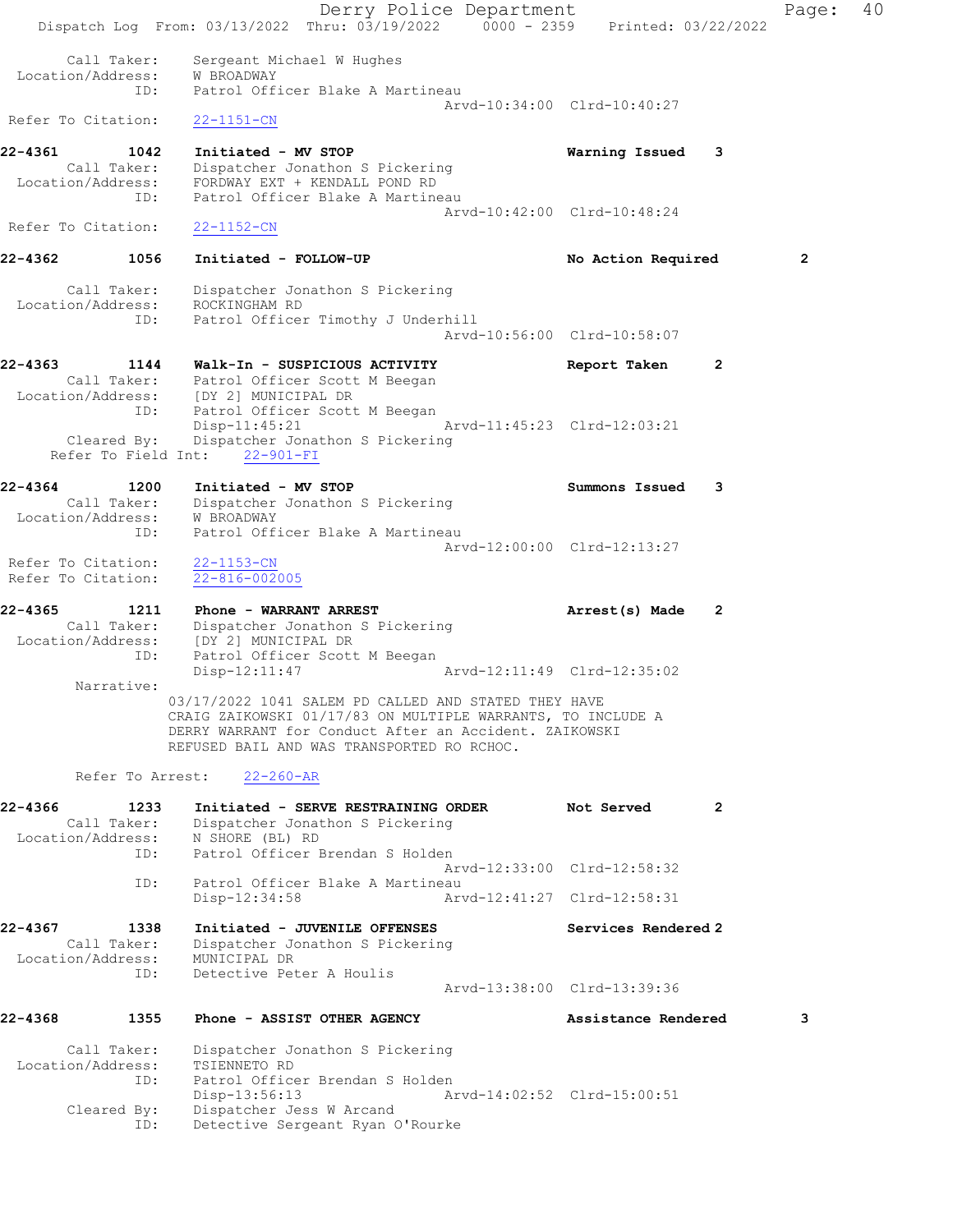```
 Call Taker:    Sergeant Michael W Hughes
 Location/Address:    W BROADWAY
            ID:    Patrol Officer Blake A Martineau
                                             Arvd-10:34:00  Clrd-10:40:27
 Refer To Citation:    22-1151-CN

22-4361        1042    Initiated - MV STOP                          Warning Issued    3
 Call Taker:    Dispatcher Jonathon S Pickering
 Location/Address:    FORDWAY EXT + KENDALL POND RD
            ID:    Patrol Officer Blake A Martineau
                                             Arvd-10:42:00  Clrd-10:48:24
 Refer To Citation:    22-1152-CN

22-4362        1056    Initiated - FOLLOW-UP                        No Action Required         2

 Call Taker:    Dispatcher Jonathon S Pickering
 Location/Address:    ROCKINGHAM RD
            ID:    Patrol Officer Timothy J Underhill
                                             Arvd-10:56:00  Clrd-10:58:07

22-4363        1144    Walk-In - SUSPICIOUS ACTIVITY                Report Taken      2
 Call Taker:    Patrol Officer Scott M Beegan
 Location/Address:    [DY 2] MUNICIPAL DR
            ID:    Patrol Officer Scott M Beegan
                   Disp-11:45:21              Arvd-11:45:23  Clrd-12:03:21
 Cleared By:    Dispatcher Jonathon S Pickering
 Refer To Field Int:    22-901-FI

22-4364        1200    Initiated - MV STOP                          Summons Issued    3
 Call Taker:    Dispatcher Jonathon S Pickering
 Location/Address:    W BROADWAY
            ID:    Patrol Officer Blake A Martineau
                                             Arvd-12:00:00  Clrd-12:13:27
 Refer To Citation:    22-1153-CN
 Refer To Citation:    22-816-002005

22-4365        1211    Phone - WARRANT ARREST                       Arrest(s) Made    2
 Call Taker:    Dispatcher Jonathon S Pickering
 Location/Address:    [DY 2] MUNICIPAL DR
            ID:    Patrol Officer Scott M Beegan
                   Disp-12:11:47              Arvd-12:11:49  Clrd-12:35:02
 Narrative:
        03/17/2022 1041 SALEM PD CALLED AND STATED THEY HAVE
        CRAIG ZAIKOWSKI 01/17/83 ON MULTIPLE WARRANTS, TO INCLUDE A
        DERRY WARRANT for Conduct After an Accident. ZAIKOWSKI
        REFUSED BAIL AND WAS TRANSPORTED RO RCHOC.

 Refer To Arrest:    22-260-AR

22-4366        1233    Initiated - SERVE RESTRAINING ORDER          Not Served        2
 Call Taker:    Dispatcher Jonathon S Pickering
 Location/Address:    N SHORE (BL) RD
            ID:    Patrol Officer Brendan S Holden
                                             Arvd-12:33:00  Clrd-12:58:32
            ID:    Patrol Officer Blake A Martineau
                   Disp-12:34:58              Arvd-12:41:27  Clrd-12:58:31

22-4367        1338    Initiated - JUVENILE OFFENSES                Services Rendered 2
 Call Taker:    Dispatcher Jonathon S Pickering
 Location/Address:    MUNICIPAL DR
            ID:    Detective Peter A Houlis
                                             Arvd-13:38:00  Clrd-13:39:36

22-4368        1355    Phone - ASSIST OTHER AGENCY                  Assistance Rendered        3

 Call Taker:    Dispatcher Jonathon S Pickering
 Location/Address:    TSIENNETO RD
            ID:    Patrol Officer Brendan S Holden
                   Disp-13:56:13              Arvd-14:02:52  Clrd-15:00:51
 Cleared By:    Dispatcher Jess W Arcand
            ID:    Detective Sergeant Ryan O'Rourke
```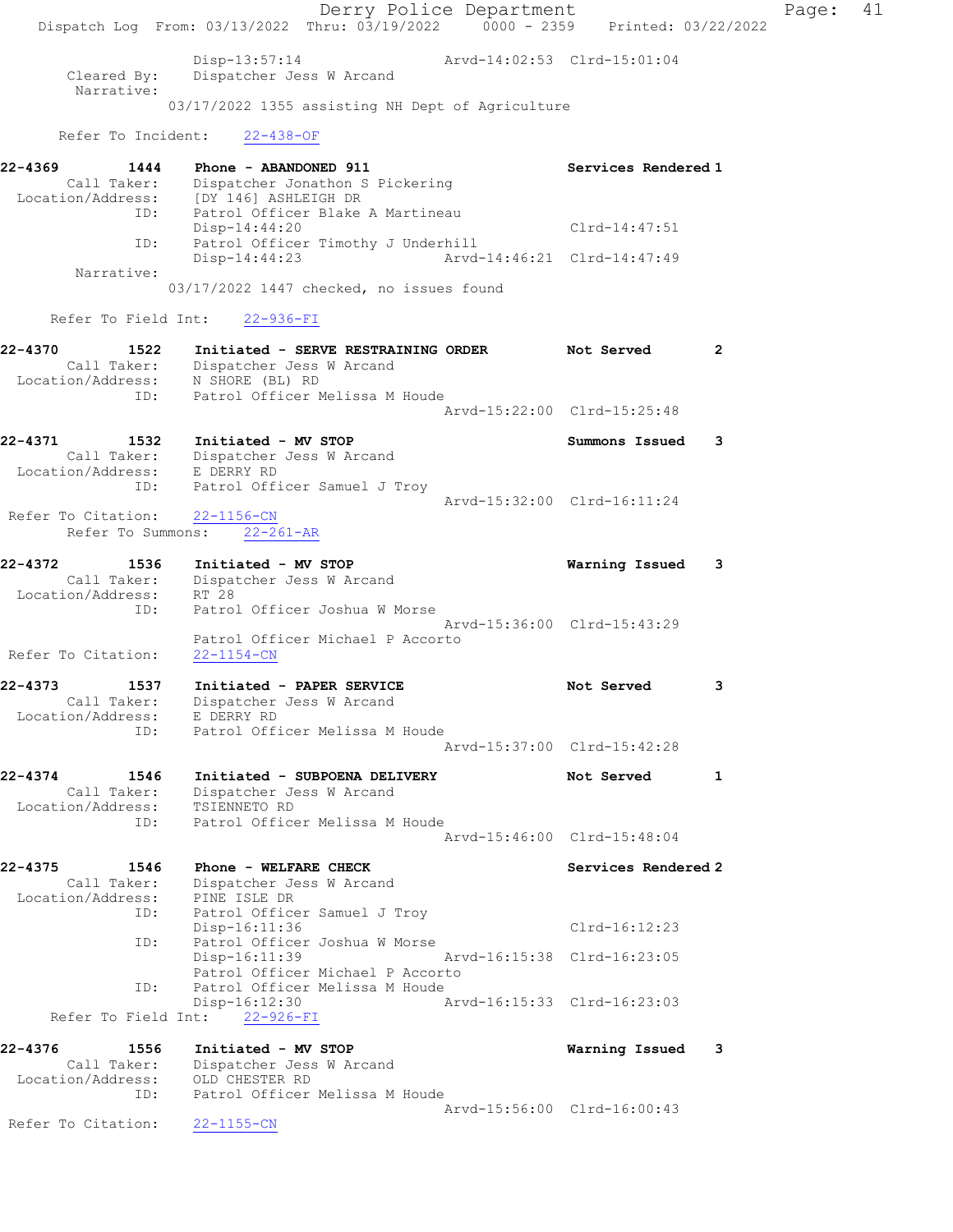```
                Disp-13:57:14                 Arvd-14:02:53  Clrd-15:01:04
      Cleared By:    Dispatcher Jess W Arcand
       Narrative:
              03/17/2022 1355 assisting NH Dept of Agriculture

     Refer To Incident:    22-438-OF

22-4369        1444     Phone - ABANDONED 911                       Services Rendered 1
      Call Taker:    Dispatcher Jonathon S Pickering
 Location/Address:    [DY 146] ASHLEIGH DR
              ID:    Patrol Officer Blake A Martineau
                     Disp-14:44:20                                Clrd-14:47:51
              ID:    Patrol Officer Timothy J Underhill
                     Disp-14:44:23               Arvd-14:46:21   Clrd-14:47:49
       Narrative:
              03/17/2022 1447 checked, no issues found

    Refer To Field Int:    22-936-FI

22-4370        1522     Initiated - SERVE RESTRAINING ORDER         Not Served         2
      Call Taker:    Dispatcher Jess W Arcand
 Location/Address:    N SHORE (BL) RD
              ID:    Patrol Officer Melissa M Houde
                                                 Arvd-15:22:00   Clrd-15:25:48

22-4371        1532     Initiated - MV STOP                          Summons Issued     3
      Call Taker:    Dispatcher Jess W Arcand
 Location/Address:    E DERRY RD
              ID:    Patrol Officer Samuel J Troy
                                                 Arvd-15:32:00   Clrd-16:11:24
 Refer To Citation:    22-1156-CN
      Refer To Summons:    22-261-AR

22-4372        1536     Initiated - MV STOP                          Warning Issued     3
      Call Taker:    Dispatcher Jess W Arcand
 Location/Address:    RT 28
              ID:    Patrol Officer Joshua W Morse
                                                 Arvd-15:36:00   Clrd-15:43:29
                     Patrol Officer Michael P Accorto
 Refer To Citation:    22-1154-CN

22-4373        1537     Initiated - PAPER SERVICE                    Not Served         3
      Call Taker:    Dispatcher Jess W Arcand
 Location/Address:    E DERRY RD
              ID:    Patrol Officer Melissa M Houde
                                                 Arvd-15:37:00   Clrd-15:42:28

22-4374        1546     Initiated - SUBPOENA DELIVERY                Not Served         1
      Call Taker:    Dispatcher Jess W Arcand
 Location/Address:    TSIENNETO RD
              ID:    Patrol Officer Melissa M Houde
                                                 Arvd-15:46:00   Clrd-15:48:04

22-4375        1546     Phone - WELFARE CHECK                       Services Rendered 2
      Call Taker:    Dispatcher Jess W Arcand
 Location/Address:    PINE ISLE DR
              ID:    Patrol Officer Samuel J Troy
                     Disp-16:11:36                                Clrd-16:12:23
              ID:    Patrol Officer Joshua W Morse
                     Disp-16:11:39               Arvd-16:15:38   Clrd-16:23:05
                     Patrol Officer Michael P Accorto
              ID:    Patrol Officer Melissa M Houde
                     Disp-16:12:30               Arvd-16:15:33   Clrd-16:23:03
    Refer To Field Int:    22-926-FI

22-4376        1556     Initiated - MV STOP                          Warning Issued     3
      Call Taker:    Dispatcher Jess W Arcand
 Location/Address:    OLD CHESTER RD
              ID:    Patrol Officer Melissa M Houde
                                                 Arvd-15:56:00   Clrd-16:00:43
 Refer To Citation:    22-1155-CN
```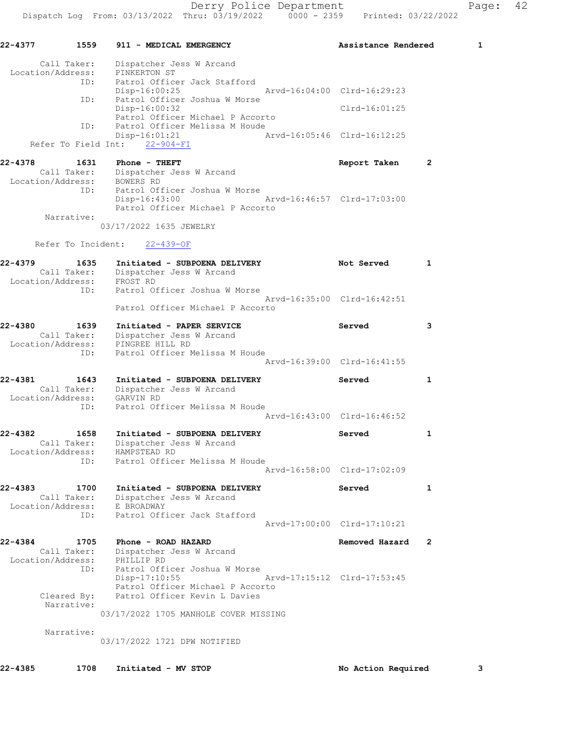22-4377 1559 911 - MEDICAL EMERGENCY Assistance Rendered 1

Call Taker: Dispatcher Jess W Arcand
Location/Address: PINKERTON ST
ID: Patrol Officer Jack Stafford
Disp-16:00:25 Arvd-16:04:00 Clrd-16:29:23
ID: Patrol Officer Joshua W Morse
Disp-16:00:32 Clrd-16:01:25
Patrol Officer Michael P Accorto
ID: Patrol Officer Melissa M Houde
Disp-16:01:21 Arvd-16:05:46 Clrd-16:12:25
Refer To Field Int: 22-904-FI

22-4378 1631 Phone - THEFT Report Taken 2

Call Taker: Dispatcher Jess W Arcand
Location/Address: BOWERS RD
ID: Patrol Officer Joshua W Morse
Disp-16:43:00 Arvd-16:46:57 Clrd-17:03:00
Patrol Officer Michael P Accorto
Narrative:
03/17/2022 1635 JEWELRY

Refer To Incident: 22-439-OF

22-4379 1635 Initiated - SUBPOENA DELIVERY Not Served 1

Call Taker: Dispatcher Jess W Arcand
Location/Address: FROST RD
ID: Patrol Officer Joshua W Morse
Arvd-16:35:00 Clrd-16:42:51
Patrol Officer Michael P Accorto

22-4380 1639 Initiated - PAPER SERVICE Served 3

Call Taker: Dispatcher Jess W Arcand
Location/Address: PINGREE HILL RD
ID: Patrol Officer Melissa M Houde
Arvd-16:39:00 Clrd-16:41:55

22-4381 1643 Initiated - SUBPOENA DELIVERY Served 1

Call Taker: Dispatcher Jess W Arcand
Location/Address: GARVIN RD
ID: Patrol Officer Melissa M Houde
Arvd-16:43:00 Clrd-16:46:52

22-4382 1658 Initiated - SUBPOENA DELIVERY Served 1

Call Taker: Dispatcher Jess W Arcand
Location/Address: HAMPSTEAD RD
ID: Patrol Officer Melissa M Houde
Arvd-16:58:00 Clrd-17:02:09

22-4383 1700 Initiated - SUBPOENA DELIVERY Served 1

Call Taker: Dispatcher Jess W Arcand
Location/Address: E BROADWAY
ID: Patrol Officer Jack Stafford
Arvd-17:00:00 Clrd-17:10:21

22-4384 1705 Phone - ROAD HAZARD Removed Hazard 2

Call Taker: Dispatcher Jess W Arcand
Location/Address: PHILLIP RD
ID: Patrol Officer Joshua W Morse
Disp-17:10:55 Arvd-17:15:12 Clrd-17:53:45
Patrol Officer Michael P Accorto
Cleared By: Patrol Officer Kevin L Davies
Narrative:
03/17/2022 1705 MANHOLE COVER MISSING

Narrative:
03/17/2022 1721 DPW NOTIFIED

22-4385 1708 Initiated - MV STOP No Action Required 3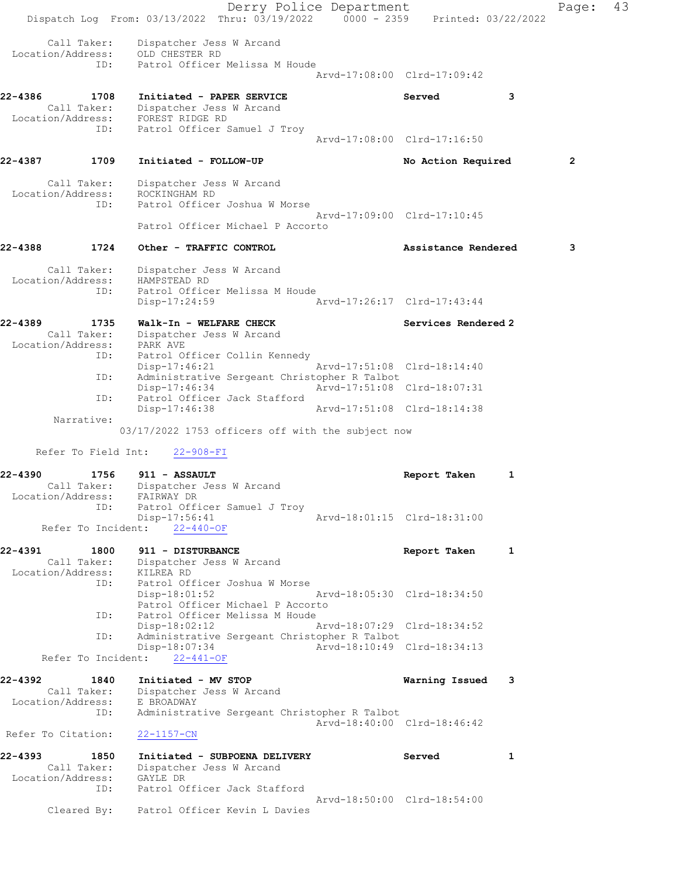```
 Call Taker:    Dispatcher Jess W Arcand
 Location/Address:    OLD CHESTER RD
              ID:    Patrol Officer Melissa M Houde
                                    Arvd-17:08:00  Clrd-17:09:42

22-4386        1708    Initiated - PAPER SERVICE              Served            3
 Call Taker:    Dispatcher Jess W Arcand
 Location/Address:    FOREST RIDGE RD
              ID:    Patrol Officer Samuel J Troy
                                    Arvd-17:08:00  Clrd-17:16:50

22-4387        1709    Initiated - FOLLOW-UP                  No Action Required        2

 Call Taker:    Dispatcher Jess W Arcand
 Location/Address:    ROCKINGHAM RD
              ID:    Patrol Officer Joshua W Morse
                                    Arvd-17:09:00  Clrd-17:10:45
                     Patrol Officer Michael P Accorto

22-4388        1724    Other - TRAFFIC CONTROL                Assistance Rendered       3

 Call Taker:    Dispatcher Jess W Arcand
 Location/Address:    HAMPSTEAD RD
              ID:    Patrol Officer Melissa M Houde
                     Disp-17:24:59        Arvd-17:26:17  Clrd-17:43:44

22-4389        1735    Walk-In - WELFARE CHECK                Services Rendered 2
 Call Taker:    Dispatcher Jess W Arcand
 Location/Address:    PARK AVE
              ID:    Patrol Officer Collin Kennedy
                     Disp-17:46:21        Arvd-17:51:08  Clrd-18:14:40
              ID:    Administrative Sergeant Christopher R Talbot
                     Disp-17:46:34        Arvd-17:51:08  Clrd-18:07:31
              ID:    Patrol Officer Jack Stafford
                     Disp-17:46:38        Arvd-17:51:08  Clrd-18:14:38
      Narrative:
                 03/17/2022 1753 officers off with the subject now

    Refer To Field Int:    22-908-FI

22-4390        1756    911 - ASSAULT                          Report Taken      1
 Call Taker:    Dispatcher Jess W Arcand
 Location/Address:    FAIRWAY DR
              ID:    Patrol Officer Samuel J Troy
                     Disp-17:56:41        Arvd-18:01:15  Clrd-18:31:00
     Refer To Incident:    22-440-OF

22-4391        1800    911 - DISTURBANCE                      Report Taken      1
 Call Taker:    Dispatcher Jess W Arcand
 Location/Address:    KILREA RD
              ID:    Patrol Officer Joshua W Morse
                     Disp-18:01:52        Arvd-18:05:30  Clrd-18:34:50
                     Patrol Officer Michael P Accorto
              ID:    Patrol Officer Melissa M Houde
                     Disp-18:02:12        Arvd-18:07:29  Clrd-18:34:52
              ID:    Administrative Sergeant Christopher R Talbot
                     Disp-18:07:34        Arvd-18:10:49  Clrd-18:34:13
     Refer To Incident:    22-441-OF

22-4392        1840    Initiated - MV STOP                    Warning Issued    3
 Call Taker:    Dispatcher Jess W Arcand
 Location/Address:    E BROADWAY
              ID:    Administrative Sergeant Christopher R Talbot
                                    Arvd-18:40:00  Clrd-18:46:42
 Refer To Citation:    22-1157-CN

22-4393        1850    Initiated - SUBPOENA DELIVERY          Served            1
 Call Taker:    Dispatcher Jess W Arcand
 Location/Address:    GAYLE DR
              ID:    Patrol Officer Jack Stafford
                                    Arvd-18:50:00  Clrd-18:54:00
     Cleared By:    Patrol Officer Kevin L Davies
```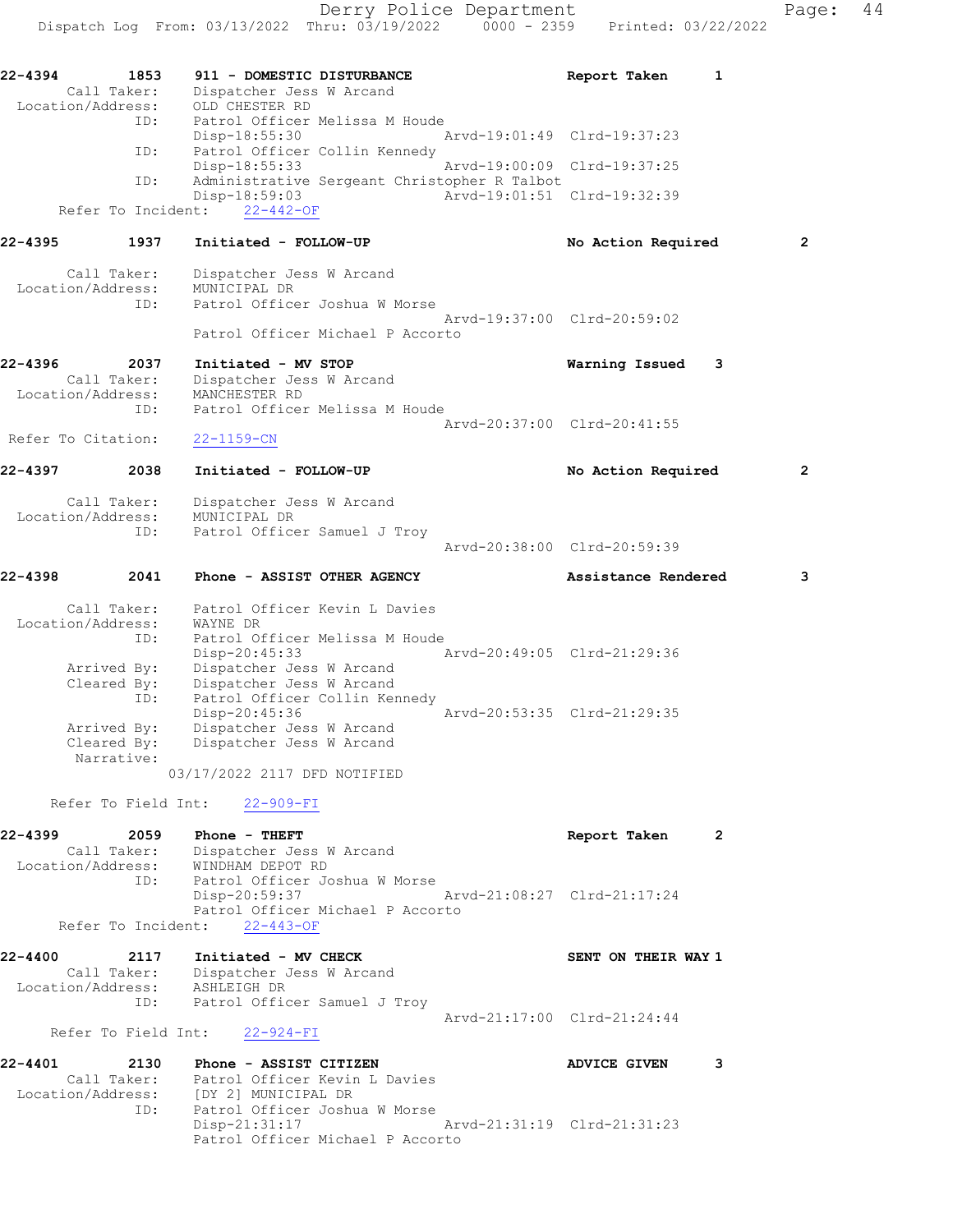22-4394 1853 911 - DOMESTIC DISTURBANCE Report Taken 1
Call Taker: Dispatcher Jess W Arcand
Location/Address: OLD CHESTER RD
ID: Patrol Officer Melissa M Houde
Disp-18:55:30 Arvd-19:01:49 Clrd-19:37:23
ID: Patrol Officer Collin Kennedy
Disp-18:55:33 Arvd-19:00:09 Clrd-19:37:25
ID: Administrative Sergeant Christopher R Talbot
Disp-18:59:03 Arvd-19:01:51 Clrd-19:32:39
Refer To Incident: 22-442-OF

22-4395 1937 Initiated - FOLLOW-UP No Action Required 2
Call Taker: Dispatcher Jess W Arcand
Location/Address: MUNICIPAL DR
ID: Patrol Officer Joshua W Morse
Arvd-19:37:00 Clrd-20:59:02
Patrol Officer Michael P Accorto

22-4396 2037 Initiated - MV STOP Warning Issued 3
Call Taker: Dispatcher Jess W Arcand
Location/Address: MANCHESTER RD
ID: Patrol Officer Melissa M Houde
Arvd-20:37:00 Clrd-20:41:55
Refer To Citation: 22-1159-CN

22-4397 2038 Initiated - FOLLOW-UP No Action Required 2
Call Taker: Dispatcher Jess W Arcand
Location/Address: MUNICIPAL DR
ID: Patrol Officer Samuel J Troy
Arvd-20:38:00 Clrd-20:59:39

22-4398 2041 Phone - ASSIST OTHER AGENCY Assistance Rendered 3
Call Taker: Patrol Officer Kevin L Davies
Location/Address: WAYNE DR
ID: Patrol Officer Melissa M Houde
Disp-20:45:33 Arvd-20:49:05 Clrd-21:29:36
Arrived By: Dispatcher Jess W Arcand
Cleared By: Dispatcher Jess W Arcand
ID: Patrol Officer Collin Kennedy
Disp-20:45:36 Arvd-20:53:35 Clrd-21:29:35
Arrived By: Dispatcher Jess W Arcand
Cleared By: Dispatcher Jess W Arcand
Narrative:
03/17/2022 2117 DFD NOTIFIED
Refer To Field Int: 22-909-FI

22-4399 2059 Phone - THEFT Report Taken 2
Call Taker: Dispatcher Jess W Arcand
Location/Address: WINDHAM DEPOT RD
ID: Patrol Officer Joshua W Morse
Disp-20:59:37 Arvd-21:08:27 Clrd-21:17:24
Patrol Officer Michael P Accorto
Refer To Incident: 22-443-OF

22-4400 2117 Initiated - MV CHECK SENT ON THEIR WAY 1
Call Taker: Dispatcher Jess W Arcand
Location/Address: ASHLEIGH DR
ID: Patrol Officer Samuel J Troy
Arvd-21:17:00 Clrd-21:24:44
Refer To Field Int: 22-924-FI

22-4401 2130 Phone - ASSIST CITIZEN ADVICE GIVEN 3
Call Taker: Patrol Officer Kevin L Davies
Location/Address: [DY 2] MUNICIPAL DR
ID: Patrol Officer Joshua W Morse
Disp-21:31:17 Arvd-21:31:19 Clrd-21:31:23
Patrol Officer Michael P Accorto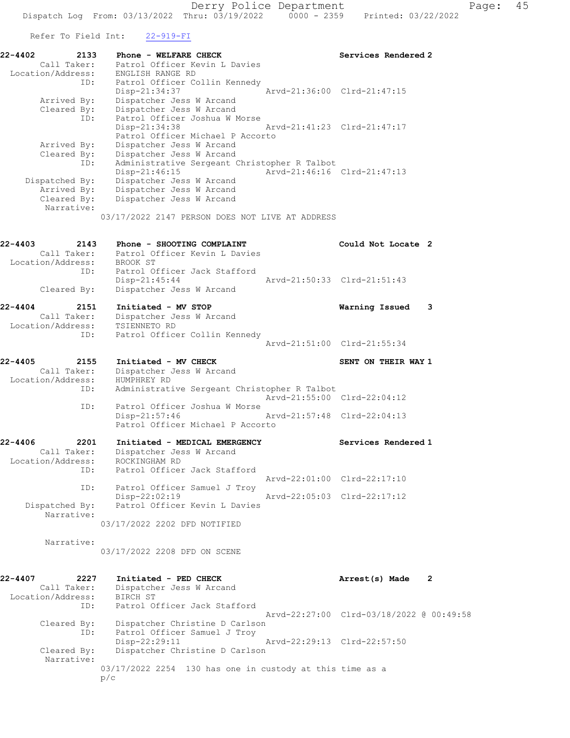Refer To Field Int: 22-919-FI

```
22-4402        2133    Phone - WELFARE CHECK                          Services Rendered 2
        Call Taker:    Patrol Officer Kevin L Davies
  Location/Address:    ENGLISH RANGE RD
                ID:    Patrol Officer Collin Kennedy
                       Disp-21:34:37                 Arvd-21:36:00  Clrd-21:47:15
       Arrived By:     Dispatcher Jess W Arcand
       Cleared By:     Dispatcher Jess W Arcand
                ID:    Patrol Officer Joshua W Morse
                       Disp-21:34:38                 Arvd-21:41:23  Clrd-21:47:17
                       Patrol Officer Michael P Accorto
       Arrived By:     Dispatcher Jess W Arcand
       Cleared By:     Dispatcher Jess W Arcand
                ID:    Administrative Sergeant Christopher R Talbot
                       Disp-21:46:15                 Arvd-21:46:16  Clrd-21:47:13
    Dispatched By:     Dispatcher Jess W Arcand
       Arrived By:     Dispatcher Jess W Arcand
       Cleared By:     Dispatcher Jess W Arcand
        Narrative:
                       03/17/2022 2147 PERSON DOES NOT LIVE AT ADDRESS

22-4403        2143    Phone - SHOOTING COMPLAINT                     Could Not Locate 2
        Call Taker:    Patrol Officer Kevin L Davies
  Location/Address:    BROOK ST
                ID:    Patrol Officer Jack Stafford
                       Disp-21:45:44                 Arvd-21:50:33  Clrd-21:51:43
       Cleared By:     Dispatcher Jess W Arcand

22-4404        2151    Initiated - MV STOP                            Warning Issued   3
        Call Taker:    Dispatcher Jess W Arcand
  Location/Address:    TSIENNETO RD
                ID:    Patrol Officer Collin Kennedy
                                                     Arvd-21:51:00  Clrd-21:55:34

22-4405        2155    Initiated - MV CHECK                           SENT ON THEIR WAY 1
        Call Taker:    Dispatcher Jess W Arcand
  Location/Address:    HUMPHREY RD
                ID:    Administrative Sergeant Christopher R Talbot
                                                     Arvd-21:55:00  Clrd-22:04:12
                ID:    Patrol Officer Joshua W Morse
                       Disp-21:57:46                 Arvd-21:57:48  Clrd-22:04:13
                       Patrol Officer Michael P Accorto

22-4406        2201    Initiated - MEDICAL EMERGENCY                  Services Rendered 1
        Call Taker:    Dispatcher Jess W Arcand
  Location/Address:    ROCKINGHAM RD
                ID:    Patrol Officer Jack Stafford
                                                     Arvd-22:01:00  Clrd-22:17:10
                ID:    Patrol Officer Samuel J Troy
                       Disp-22:02:19                 Arvd-22:05:03  Clrd-22:17:12
    Dispatched By:     Patrol Officer Kevin L Davies
        Narrative:
                       03/17/2022 2202 DFD NOTIFIED

        Narrative:
                       03/17/2022 2208 DFD ON SCENE

22-4407        2227    Initiated - PED CHECK                          Arrest(s) Made   2
        Call Taker:    Dispatcher Jess W Arcand
  Location/Address:    BIRCH ST
                ID:    Patrol Officer Jack Stafford
                                                     Arvd-22:27:00  Clrd-03/18/2022 @ 00:49:58
       Cleared By:     Dispatcher Christine D Carlson
                ID:    Patrol Officer Samuel J Troy
                       Disp-22:29:11                 Arvd-22:29:13  Clrd-22:57:50
       Cleared By:     Dispatcher Christine D Carlson
        Narrative:
                       03/17/2022 2254  130 has one in custody at this time as a
                       p/c
```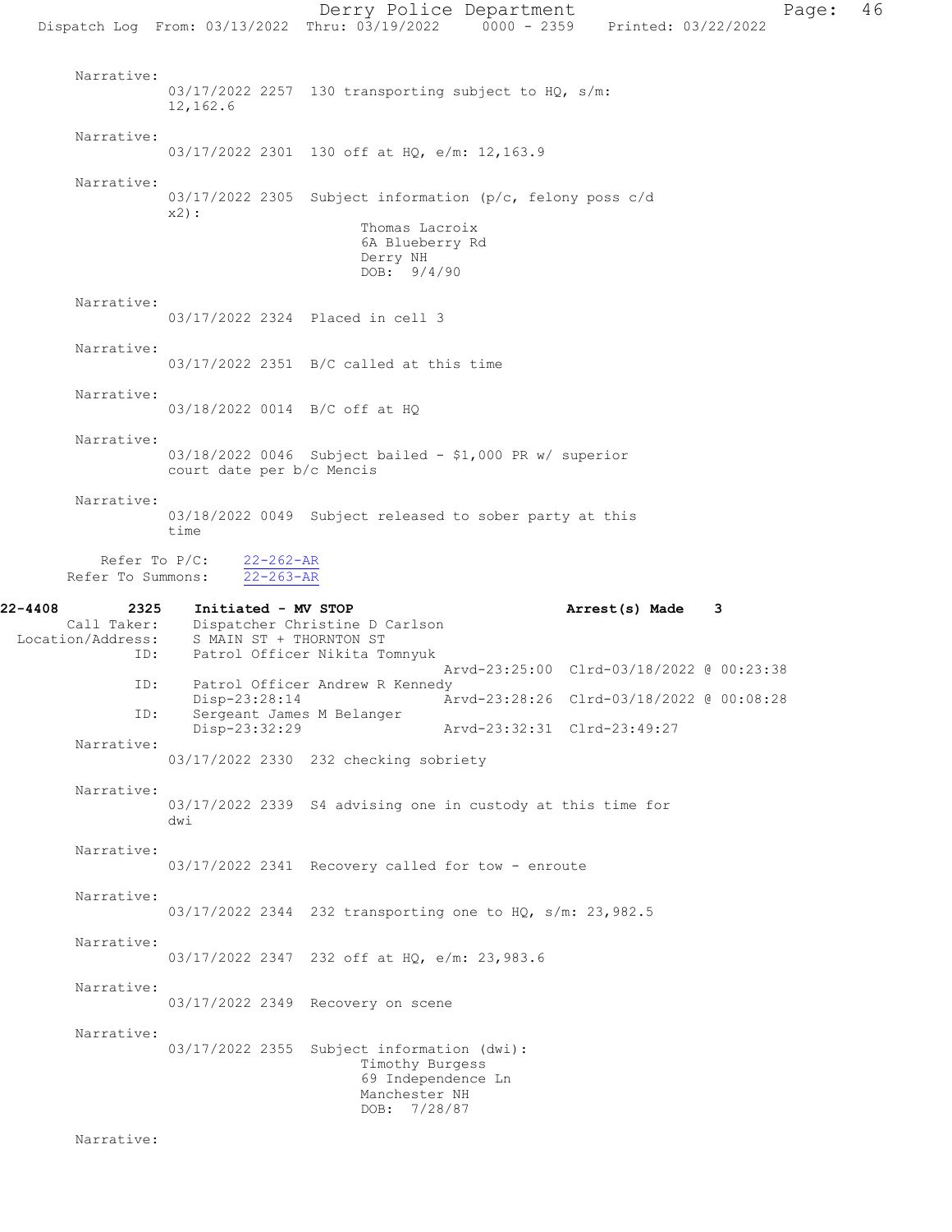Narrative:
03/17/2022 2257 130 transporting subject to HQ, s/m: 12,162.6

Narrative:
03/17/2022 2301 130 off at HQ, e/m: 12,163.9

Narrative:
03/17/2022 2305 Subject information (p/c, felony poss c/d x2):
Thomas Lacroix
6A Blueberry Rd
Derry NH
DOB: 9/4/90

Narrative:
03/17/2022 2324 Placed in cell 3

Narrative:
03/17/2022 2351 B/C called at this time

Narrative:
03/18/2022 0014 B/C off at HQ

Narrative:
03/18/2022 0046 Subject bailed - $1,000 PR w/ superior court date per b/c Mencis

Narrative:
03/18/2022 0049 Subject released to sober party at this time

Refer To P/C: 22-262-AR
Refer To Summons: 22-263-AR

**22-4408 2325 Initiated - MV STOP Arrest(s) Made 3**

Call Taker: Dispatcher Christine D Carlson
Location/Address: S MAIN ST + THORNTON ST
ID: Patrol Officer Nikita Tomnyuk
Arvd-23:25:00 Clrd-03/18/2022 @ 00:23:38
ID: Patrol Officer Andrew R Kennedy
Disp-23:28:14 Arvd-23:28:26 Clrd-03/18/2022 @ 00:08:28
ID: Sergeant James M Belanger
Disp-23:32:29 Arvd-23:32:31 Clrd-23:49:27

Narrative:
03/17/2022 2330 232 checking sobriety

Narrative:
03/17/2022 2339 S4 advising one in custody at this time for dwi

Narrative:
03/17/2022 2341 Recovery called for tow - enroute

Narrative:
03/17/2022 2344 232 transporting one to HQ, s/m: 23,982.5

Narrative:
03/17/2022 2347 232 off at HQ, e/m: 23,983.6

Narrative:
03/17/2022 2349 Recovery on scene

Narrative:
03/17/2022 2355 Subject information (dwi):
Timothy Burgess
69 Independence Ln
Manchester NH
DOB: 7/28/87

Narrative: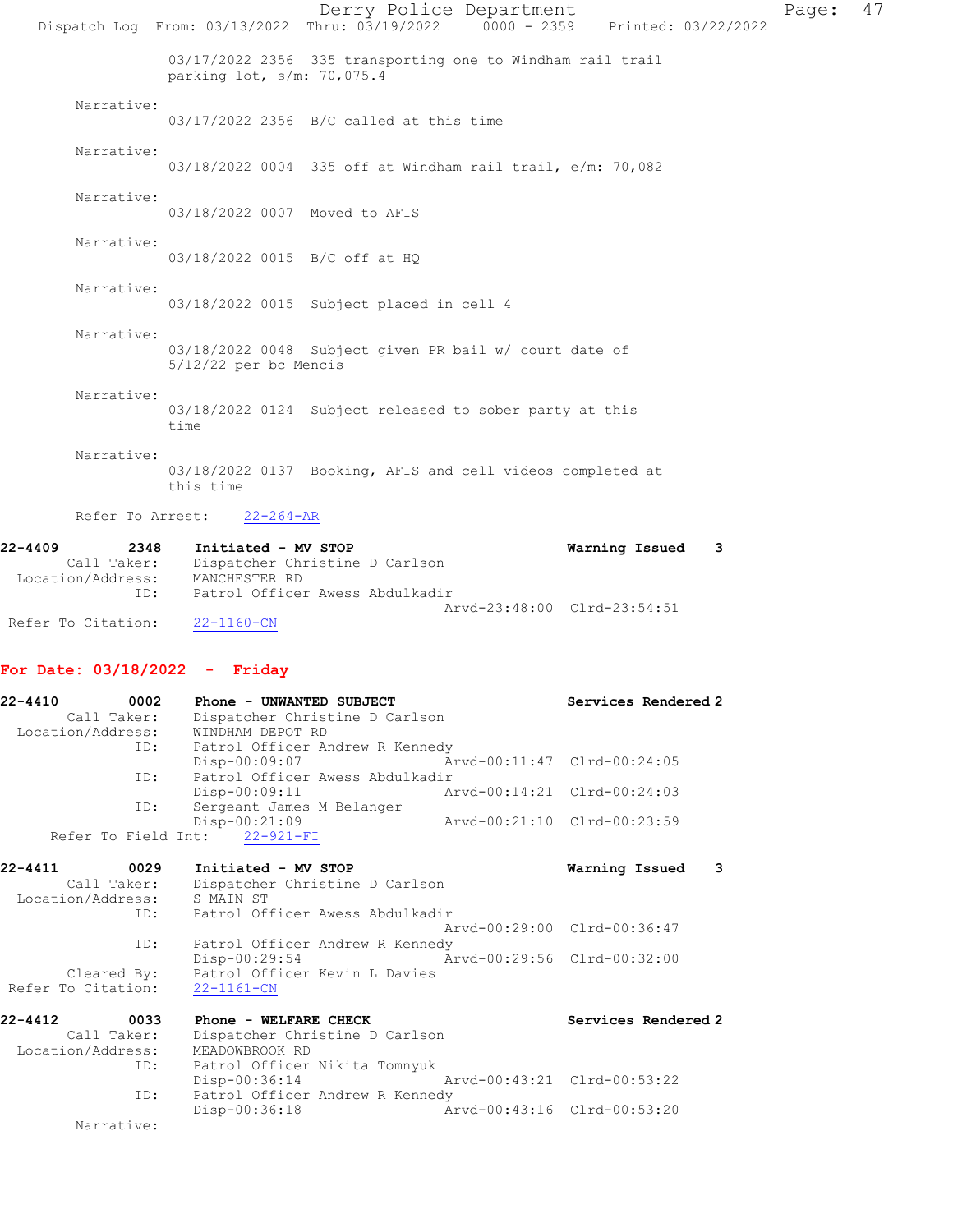03/17/2022 2356 335 transporting one to Windham rail trail parking lot, s/m: 70,075.4

Narrative:
03/17/2022 2356 B/C called at this time

Narrative:
03/18/2022 0004 335 off at Windham rail trail, e/m: 70,082

Narrative:
03/18/2022 0007 Moved to AFIS

Narrative:
03/18/2022 0015 B/C off at HQ

Narrative:
03/18/2022 0015 Subject placed in cell 4

Narrative:
03/18/2022 0048 Subject given PR bail w/ court date of 5/12/22 per bc Mencis

Narrative:
03/18/2022 0124 Subject released to sober party at this time

Narrative:
03/18/2022 0137 Booking, AFIS and cell videos completed at this time

Refer To Arrest: 22-264-AR

**22-4409 2348 Initiated - MV STOP** — **Warning Issued 3**
Call Taker: Dispatcher Christine D Carlson
Location/Address: MANCHESTER RD
ID: Patrol Officer Awess Abdulkadir
Arvd-23:48:00 Clrd-23:54:51
Refer To Citation: 22-1160-CN

## For Date: 03/18/2022 - Friday

**22-4410 0002 Phone - UNWANTED SUBJECT** — **Services Rendered 2**
Call Taker: Dispatcher Christine D Carlson
Location/Address: WINDHAM DEPOT RD
ID: Patrol Officer Andrew R Kennedy
Disp-00:09:07 Arvd-00:11:47 Clrd-00:24:05
ID: Patrol Officer Awess Abdulkadir
Disp-00:09:11 Arvd-00:14:21 Clrd-00:24:03
ID: Sergeant James M Belanger
Disp-00:21:09 Arvd-00:21:10 Clrd-00:23:59
Refer To Field Int: 22-921-FI

**22-4411 0029 Initiated - MV STOP** — **Warning Issued 3**
Call Taker: Dispatcher Christine D Carlson
Location/Address: S MAIN ST
ID: Patrol Officer Awess Abdulkadir
Arvd-00:29:00 Clrd-00:36:47
ID: Patrol Officer Andrew R Kennedy
Disp-00:29:54 Arvd-00:29:56 Clrd-00:32:00
Cleared By: Patrol Officer Kevin L Davies
Refer To Citation: 22-1161-CN

**22-4412 0033 Phone - WELFARE CHECK** — **Services Rendered 2**
Call Taker: Dispatcher Christine D Carlson
Location/Address: MEADOWBROOK RD
ID: Patrol Officer Nikita Tomnyuk
Disp-00:36:14 Arvd-00:43:21 Clrd-00:53:22
ID: Patrol Officer Andrew R Kennedy
Disp-00:36:18 Arvd-00:43:16 Clrd-00:53:20
Narrative: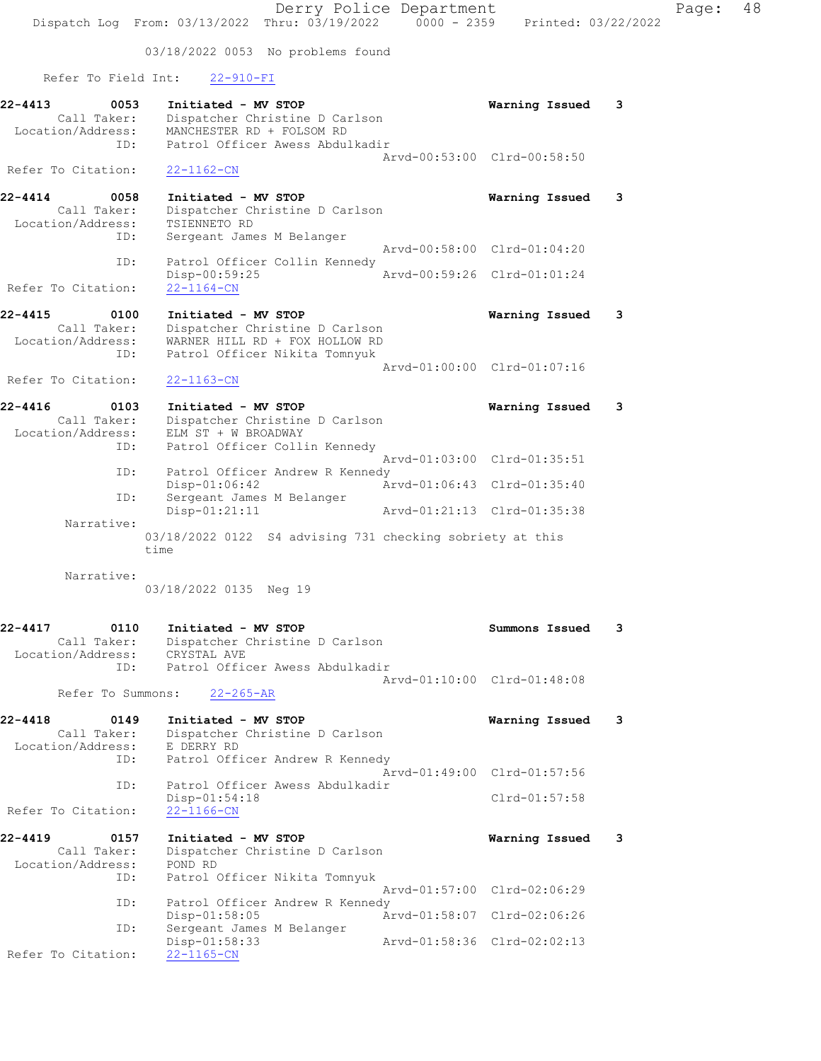03/18/2022 0053 No problems found

Refer To Field Int: 22-910-FI

**22-4413** 0053 **Initiated - MV STOP** **Warning Issued** 3
Call Taker: Dispatcher Christine D Carlson
Location/Address: MANCHESTER RD + FOLSOM RD
ID: Patrol Officer Awess Abdulkadir
Arvd-00:53:00 Clrd-00:58:50
Refer To Citation: 22-1162-CN

**22-4414** 0058 **Initiated - MV STOP** **Warning Issued** 3
Call Taker: Dispatcher Christine D Carlson
Location/Address: TSIENNETO RD
ID: Sergeant James M Belanger
Arvd-00:58:00 Clrd-01:04:20
ID: Patrol Officer Collin Kennedy
Disp-00:59:25 Arvd-00:59:26 Clrd-01:01:24
Refer To Citation: 22-1164-CN

**22-4415** 0100 **Initiated - MV STOP** **Warning Issued** 3
Call Taker: Dispatcher Christine D Carlson
Location/Address: WARNER HILL RD + FOX HOLLOW RD
ID: Patrol Officer Nikita Tomnyuk
Arvd-01:00:00 Clrd-01:07:16
Refer To Citation: 22-1163-CN

**22-4416** 0103 **Initiated - MV STOP** **Warning Issued** 3
Call Taker: Dispatcher Christine D Carlson
Location/Address: ELM ST + W BROADWAY
ID: Patrol Officer Collin Kennedy
Arvd-01:03:00 Clrd-01:35:51
ID: Patrol Officer Andrew R Kennedy
Disp-01:06:42 Arvd-01:06:43 Clrd-01:35:40
ID: Sergeant James M Belanger
Disp-01:21:11 Arvd-01:21:13 Clrd-01:35:38
Narrative:
03/18/2022 0122 S4 advising 731 checking sobriety at this time

Narrative:
03/18/2022 0135 Neg 19

**22-4417** 0110 **Initiated - MV STOP** **Summons Issued** 3
Call Taker: Dispatcher Christine D Carlson
Location/Address: CRYSTAL AVE
ID: Patrol Officer Awess Abdulkadir
Arvd-01:10:00 Clrd-01:48:08
Refer To Summons: 22-265-AR

**22-4418** 0149 **Initiated - MV STOP** **Warning Issued** 3
Call Taker: Dispatcher Christine D Carlson
Location/Address: E DERRY RD
ID: Patrol Officer Andrew R Kennedy
Arvd-01:49:00 Clrd-01:57:56
ID: Patrol Officer Awess Abdulkadir
Disp-01:54:18 Clrd-01:57:58
Refer To Citation: 22-1166-CN

**22-4419** 0157 **Initiated - MV STOP** **Warning Issued** 3
Call Taker: Dispatcher Christine D Carlson
Location/Address: POND RD
ID: Patrol Officer Nikita Tomnyuk
Arvd-01:57:00 Clrd-02:06:29
ID: Patrol Officer Andrew R Kennedy
Disp-01:58:05 Arvd-01:58:07 Clrd-02:06:26
ID: Sergeant James M Belanger
Disp-01:58:33 Arvd-01:58:36 Clrd-02:02:13
Refer To Citation: 22-1165-CN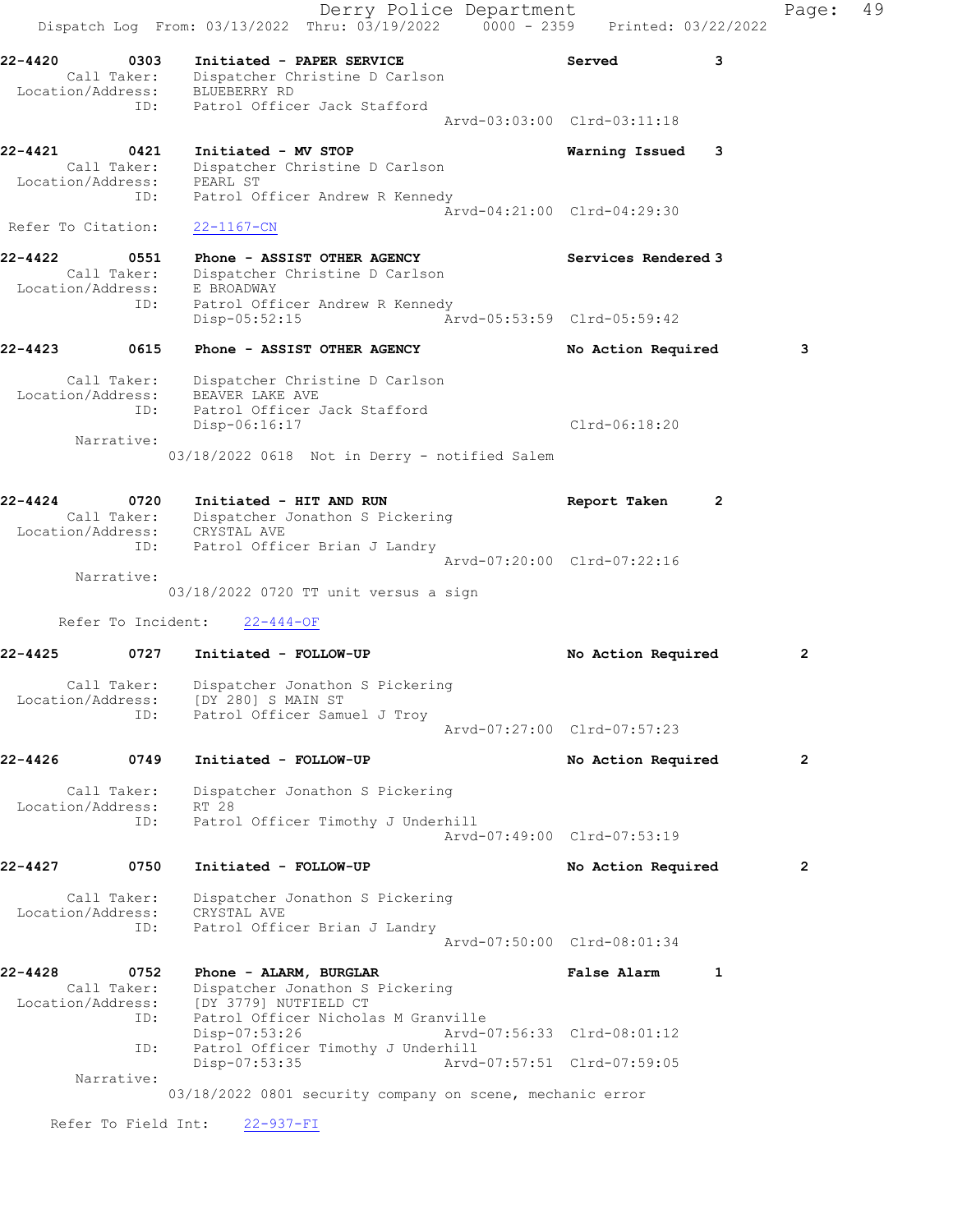Derry Police Department
Dispatch Log From: 03/13/2022 Thru: 03/19/2022 0000 - 2359 Printed: 03/22/2022

```
22-4420        0303    Initiated - PAPER SERVICE                     Served           3
      Call Taker:      Dispatcher Christine D Carlson
  Location/Address:    BLUEBERRY RD
               ID:     Patrol Officer Jack Stafford
                                                    Arvd-03:03:00  Clrd-03:11:18

22-4421        0421    Initiated - MV STOP                           Warning Issued   3
      Call Taker:      Dispatcher Christine D Carlson
  Location/Address:    PEARL ST
               ID:     Patrol Officer Andrew R Kennedy
                                                    Arvd-04:21:00  Clrd-04:29:30
 Refer To Citation:    22-1167-CN

22-4422        0551    Phone - ASSIST OTHER AGENCY                   Services Rendered 3
      Call Taker:      Dispatcher Christine D Carlson
  Location/Address:    E BROADWAY
               ID:     Patrol Officer Andrew R Kennedy
                       Disp-05:52:15                Arvd-05:53:59  Clrd-05:59:42

22-4423        0615    Phone - ASSIST OTHER AGENCY                   No Action Required        3

      Call Taker:      Dispatcher Christine D Carlson
  Location/Address:    BEAVER LAKE AVE
               ID:     Patrol Officer Jack Stafford
                       Disp-06:16:17                               Clrd-06:18:20
        Narrative:
                    03/18/2022 0618  Not in Derry - notified Salem


22-4424        0720    Initiated - HIT AND RUN                       Report Taken     2
      Call Taker:      Dispatcher Jonathon S Pickering
  Location/Address:    CRYSTAL AVE
               ID:     Patrol Officer Brian J Landry
                                                    Arvd-07:20:00  Clrd-07:22:16
        Narrative:
                    03/18/2022 0720 TT unit versus a sign

      Refer To Incident:    22-444-OF

22-4425        0727    Initiated - FOLLOW-UP                         No Action Required        2

      Call Taker:      Dispatcher Jonathon S Pickering
  Location/Address:    [DY 280] S MAIN ST
               ID:     Patrol Officer Samuel J Troy
                                                    Arvd-07:27:00  Clrd-07:57:23

22-4426        0749    Initiated - FOLLOW-UP                         No Action Required        2

      Call Taker:      Dispatcher Jonathon S Pickering
  Location/Address:    RT 28
               ID:     Patrol Officer Timothy J Underhill
                                                    Arvd-07:49:00  Clrd-07:53:19

22-4427        0750    Initiated - FOLLOW-UP                         No Action Required        2

      Call Taker:      Dispatcher Jonathon S Pickering
  Location/Address:    CRYSTAL AVE
               ID:     Patrol Officer Brian J Landry
                                                    Arvd-07:50:00  Clrd-08:01:34

22-4428        0752    Phone - ALARM, BURGLAR                        False Alarm      1
      Call Taker:      Dispatcher Jonathon S Pickering
  Location/Address:    [DY 3779] NUTFIELD CT
               ID:     Patrol Officer Nicholas M Granville
                       Disp-07:53:26                Arvd-07:56:33  Clrd-08:01:12
               ID:     Patrol Officer Timothy J Underhill
                       Disp-07:53:35                Arvd-07:57:51  Clrd-07:59:05
        Narrative:
                    03/18/2022 0801 security company on scene, mechanic error

    Refer To Field Int:    22-937-FI
```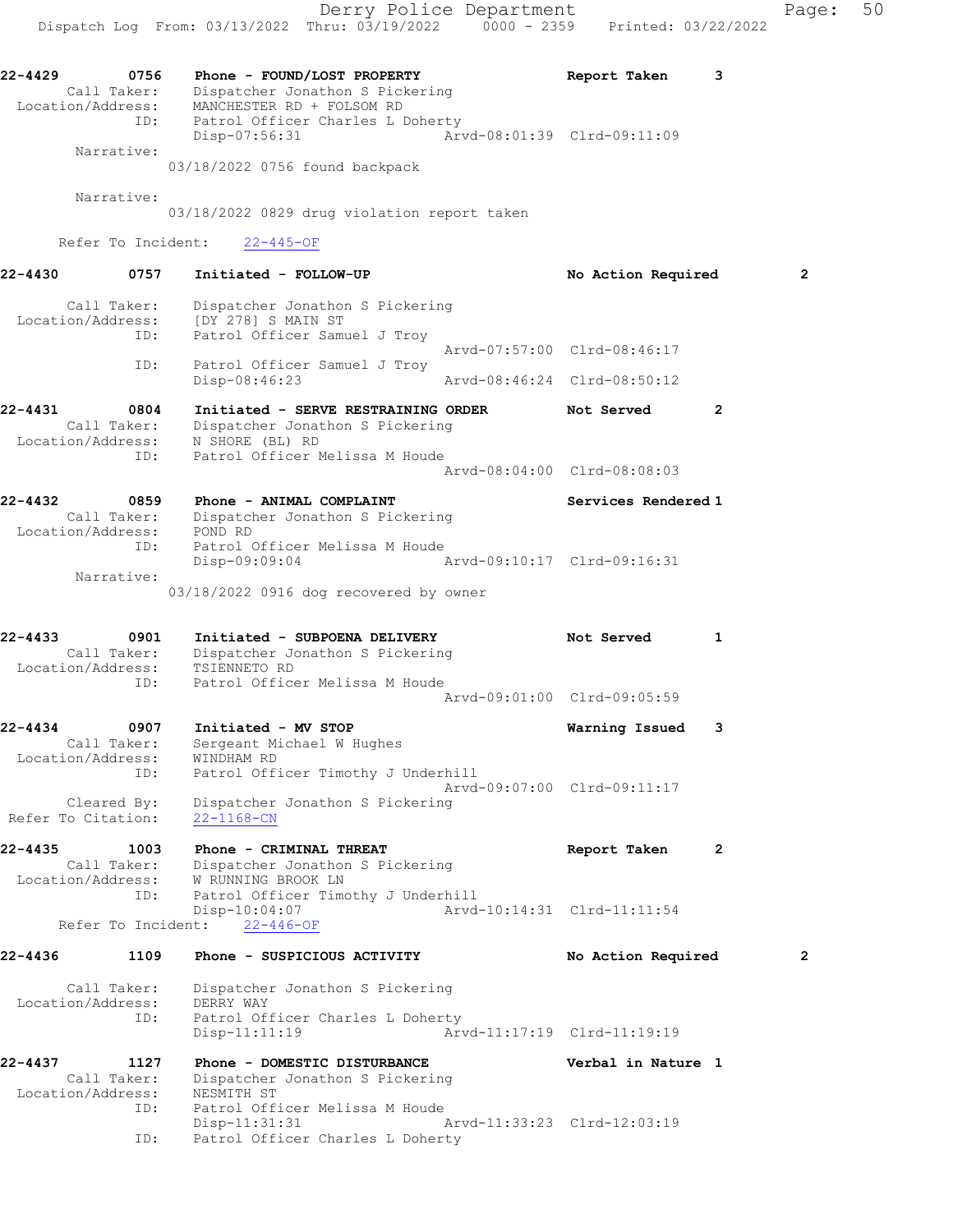22-4429 0756 Phone - FOUND/LOST PROPERTY Report Taken 3
Call Taker: Dispatcher Jonathon S Pickering
Location/Address: MANCHESTER RD + FOLSOM RD
ID: Patrol Officer Charles L Doherty
Disp-07:56:31 Arvd-08:01:39 Clrd-09:11:09
Narrative:
03/18/2022 0756 found backpack

Narrative:
03/18/2022 0829 drug violation report taken

Refer To Incident: 22-445-OF

22-4430 0757 Initiated - FOLLOW-UP No Action Required 2

Call Taker: Dispatcher Jonathon S Pickering
Location/Address: [DY 278] S MAIN ST
ID: Patrol Officer Samuel J Troy
Arvd-07:57:00 Clrd-08:46:17
ID: Patrol Officer Samuel J Troy
Disp-08:46:23 Arvd-08:46:24 Clrd-08:50:12

22-4431 0804 Initiated - SERVE RESTRAINING ORDER Not Served 2
Call Taker: Dispatcher Jonathon S Pickering
Location/Address: N SHORE (BL) RD
ID: Patrol Officer Melissa M Houde
Arvd-08:04:00 Clrd-08:08:03

22-4432 0859 Phone - ANIMAL COMPLAINT Services Rendered 1
Call Taker: Dispatcher Jonathon S Pickering
Location/Address: POND RD
ID: Patrol Officer Melissa M Houde
Disp-09:09:04 Arvd-09:10:17 Clrd-09:16:31
Narrative:
03/18/2022 0916 dog recovered by owner

22-4433 0901 Initiated - SUBPOENA DELIVERY Not Served 1
Call Taker: Dispatcher Jonathon S Pickering
Location/Address: TSIENNETO RD
ID: Patrol Officer Melissa M Houde
Arvd-09:01:00 Clrd-09:05:59

22-4434 0907 Initiated - MV STOP Warning Issued 3
Call Taker: Sergeant Michael W Hughes
Location/Address: WINDHAM RD
ID: Patrol Officer Timothy J Underhill
Arvd-09:07:00 Clrd-09:11:17
Cleared By: Dispatcher Jonathon S Pickering
Refer To Citation: 22-1168-CN

22-4435 1003 Phone - CRIMINAL THREAT Report Taken 2
Call Taker: Dispatcher Jonathon S Pickering
Location/Address: W RUNNING BROOK LN
ID: Patrol Officer Timothy J Underhill
Disp-10:04:07 Arvd-10:14:31 Clrd-11:11:54
Refer To Incident: 22-446-OF

22-4436 1109 Phone - SUSPICIOUS ACTIVITY No Action Required 2

Call Taker: Dispatcher Jonathon S Pickering
Location/Address: DERRY WAY
ID: Patrol Officer Charles L Doherty
Disp-11:11:19 Arvd-11:17:19 Clrd-11:19:19

22-4437 1127 Phone - DOMESTIC DISTURBANCE Verbal in Nature 1
Call Taker: Dispatcher Jonathon S Pickering
Location/Address: NESMITH ST
ID: Patrol Officer Melissa M Houde
Disp-11:31:31 Arvd-11:33:23 Clrd-12:03:19
ID: Patrol Officer Charles L Doherty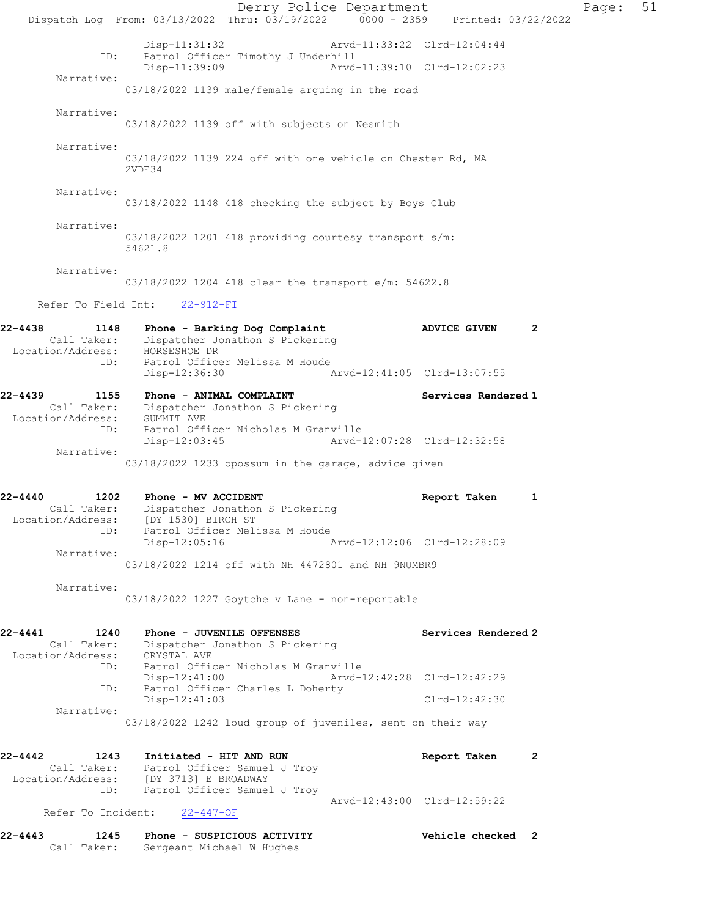```
                Disp-11:31:32                Arvd-11:33:22  Clrd-12:04:44
            ID:     Patrol Officer Timothy J Underhill
                Disp-11:39:09                Arvd-11:39:10  Clrd-12:02:23
        Narrative:
              03/18/2022 1139 male/female arguing in the road

        Narrative:
              03/18/2022 1139 off with subjects on Nesmith

        Narrative:
              03/18/2022 1139 224 off with one vehicle on Chester Rd, MA
              2VDE34

        Narrative:
              03/18/2022 1148 418 checking the subject by Boys Club

        Narrative:
              03/18/2022 1201 418 providing courtesy transport s/m:
              54621.8

        Narrative:
              03/18/2022 1204 418 clear the transport e/m: 54622.8

     Refer To Field Int:    22-912-FI

22-4438        1148    Phone - Barking Dog Complaint              ADVICE GIVEN      2
        Call Taker:    Dispatcher Jonathon S Pickering
  Location/Address:    HORSESHOE DR
               ID:     Patrol Officer Melissa M Houde
                Disp-12:36:30                Arvd-12:41:05  Clrd-13:07:55

22-4439        1155    Phone - ANIMAL COMPLAINT                   Services Rendered 1
        Call Taker:    Dispatcher Jonathon S Pickering
  Location/Address:    SUMMIT AVE
               ID:     Patrol Officer Nicholas M Granville
                Disp-12:03:45                Arvd-12:07:28  Clrd-12:32:58
        Narrative:
              03/18/2022 1233 opossum in the garage, advice given

22-4440        1202    Phone - MV ACCIDENT                        Report Taken      1
        Call Taker:    Dispatcher Jonathon S Pickering
  Location/Address:    [DY 1530] BIRCH ST
               ID:     Patrol Officer Melissa M Houde
                Disp-12:05:16                Arvd-12:12:06  Clrd-12:28:09
        Narrative:
              03/18/2022 1214 off with NH 4472801 and NH 9NUMBR9

        Narrative:
              03/18/2022 1227 Goytche v Lane - non-reportable

22-4441        1240    Phone - JUVENILE OFFENSES                  Services Rendered 2
        Call Taker:    Dispatcher Jonathon S Pickering
  Location/Address:    CRYSTAL AVE
               ID:     Patrol Officer Nicholas M Granville
                Disp-12:41:00                Arvd-12:42:28  Clrd-12:42:29
               ID:     Patrol Officer Charles L Doherty
                Disp-12:41:03                               Clrd-12:42:30
        Narrative:
              03/18/2022 1242 loud group of juveniles, sent on their way

22-4442        1243    Initiated - HIT AND RUN                    Report Taken      2
        Call Taker:    Patrol Officer Samuel J Troy
  Location/Address:    [DY 3713] E BROADWAY
               ID:     Patrol Officer Samuel J Troy
                                             Arvd-12:43:00  Clrd-12:59:22
     Refer To Incident:    22-447-OF

22-4443        1245    Phone - SUSPICIOUS ACTIVITY                Vehicle checked   2
        Call Taker:    Sergeant Michael W Hughes
```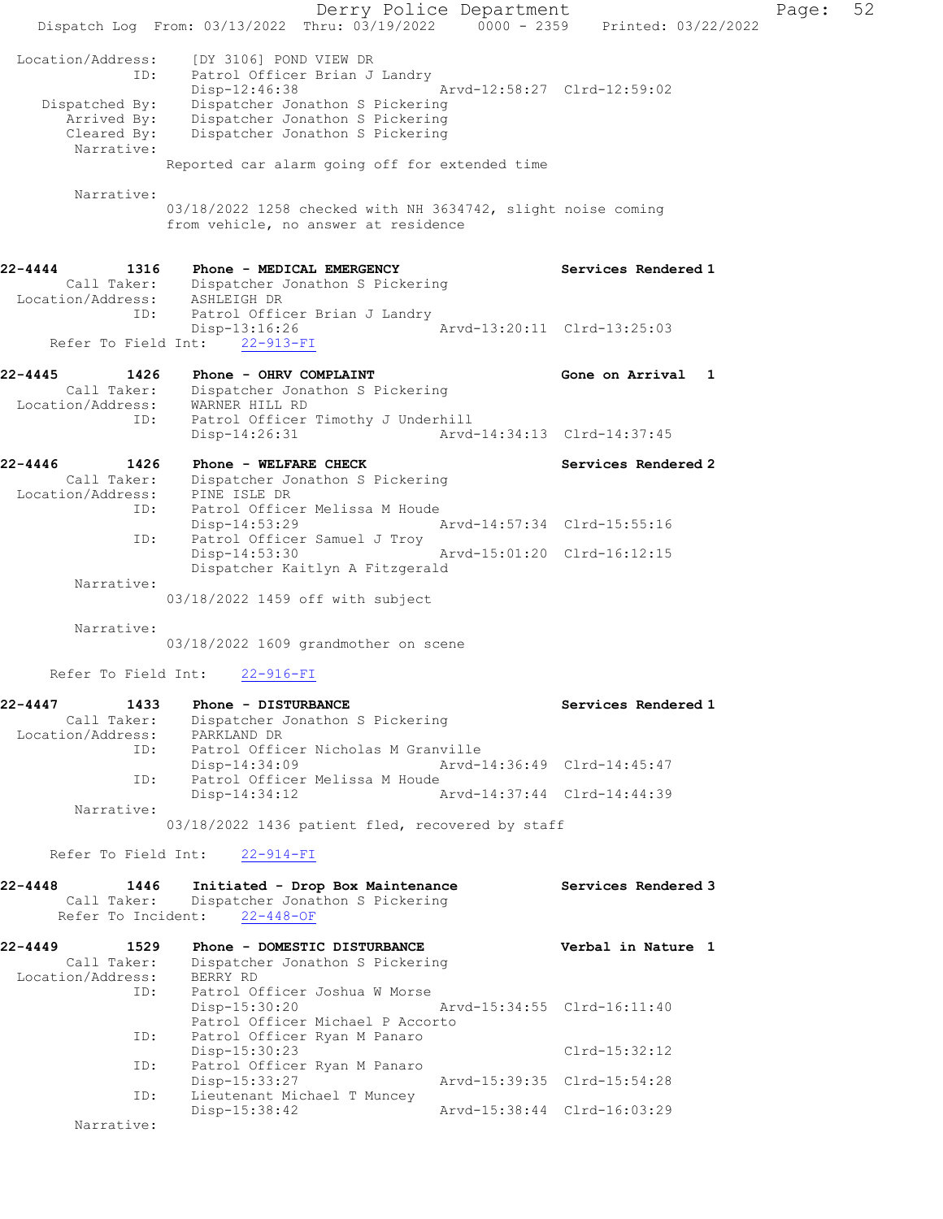```
 Location/Address:    [DY 3106] POND VIEW DR
              ID:    Patrol Officer Brian J Landry
                     Disp-12:46:38                 Arvd-12:58:27  Clrd-12:59:02
    Dispatched By:   Dispatcher Jonathon S Pickering
       Arrived By:   Dispatcher Jonathon S Pickering
       Cleared By:   Dispatcher Jonathon S Pickering
        Narrative:
                   Reported car alarm going off for extended time

        Narrative:
                   03/18/2022 1258 checked with NH 3634742, slight noise coming
                   from vehicle, no answer at residence


22-4444         1316    Phone - MEDICAL EMERGENCY                    Services Rendered 1
        Call Taker:    Dispatcher Jonathon S Pickering
  Location/Address:    ASHLEIGH DR
                ID:    Patrol Officer Brian J Landry
                       Disp-13:16:26                 Arvd-13:20:11  Clrd-13:25:03
     Refer To Field Int:    22-913-FI

22-4445         1426    Phone - OHRV COMPLAINT                       Gone on Arrival  1
        Call Taker:    Dispatcher Jonathon S Pickering
  Location/Address:    WARNER HILL RD
                ID:    Patrol Officer Timothy J Underhill
                       Disp-14:26:31                 Arvd-14:34:13  Clrd-14:37:45

22-4446         1426    Phone - WELFARE CHECK                        Services Rendered 2
        Call Taker:    Dispatcher Jonathon S Pickering
  Location/Address:    PINE ISLE DR
                ID:    Patrol Officer Melissa M Houde
                       Disp-14:53:29                 Arvd-14:57:34  Clrd-15:55:16
                ID:    Patrol Officer Samuel J Troy
                       Disp-14:53:30                 Arvd-15:01:20  Clrd-16:12:15
                       Dispatcher Kaitlyn A Fitzgerald
        Narrative:
                   03/18/2022 1459 off with subject

        Narrative:
                   03/18/2022 1609 grandmother on scene

     Refer To Field Int:    22-916-FI

22-4447         1433    Phone - DISTURBANCE                          Services Rendered 1
        Call Taker:    Dispatcher Jonathon S Pickering
  Location/Address:    PARKLAND DR
                ID:    Patrol Officer Nicholas M Granville
                       Disp-14:34:09                 Arvd-14:36:49  Clrd-14:45:47
                ID:    Patrol Officer Melissa M Houde
                       Disp-14:34:12                 Arvd-14:37:44  Clrd-14:44:39
        Narrative:
                   03/18/2022 1436 patient fled, recovered by staff

     Refer To Field Int:    22-914-FI

22-4448         1446    Initiated - Drop Box Maintenance             Services Rendered 3
        Call Taker:    Dispatcher Jonathon S Pickering
       Refer To Incident:    22-448-OF

22-4449         1529    Phone - DOMESTIC DISTURBANCE                 Verbal in Nature  1
        Call Taker:    Dispatcher Jonathon S Pickering
  Location/Address:    BERRY RD
                ID:    Patrol Officer Joshua W Morse
                       Disp-15:30:20                 Arvd-15:34:55  Clrd-16:11:40
                       Patrol Officer Michael P Accorto
                ID:    Patrol Officer Ryan M Panaro
                       Disp-15:30:23                                Clrd-15:32:12
                ID:    Patrol Officer Ryan M Panaro
                       Disp-15:33:27                 Arvd-15:39:35  Clrd-15:54:28
                ID:    Lieutenant Michael T Muncey
                       Disp-15:38:42                 Arvd-15:38:44  Clrd-16:03:29
        Narrative:
```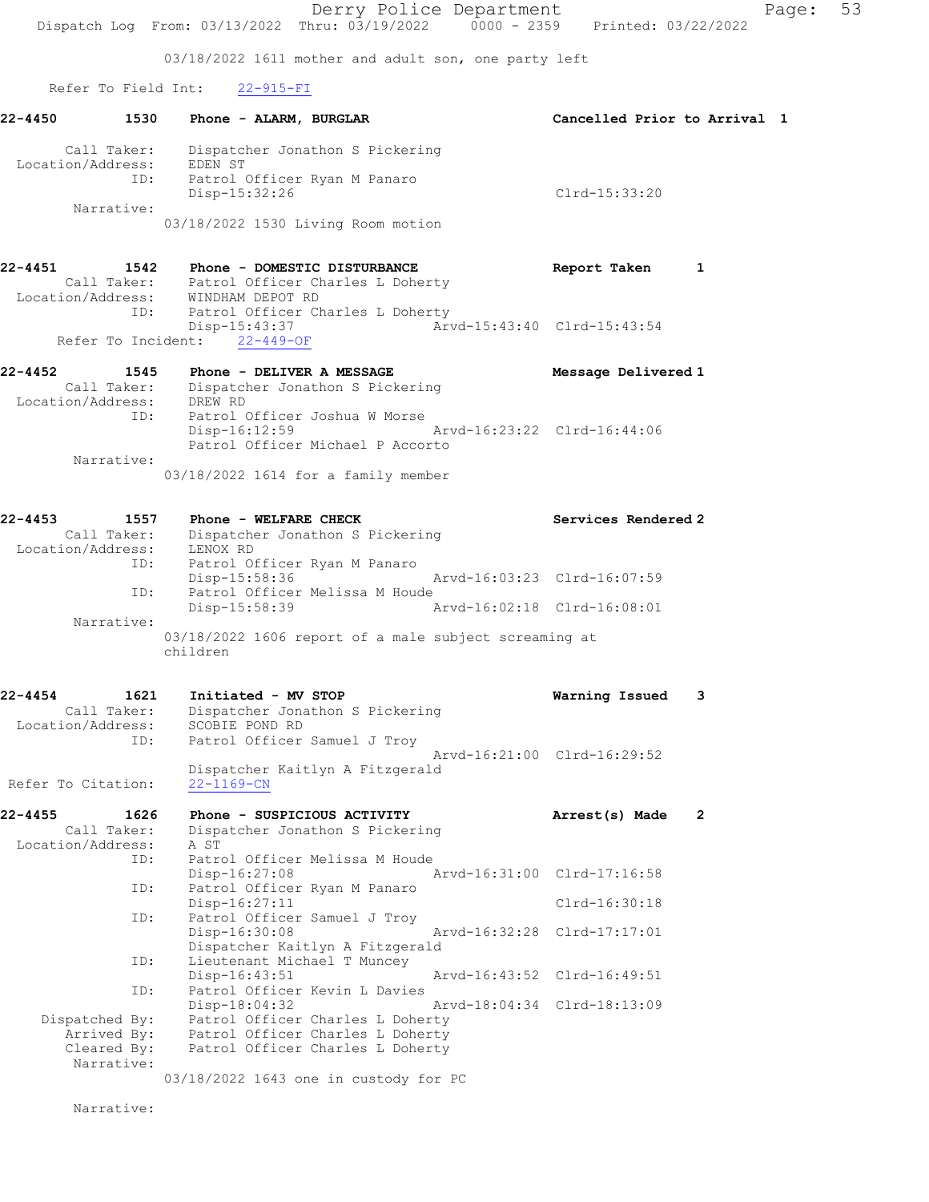03/18/2022 1611 mother and adult son, one party left

Refer To Field Int: 22-915-FI

**22-4450** 1530 Phone - **ALARM, BURGLAR** Cancelled Prior to Arrival 1

Call Taker: Dispatcher Jonathon S Pickering
Location/Address: EDEN ST
ID: Patrol Officer Ryan M Panaro
Disp-15:32:26 Clrd-15:33:20
Narrative:
03/18/2022 1530 Living Room motion

**22-4451** 1542 Phone - **DOMESTIC DISTURBANCE** Report Taken 1

Call Taker: Patrol Officer Charles L Doherty
Location/Address: WINDHAM DEPOT RD
ID: Patrol Officer Charles L Doherty
Disp-15:43:37 Arvd-15:43:40 Clrd-15:43:54
Refer To Incident: 22-449-OF

**22-4452** 1545 Phone - **DELIVER A MESSAGE** Message Delivered 1

Call Taker: Dispatcher Jonathon S Pickering
Location/Address: DREW RD
ID: Patrol Officer Joshua W Morse
Disp-16:12:59 Arvd-16:23:22 Clrd-16:44:06
Patrol Officer Michael P Accorto
Narrative:
03/18/2022 1614 for a family member

**22-4453** 1557 Phone - **WELFARE CHECK** Services Rendered 2

Call Taker: Dispatcher Jonathon S Pickering
Location/Address: LENOX RD
ID: Patrol Officer Ryan M Panaro
Disp-15:58:36 Arvd-16:03:23 Clrd-16:07:59
ID: Patrol Officer Melissa M Houde
Disp-15:58:39 Arvd-16:02:18 Clrd-16:08:01
Narrative:
03/18/2022 1606 report of a male subject screaming at children

**22-4454** 1621 Initiated - **MV STOP** Warning Issued 3

Call Taker: Dispatcher Jonathon S Pickering
Location/Address: SCOBIE POND RD
ID: Patrol Officer Samuel J Troy
Arvd-16:21:00 Clrd-16:29:52
Dispatcher Kaitlyn A Fitzgerald
Refer To Citation: 22-1169-CN

**22-4455** 1626 Phone - **SUSPICIOUS ACTIVITY** Arrest(s) Made 2

Call Taker: Dispatcher Jonathon S Pickering
Location/Address: A ST
ID: Patrol Officer Melissa M Houde
Disp-16:27:08 Arvd-16:31:00 Clrd-17:16:58
ID: Patrol Officer Ryan M Panaro
Disp-16:27:11 Clrd-16:30:18
ID: Patrol Officer Samuel J Troy
Disp-16:30:08 Arvd-16:32:28 Clrd-17:17:01
Dispatcher Kaitlyn A Fitzgerald
ID: Lieutenant Michael T Muncey
Disp-16:43:51 Arvd-16:43:52 Clrd-16:49:51
ID: Patrol Officer Kevin L Davies
Disp-18:04:32 Arvd-18:04:34 Clrd-18:13:09
Dispatched By: Patrol Officer Charles L Doherty
Arrived By: Patrol Officer Charles L Doherty
Cleared By: Patrol Officer Charles L Doherty
Narrative:
03/18/2022 1643 one in custody for PC

Narrative: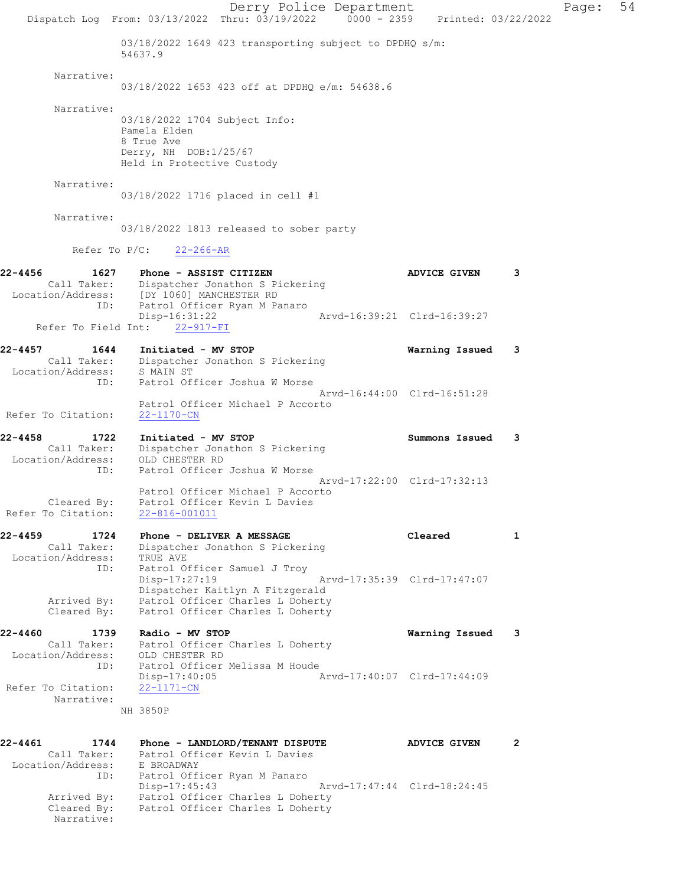03/18/2022 1649 423 transporting subject to DPDHQ s/m: 54637.9

Narrative:
03/18/2022 1653 423 off at DPDHQ e/m: 54638.6

Narrative:
03/18/2022 1704 Subject Info:
Pamela Elden
8 True Ave
Derry, NH DOB:1/25/67
Held in Protective Custody

Narrative:
03/18/2022 1716 placed in cell #1

Narrative:
03/18/2022 1813 released to sober party

Refer To P/C: 22-266-AR

**22-4456 1627 Phone - ASSIST CITIZEN** — ADVICE GIVEN 3
Call Taker: Dispatcher Jonathon S Pickering
Location/Address: [DY 1060] MANCHESTER RD
ID: Patrol Officer Ryan M Panaro
Disp-16:31:22 Arvd-16:39:21 Clrd-16:39:27
Refer To Field Int: 22-917-FI

**22-4457 1644 Initiated - MV STOP** — Warning Issued 3
Call Taker: Dispatcher Jonathon S Pickering
Location/Address: S MAIN ST
ID: Patrol Officer Joshua W Morse
Arvd-16:44:00 Clrd-16:51:28
Patrol Officer Michael P Accorto
Refer To Citation: 22-1170-CN

**22-4458 1722 Initiated - MV STOP** — Summons Issued 3
Call Taker: Dispatcher Jonathon S Pickering
Location/Address: OLD CHESTER RD
ID: Patrol Officer Joshua W Morse
Arvd-17:22:00 Clrd-17:32:13
Patrol Officer Michael P Accorto
Cleared By: Patrol Officer Kevin L Davies
Refer To Citation: 22-816-001011

**22-4459 1724 Phone - DELIVER A MESSAGE** — Cleared 1
Call Taker: Dispatcher Jonathon S Pickering
Location/Address: TRUE AVE
ID: Patrol Officer Samuel J Troy
Disp-17:27:19 Arvd-17:35:39 Clrd-17:47:07
Dispatcher Kaitlyn A Fitzgerald
Arrived By: Patrol Officer Charles L Doherty
Cleared By: Patrol Officer Charles L Doherty

**22-4460 1739 Radio - MV STOP** — Warning Issued 3
Call Taker: Patrol Officer Charles L Doherty
Location/Address: OLD CHESTER RD
ID: Patrol Officer Melissa M Houde
Disp-17:40:05 Arvd-17:40:07 Clrd-17:44:09
Refer To Citation: 22-1171-CN
Narrative:
NH 3850P

**22-4461 1744 Phone - LANDLORD/TENANT DISPUTE** — ADVICE GIVEN 2
Call Taker: Patrol Officer Kevin L Davies
Location/Address: E BROADWAY
ID: Patrol Officer Ryan M Panaro
Disp-17:45:43 Arvd-17:47:44 Clrd-18:24:45
Arrived By: Patrol Officer Charles L Doherty
Cleared By: Patrol Officer Charles L Doherty
Narrative: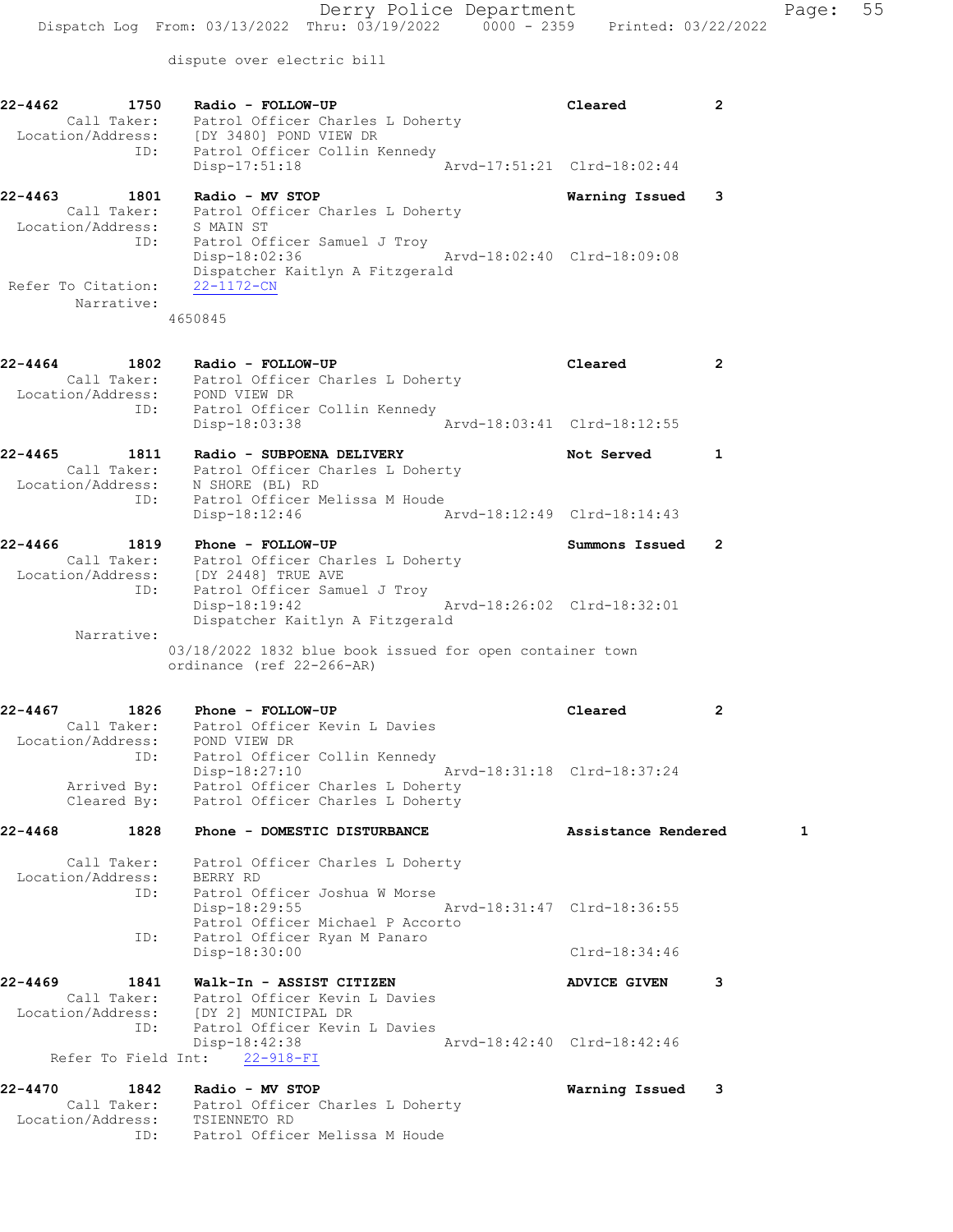dispute over electric bill

```
22-4462        1750    Radio - FOLLOW-UP                              Cleared          2
       Call Taker:     Patrol Officer Charles L Doherty
 Location/Address:     [DY 3480] POND VIEW DR
               ID:     Patrol Officer Collin Kennedy
                       Disp-17:51:18                   Arvd-17:51:21  Clrd-18:02:44

22-4463        1801    Radio - MV STOP                                Warning Issued   3
       Call Taker:     Patrol Officer Charles L Doherty
 Location/Address:     S MAIN ST
               ID:     Patrol Officer Samuel J Troy
                       Disp-18:02:36                   Arvd-18:02:40  Clrd-18:09:08
                       Dispatcher Kaitlyn A Fitzgerald
Refer To Citation:     22-1172-CN
        Narrative:
                    4650845

22-4464        1802    Radio - FOLLOW-UP                              Cleared          2
       Call Taker:     Patrol Officer Charles L Doherty
 Location/Address:     POND VIEW DR
               ID:     Patrol Officer Collin Kennedy
                       Disp-18:03:38                   Arvd-18:03:41  Clrd-18:12:55

22-4465        1811    Radio - SUBPOENA DELIVERY                      Not Served       1
       Call Taker:     Patrol Officer Charles L Doherty
 Location/Address:     N SHORE (BL) RD
               ID:     Patrol Officer Melissa M Houde
                       Disp-18:12:46                   Arvd-18:12:49  Clrd-18:14:43

22-4466        1819    Phone - FOLLOW-UP                              Summons Issued   2
       Call Taker:     Patrol Officer Charles L Doherty
 Location/Address:     [DY 2448] TRUE AVE
               ID:     Patrol Officer Samuel J Troy
                       Disp-18:19:42                   Arvd-18:26:02  Clrd-18:32:01
                       Dispatcher Kaitlyn A Fitzgerald
        Narrative:
                    03/18/2022 1832 blue book issued for open container town
                    ordinance (ref 22-266-AR)

22-4467        1826    Phone - FOLLOW-UP                              Cleared          2
       Call Taker:     Patrol Officer Kevin L Davies
 Location/Address:     POND VIEW DR
               ID:     Patrol Officer Collin Kennedy
                       Disp-18:27:10                   Arvd-18:31:18  Clrd-18:37:24
       Arrived By:     Patrol Officer Charles L Doherty
       Cleared By:     Patrol Officer Charles L Doherty

22-4468        1828    Phone - DOMESTIC DISTURBANCE                   Assistance Rendered     1

       Call Taker:     Patrol Officer Charles L Doherty
 Location/Address:     BERRY RD
               ID:     Patrol Officer Joshua W Morse
                       Disp-18:29:55                   Arvd-18:31:47  Clrd-18:36:55
                       Patrol Officer Michael P Accorto
               ID:     Patrol Officer Ryan M Panaro
                       Disp-18:30:00                                  Clrd-18:34:46

22-4469        1841    Walk-In - ASSIST CITIZEN                       ADVICE GIVEN     3
       Call Taker:     Patrol Officer Kevin L Davies
 Location/Address:     [DY 2] MUNICIPAL DR
               ID:     Patrol Officer Kevin L Davies
                       Disp-18:42:38                   Arvd-18:42:40  Clrd-18:42:46
   Refer To Field Int:    22-918-FI

22-4470        1842    Radio - MV STOP                                Warning Issued   3
       Call Taker:     Patrol Officer Charles L Doherty
 Location/Address:     TSIENNETO RD
               ID:     Patrol Officer Melissa M Houde
```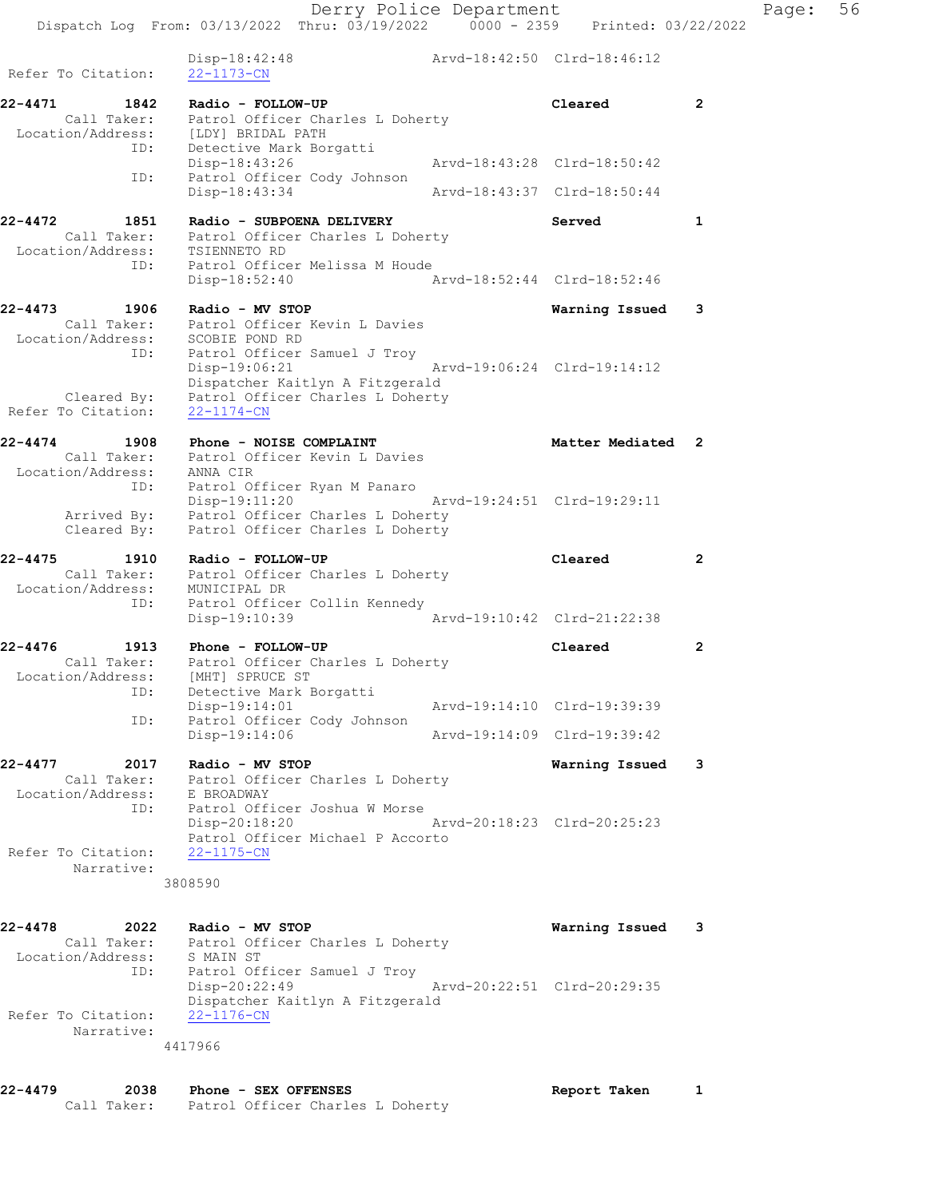```
                Disp-18:42:48                  Arvd-18:42:50  Clrd-18:46:12
 Refer To Citation:   22-1173-CN

22-4471        1842   Radio - FOLLOW-UP                         Cleared          2
       Call Taker:    Patrol Officer Charles L Doherty
  Location/Address:   [LDY] BRIDAL PATH
                ID:   Detective Mark Borgatti
                      Disp-18:43:26                  Arvd-18:43:28  Clrd-18:50:42
                ID:   Patrol Officer Cody Johnson
                      Disp-18:43:34                  Arvd-18:43:37  Clrd-18:50:44

22-4472        1851   Radio - SUBPOENA DELIVERY                 Served           1
       Call Taker:    Patrol Officer Charles L Doherty
  Location/Address:   TSIENNETO RD
                ID:   Patrol Officer Melissa M Houde
                      Disp-18:52:40                  Arvd-18:52:44  Clrd-18:52:46

22-4473        1906   Radio - MV STOP                           Warning Issued   3
       Call Taker:    Patrol Officer Kevin L Davies
  Location/Address:   SCOBIE POND RD
                ID:   Patrol Officer Samuel J Troy
                      Disp-19:06:21                  Arvd-19:06:24  Clrd-19:14:12
                      Dispatcher Kaitlyn A Fitzgerald
       Cleared By:    Patrol Officer Charles L Doherty
 Refer To Citation:   22-1174-CN

22-4474        1908   Phone - NOISE COMPLAINT                   Matter Mediated  2
       Call Taker:    Patrol Officer Kevin L Davies
  Location/Address:   ANNA CIR
                ID:   Patrol Officer Ryan M Panaro
                      Disp-19:11:20                  Arvd-19:24:51  Clrd-19:29:11
       Arrived By:    Patrol Officer Charles L Doherty
       Cleared By:    Patrol Officer Charles L Doherty

22-4475        1910   Radio - FOLLOW-UP                         Cleared          2
       Call Taker:    Patrol Officer Charles L Doherty
  Location/Address:   MUNICIPAL DR
                ID:   Patrol Officer Collin Kennedy
                      Disp-19:10:39                  Arvd-19:10:42  Clrd-21:22:38

22-4476        1913   Phone - FOLLOW-UP                         Cleared          2
       Call Taker:    Patrol Officer Charles L Doherty
  Location/Address:   [MHT] SPRUCE ST
                ID:   Detective Mark Borgatti
                      Disp-19:14:01                  Arvd-19:14:10  Clrd-19:39:39
                ID:   Patrol Officer Cody Johnson
                      Disp-19:14:06                  Arvd-19:14:09  Clrd-19:39:42

22-4477        2017   Radio - MV STOP                           Warning Issued   3
       Call Taker:    Patrol Officer Charles L Doherty
  Location/Address:   E BROADWAY
                ID:   Patrol Officer Joshua W Morse
                      Disp-20:18:20                  Arvd-20:18:23  Clrd-20:25:23
                      Patrol Officer Michael P Accorto
 Refer To Citation:   22-1175-CN
        Narrative:
                     3808590

22-4478        2022   Radio - MV STOP                           Warning Issued   3
       Call Taker:    Patrol Officer Charles L Doherty
  Location/Address:   S MAIN ST
                ID:   Patrol Officer Samuel J Troy
                      Disp-20:22:49                  Arvd-20:22:51  Clrd-20:29:35
                      Dispatcher Kaitlyn A Fitzgerald
 Refer To Citation:   22-1176-CN
        Narrative:
                     4417966

22-4479        2038   Phone - SEX OFFENSES                      Report Taken     1
       Call Taker:    Patrol Officer Charles L Doherty
```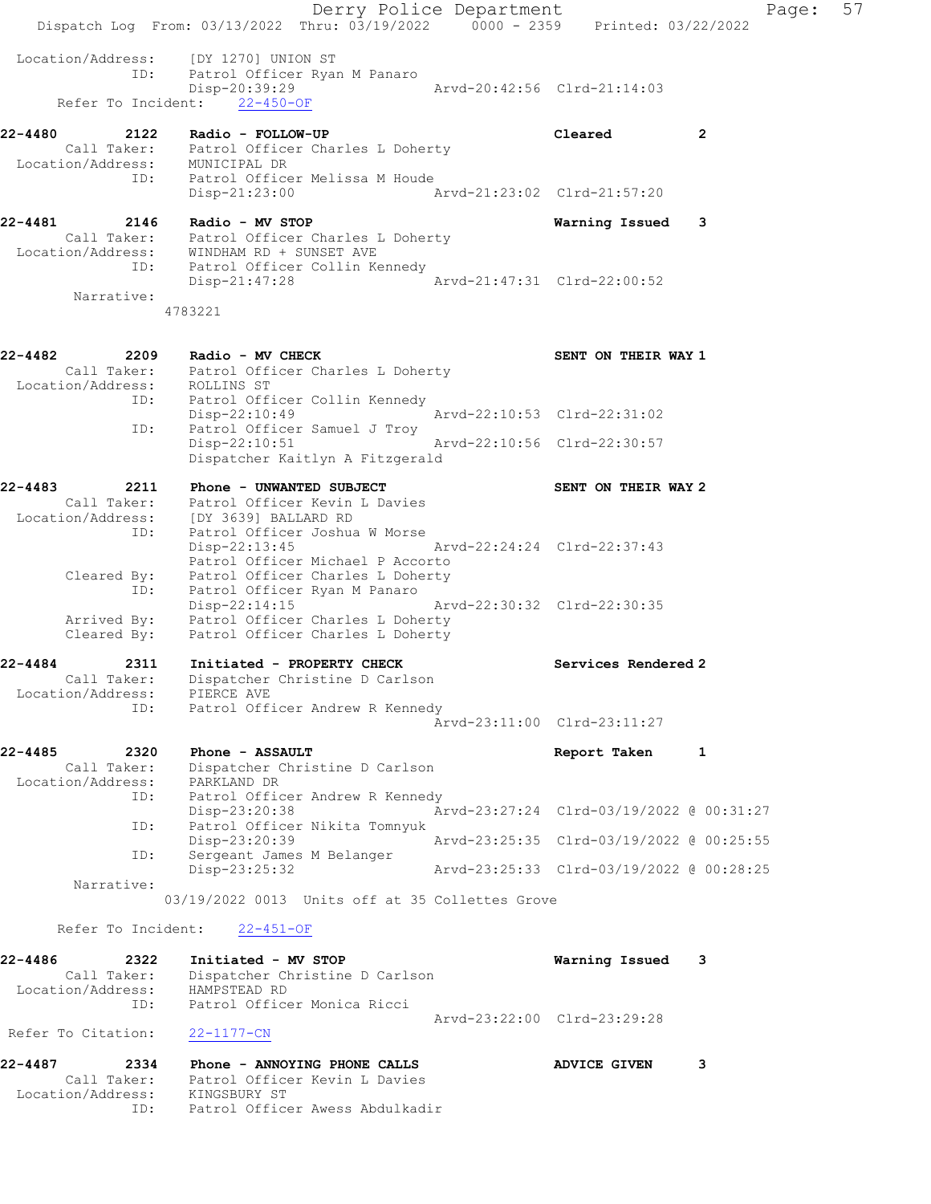```
 Location/Address:     [DY 1270] UNION ST
               ID:     Patrol Officer Ryan M Panaro
                       Disp-20:39:29                Arvd-20:42:56  Clrd-21:14:03
      Refer To Incident:     22-450-OF

22-4480        2122    Radio - FOLLOW-UP                           Cleared            2
       Call Taker:     Patrol Officer Charles L Doherty
 Location/Address:     MUNICIPAL DR
               ID:     Patrol Officer Melissa M Houde
                       Disp-21:23:00                Arvd-21:23:02  Clrd-21:57:20

22-4481        2146    Radio - MV STOP                             Warning Issued     3
       Call Taker:     Patrol Officer Charles L Doherty
 Location/Address:     WINDHAM RD + SUNSET AVE
               ID:     Patrol Officer Collin Kennedy
                       Disp-21:47:28                Arvd-21:47:31  Clrd-22:00:52
        Narrative:
                     4783221

22-4482        2209    Radio - MV CHECK                            SENT ON THEIR WAY 1
       Call Taker:     Patrol Officer Charles L Doherty
 Location/Address:     ROLLINS ST
               ID:     Patrol Officer Collin Kennedy
                       Disp-22:10:49                Arvd-22:10:53  Clrd-22:31:02
               ID:     Patrol Officer Samuel J Troy
                       Disp-22:10:51                Arvd-22:10:56  Clrd-22:30:57
                       Dispatcher Kaitlyn A Fitzgerald

22-4483        2211    Phone - UNWANTED SUBJECT                    SENT ON THEIR WAY 2
       Call Taker:     Patrol Officer Kevin L Davies
 Location/Address:     [DY 3639] BALLARD RD
               ID:     Patrol Officer Joshua W Morse
                       Disp-22:13:45                Arvd-22:24:24  Clrd-22:37:43
                       Patrol Officer Michael P Accorto
       Cleared By:     Patrol Officer Charles L Doherty
               ID:     Patrol Officer Ryan M Panaro
                       Disp-22:14:15                Arvd-22:30:32  Clrd-22:30:35
       Arrived By:     Patrol Officer Charles L Doherty
       Cleared By:     Patrol Officer Charles L Doherty

22-4484        2311    Initiated - PROPERTY CHECK                  Services Rendered 2
       Call Taker:     Dispatcher Christine D Carlson
 Location/Address:     PIERCE AVE
               ID:     Patrol Officer Andrew R Kennedy
                                                    Arvd-23:11:00  Clrd-23:11:27

22-4485        2320    Phone - ASSAULT                             Report Taken       1
       Call Taker:     Dispatcher Christine D Carlson
 Location/Address:     PARKLAND DR
               ID:     Patrol Officer Andrew R Kennedy
                       Disp-23:20:38                Arvd-23:27:24  Clrd-03/19/2022 @ 00:31:27
               ID:     Patrol Officer Nikita Tomnyuk
                       Disp-23:20:39                Arvd-23:25:35  Clrd-03/19/2022 @ 00:25:55
               ID:     Sergeant James M Belanger
                       Disp-23:25:32                Arvd-23:25:33  Clrd-03/19/2022 @ 00:28:25
        Narrative:
                     03/19/2022 0013  Units off at 35 Collettes Grove

      Refer To Incident:     22-451-OF

22-4486        2322    Initiated - MV STOP                         Warning Issued     3
       Call Taker:     Dispatcher Christine D Carlson
 Location/Address:     HAMPSTEAD RD
               ID:     Patrol Officer Monica Ricci
                                                    Arvd-23:22:00  Clrd-23:29:28
 Refer To Citation:    22-1177-CN

22-4487        2334    Phone - ANNOYING PHONE CALLS                ADVICE GIVEN       3
       Call Taker:     Patrol Officer Kevin L Davies
 Location/Address:     KINGSBURY ST
               ID:     Patrol Officer Awess Abdulkadir
```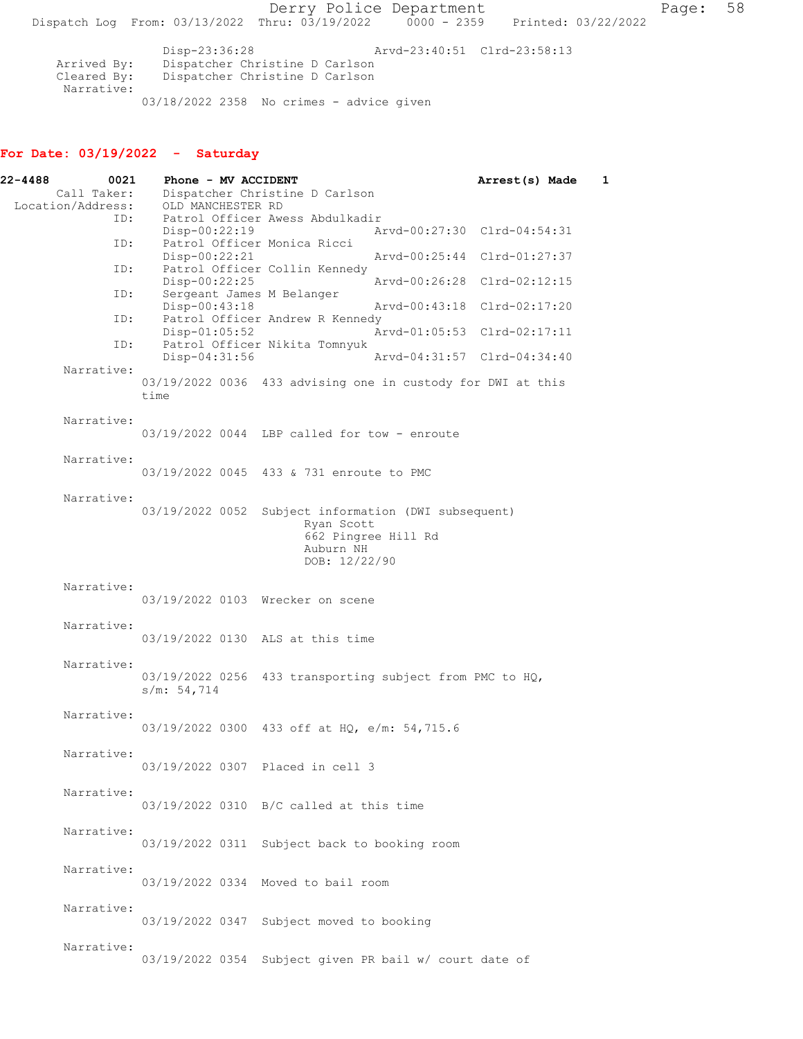```
            Disp-23:36:28                  Arvd-23:40:51  Clrd-23:58:13
  Arrived By:   Dispatcher Christine D Carlson
  Cleared By:   Dispatcher Christine D Carlson
   Narrative:
            03/18/2022 2358  No crimes - advice given
```

**For Date: 03/19/2022 - Saturday**

```
22-4488        0021     Phone - MV ACCIDENT                          Arrest(s) Made    1
     Call Taker:     Dispatcher Christine D Carlson
 Location/Address:   OLD MANCHESTER RD
             ID:     Patrol Officer Awess Abdulkadir
                     Disp-00:22:19                  Arvd-00:27:30  Clrd-04:54:31
             ID:     Patrol Officer Monica Ricci
                     Disp-00:22:21                  Arvd-00:25:44  Clrd-01:27:37
             ID:     Patrol Officer Collin Kennedy
                     Disp-00:22:25                  Arvd-00:26:28  Clrd-02:12:15
             ID:     Sergeant James M Belanger
                     Disp-00:43:18                  Arvd-00:43:18  Clrd-02:17:20
             ID:     Patrol Officer Andrew R Kennedy
                     Disp-01:05:52                  Arvd-01:05:53  Clrd-02:17:11
             ID:     Patrol Officer Nikita Tomnyuk
                     Disp-04:31:56                  Arvd-04:31:57  Clrd-04:34:40
      Narrative:
                03/19/2022 0036  433 advising one in custody for DWI at this
                time

      Narrative:
                03/19/2022 0044  LBP called for tow - enroute

      Narrative:
                03/19/2022 0045  433 & 731 enroute to PMC

      Narrative:
                03/19/2022 0052  Subject information (DWI subsequent)
                                       Ryan Scott
                                       662 Pingree Hill Rd
                                       Auburn NH
                                       DOB: 12/22/90

      Narrative:
                03/19/2022 0103  Wrecker on scene

      Narrative:
                03/19/2022 0130  ALS at this time

      Narrative:
                03/19/2022 0256  433 transporting subject from PMC to HQ,
                s/m: 54,714

      Narrative:
                03/19/2022 0300  433 off at HQ, e/m: 54,715.6

      Narrative:
                03/19/2022 0307  Placed in cell 3

      Narrative:
                03/19/2022 0310  B/C called at this time

      Narrative:
                03/19/2022 0311  Subject back to booking room

      Narrative:
                03/19/2022 0334  Moved to bail room

      Narrative:
                03/19/2022 0347  Subject moved to booking

      Narrative:
                03/19/2022 0354  Subject given PR bail w/ court date of
```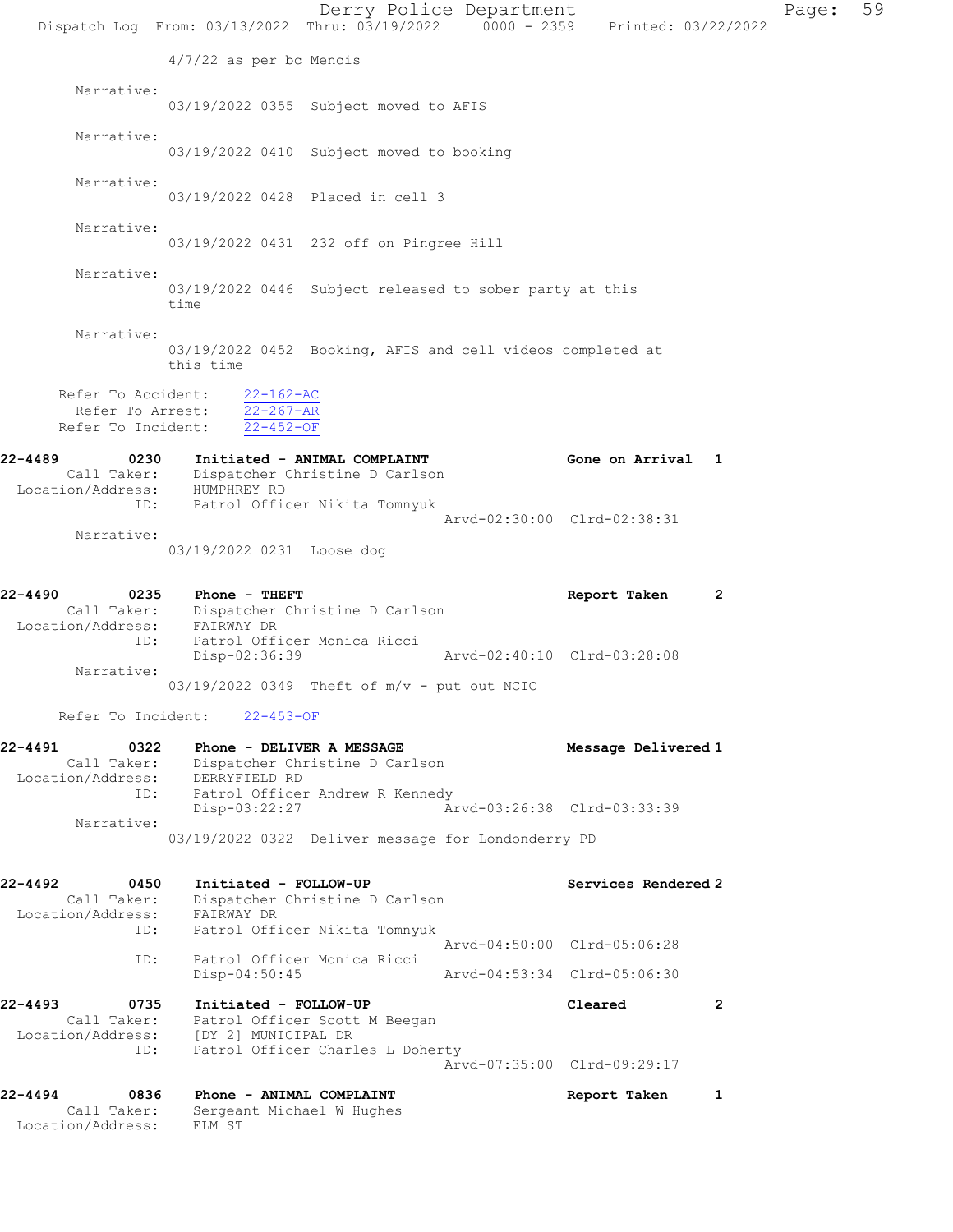4/7/22 as per bc Mencis

Narrative:
03/19/2022 0355 Subject moved to AFIS

Narrative:
03/19/2022 0410 Subject moved to booking

Narrative:
03/19/2022 0428 Placed in cell 3

Narrative:
03/19/2022 0431 232 off on Pingree Hill

Narrative:
03/19/2022 0446 Subject released to sober party at this time

Narrative:
03/19/2022 0452 Booking, AFIS and cell videos completed at this time

Refer To Accident: 22-162-AC
Refer To Arrest: 22-267-AR
Refer To Incident: 22-452-OF

**22-4489 0230 Initiated - ANIMAL COMPLAINT — Gone on Arrival 1**
Call Taker: Dispatcher Christine D Carlson
Location/Address: HUMPHREY RD
ID: Patrol Officer Nikita Tomnyuk
Arvd-02:30:00 Clrd-02:38:31
Narrative:
03/19/2022 0231 Loose dog

**22-4490 0235 Phone - THEFT — Report Taken 2**
Call Taker: Dispatcher Christine D Carlson
Location/Address: FAIRWAY DR
ID: Patrol Officer Monica Ricci
Disp-02:36:39 Arvd-02:40:10 Clrd-03:28:08
Narrative:
03/19/2022 0349 Theft of m/v - put out NCIC

Refer To Incident: 22-453-OF

**22-4491 0322 Phone - DELIVER A MESSAGE — Message Delivered 1**
Call Taker: Dispatcher Christine D Carlson
Location/Address: DERRYFIELD RD
ID: Patrol Officer Andrew R Kennedy
Disp-03:22:27 Arvd-03:26:38 Clrd-03:33:39
Narrative:
03/19/2022 0322 Deliver message for Londonderry PD

**22-4492 0450 Initiated - FOLLOW-UP — Services Rendered 2**
Call Taker: Dispatcher Christine D Carlson
Location/Address: FAIRWAY DR
ID: Patrol Officer Nikita Tomnyuk
Arvd-04:50:00 Clrd-05:06:28
ID: Patrol Officer Monica Ricci
Disp-04:50:45 Arvd-04:53:34 Clrd-05:06:30

**22-4493 0735 Initiated - FOLLOW-UP — Cleared 2**
Call Taker: Patrol Officer Scott M Beegan
Location/Address: [DY 2] MUNICIPAL DR
ID: Patrol Officer Charles L Doherty
Arvd-07:35:00 Clrd-09:29:17

**22-4494 0836 Phone - ANIMAL COMPLAINT — Report Taken 1**
Call Taker: Sergeant Michael W Hughes
Location/Address: ELM ST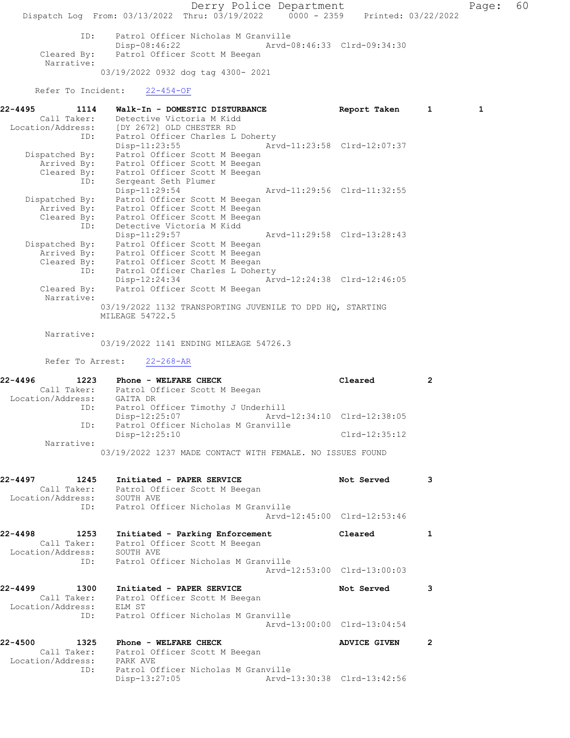```
         ID:    Patrol Officer Nicholas M Granville
                Disp-08:46:22                Arvd-08:46:33  Clrd-09:34:30
  Cleared By:   Patrol Officer Scott M Beegan
   Narrative:
               03/19/2022 0932 dog tag 4300- 2021

   Refer To Incident:   22-454-OF

22-4495        1114   Walk-In - DOMESTIC DISTURBANCE           Report Taken    1        1
     Call Taker:    Detective Victoria M Kidd
Location/Address:   [DY 2672] OLD CHESTER RD
             ID:    Patrol Officer Charles L Doherty
                    Disp-11:23:55                Arvd-11:23:58  Clrd-12:07:37
  Dispatched By:    Patrol Officer Scott M Beegan
     Arrived By:    Patrol Officer Scott M Beegan
     Cleared By:    Patrol Officer Scott M Beegan
             ID:    Sergeant Seth Plumer
                    Disp-11:29:54                Arvd-11:29:56  Clrd-11:32:55
  Dispatched By:    Patrol Officer Scott M Beegan
     Arrived By:    Patrol Officer Scott M Beegan
     Cleared By:    Patrol Officer Scott M Beegan
             ID:    Detective Victoria M Kidd
                    Disp-11:29:57                Arvd-11:29:58  Clrd-13:28:43
  Dispatched By:    Patrol Officer Scott M Beegan
     Arrived By:    Patrol Officer Scott M Beegan
     Cleared By:    Patrol Officer Scott M Beegan
             ID:    Patrol Officer Charles L Doherty
                    Disp-12:24:34                Arvd-12:24:38  Clrd-12:46:05
     Cleared By:    Patrol Officer Scott M Beegan
      Narrative:
                03/19/2022 1132 TRANSPORTING JUVENILE TO DPD HQ, STARTING
                MILEAGE 54722.5

      Narrative:
                03/19/2022 1141 ENDING MILEAGE 54726.3

      Refer To Arrest:   22-268-AR

22-4496        1223   Phone - WELFARE CHECK                    Cleared         2
     Call Taker:    Patrol Officer Scott M Beegan
Location/Address:   GAITA DR
             ID:    Patrol Officer Timothy J Underhill
                    Disp-12:25:07                Arvd-12:34:10  Clrd-12:38:05
             ID:    Patrol Officer Nicholas M Granville
                    Disp-12:25:10                               Clrd-12:35:12
      Narrative:
                03/19/2022 1237 MADE CONTACT WITH FEMALE. NO ISSUES FOUND

22-4497        1245   Initiated - PAPER SERVICE                Not Served      3
     Call Taker:    Patrol Officer Scott M Beegan
Location/Address:   SOUTH AVE
             ID:    Patrol Officer Nicholas M Granville
                                                 Arvd-12:45:00  Clrd-12:53:46

22-4498        1253   Initiated - Parking Enforcement          Cleared         1
     Call Taker:    Patrol Officer Scott M Beegan
Location/Address:   SOUTH AVE
             ID:    Patrol Officer Nicholas M Granville
                                                 Arvd-12:53:00  Clrd-13:00:03

22-4499        1300   Initiated - PAPER SERVICE                Not Served      3
     Call Taker:    Patrol Officer Scott M Beegan
Location/Address:   ELM ST
             ID:    Patrol Officer Nicholas M Granville
                                                 Arvd-13:00:00  Clrd-13:04:54

22-4500        1325   Phone - WELFARE CHECK                    ADVICE GIVEN    2
     Call Taker:    Patrol Officer Scott M Beegan
Location/Address:   PARK AVE
             ID:    Patrol Officer Nicholas M Granville
                    Disp-13:27:05                Arvd-13:30:38  Clrd-13:42:56
```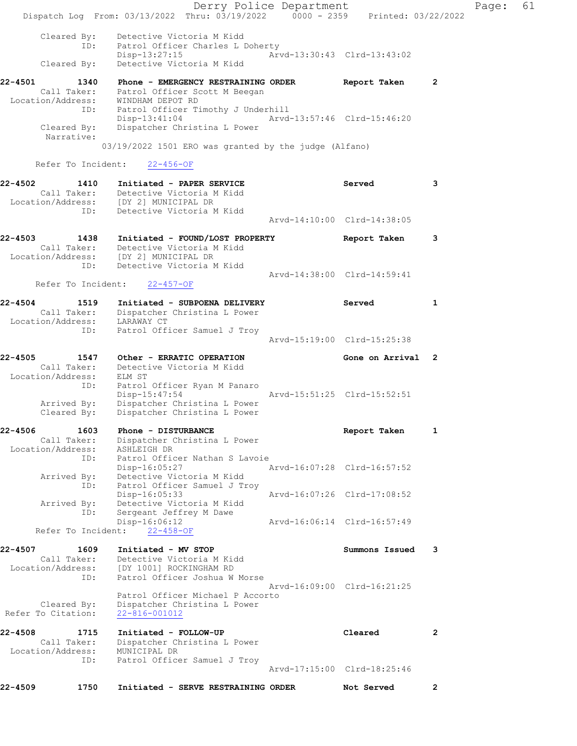```
      Cleared By:    Detective Victoria M Kidd
             ID:     Patrol Officer Charles L Doherty
                     Disp-13:27:15                Arvd-13:30:43  Clrd-13:43:02
      Cleared By:    Detective Victoria M Kidd

22-4501        1340    Phone - EMERGENCY RESTRAINING ORDER         Report Taken       2
        Call Taker:    Patrol Officer Scott M Beegan
  Location/Address:    WINDHAM DEPOT RD
                ID:    Patrol Officer Timothy J Underhill
                       Disp-13:41:04               Arvd-13:57:46  Clrd-15:46:20
        Cleared By:    Dispatcher Christina L Power
         Narrative:
                03/19/2022 1501 ERO was granted by the judge (Alfano)

      Refer To Incident:    22-456-OF

22-4502        1410    Initiated - PAPER SERVICE                   Served             3
        Call Taker:    Detective Victoria M Kidd
  Location/Address:    [DY 2] MUNICIPAL DR
                ID:    Detective Victoria M Kidd
                                                   Arvd-14:10:00  Clrd-14:38:05

22-4503        1438    Initiated - FOUND/LOST PROPERTY             Report Taken       3
        Call Taker:    Detective Victoria M Kidd
  Location/Address:    [DY 2] MUNICIPAL DR
                ID:    Detective Victoria M Kidd
                                                   Arvd-14:38:00  Clrd-14:59:41
      Refer To Incident:    22-457-OF

22-4504        1519    Initiated - SUBPOENA DELIVERY               Served             1
        Call Taker:    Dispatcher Christina L Power
  Location/Address:    LARAWAY CT
                ID:    Patrol Officer Samuel J Troy
                                                   Arvd-15:19:00  Clrd-15:25:38

22-4505        1547    Other - ERRATIC OPERATION                   Gone on Arrival    2
        Call Taker:    Detective Victoria M Kidd
  Location/Address:    ELM ST
                ID:    Patrol Officer Ryan M Panaro
                       Disp-15:47:54               Arvd-15:51:25  Clrd-15:52:51
        Arrived By:    Dispatcher Christina L Power
        Cleared By:    Dispatcher Christina L Power

22-4506        1603    Phone - DISTURBANCE                         Report Taken       1
        Call Taker:    Dispatcher Christina L Power
  Location/Address:    ASHLEIGH DR
                ID:    Patrol Officer Nathan S Lavoie
                       Disp-16:05:27               Arvd-16:07:28  Clrd-16:57:52
        Arrived By:    Detective Victoria M Kidd
                ID:    Patrol Officer Samuel J Troy
                       Disp-16:05:33               Arvd-16:07:26  Clrd-17:08:52
        Arrived By:    Detective Victoria M Kidd
                ID:    Sergeant Jeffrey M Dawe
                       Disp-16:06:12               Arvd-16:06:14  Clrd-16:57:49
      Refer To Incident:    22-458-OF

22-4507        1609    Initiated - MV STOP                         Summons Issued     3
        Call Taker:    Detective Victoria M Kidd
  Location/Address:    [DY 1001] ROCKINGHAM RD
                ID:    Patrol Officer Joshua W Morse
                                                   Arvd-16:09:00  Clrd-16:21:25
                       Patrol Officer Michael P Accorto
        Cleared By:    Dispatcher Christina L Power
 Refer To Citation:    22-816-001012

22-4508        1715    Initiated - FOLLOW-UP                       Cleared            2
        Call Taker:    Dispatcher Christina L Power
  Location/Address:    MUNICIPAL DR
                ID:    Patrol Officer Samuel J Troy
                                                   Arvd-17:15:00  Clrd-18:25:46

22-4509        1750    Initiated - SERVE RESTRAINING ORDER         Not Served         2
```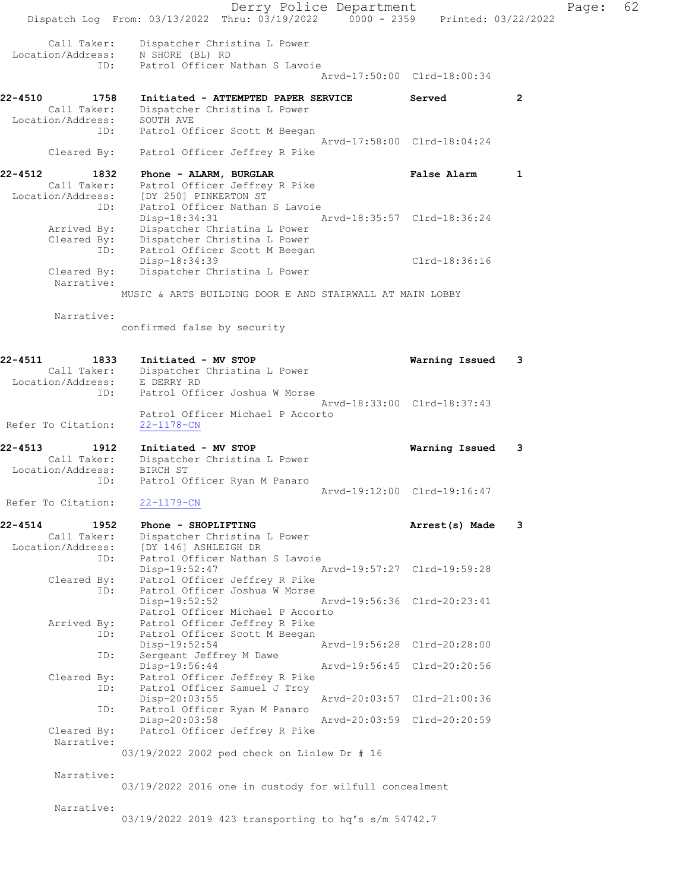```
 Call Taker:    Dispatcher Christina L Power
 Location/Address:    N SHORE (BL) RD
              ID:    Patrol Officer Nathan S Lavoie
                                          Arvd-17:50:00  Clrd-18:00:34

22-4510         1758    Initiated - ATTEMPTED PAPER SERVICE        Served          2
 Call Taker:    Dispatcher Christina L Power
 Location/Address:    SOUTH AVE
              ID:    Patrol Officer Scott M Beegan
                                          Arvd-17:58:00  Clrd-18:04:24
      Cleared By:    Patrol Officer Jeffrey R Pike

22-4512         1832    Phone - ALARM, BURGLAR                     False Alarm     1
 Call Taker:    Patrol Officer Jeffrey R Pike
 Location/Address:    [DY 250] PINKERTON ST
              ID:    Patrol Officer Nathan S Lavoie
                     Disp-18:34:31        Arvd-18:35:57  Clrd-18:36:24
      Arrived By:    Dispatcher Christina L Power
      Cleared By:    Dispatcher Christina L Power
              ID:    Patrol Officer Scott M Beegan
                     Disp-18:34:39                       Clrd-18:36:16
      Cleared By:    Dispatcher Christina L Power
       Narrative:
              MUSIC & ARTS BUILDING DOOR E AND STAIRWALL AT MAIN LOBBY

       Narrative:
              confirmed false by security


22-4511         1833    Initiated - MV STOP                        Warning Issued  3
 Call Taker:    Dispatcher Christina L Power
 Location/Address:    E DERRY RD
              ID:    Patrol Officer Joshua W Morse
                                          Arvd-18:33:00  Clrd-18:37:43
                     Patrol Officer Michael P Accorto
 Refer To Citation:    22-1178-CN

22-4513         1912    Initiated - MV STOP                        Warning Issued  3
 Call Taker:    Dispatcher Christina L Power
 Location/Address:    BIRCH ST
              ID:    Patrol Officer Ryan M Panaro
                                          Arvd-19:12:00  Clrd-19:16:47
 Refer To Citation:    22-1179-CN

22-4514         1952    Phone - SHOPLIFTING                        Arrest(s) Made  3
 Call Taker:    Dispatcher Christina L Power
 Location/Address:    [DY 146] ASHLEIGH DR
              ID:    Patrol Officer Nathan S Lavoie
                     Disp-19:52:47        Arvd-19:57:27  Clrd-19:59:28
      Cleared By:    Patrol Officer Jeffrey R Pike
              ID:    Patrol Officer Joshua W Morse
                     Disp-19:52:52        Arvd-19:56:36  Clrd-20:23:41
                     Patrol Officer Michael P Accorto
      Arrived By:    Patrol Officer Jeffrey R Pike
              ID:    Patrol Officer Scott M Beegan
                     Disp-19:52:54        Arvd-19:56:28  Clrd-20:28:00
              ID:    Sergeant Jeffrey M Dawe
                     Disp-19:56:44        Arvd-19:56:45  Clrd-20:20:56
      Cleared By:    Patrol Officer Jeffrey R Pike
              ID:    Patrol Officer Samuel J Troy
                     Disp-20:03:55        Arvd-20:03:57  Clrd-21:00:36
              ID:    Patrol Officer Ryan M Panaro
                     Disp-20:03:58        Arvd-20:03:59  Clrd-20:20:59
      Cleared By:    Patrol Officer Jeffrey R Pike
       Narrative:
              03/19/2022 2002 ped check on Linlew Dr # 16

       Narrative:
              03/19/2022 2016 one in custody for wilfull concealment

       Narrative:
              03/19/2022 2019 423 transporting to hq's s/m 54742.7
```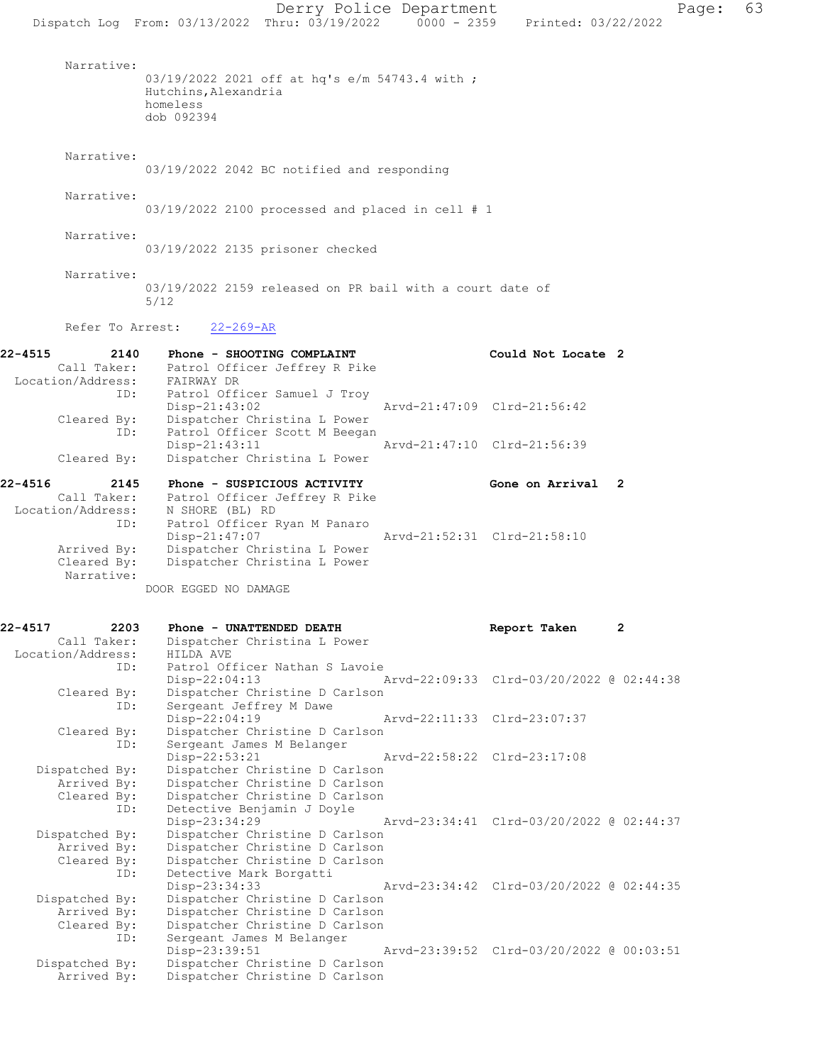Narrative:
03/19/2022 2021 off at hq's e/m 54743.4 with ;
Hutchins,Alexandria
homeless
dob 092394

Narrative:
03/19/2022 2042 BC notified and responding

Narrative:
03/19/2022 2100 processed and placed in cell # 1

Narrative:
03/19/2022 2135 prisoner checked

Narrative:
03/19/2022 2159 released on PR bail with a court date of 5/12

Refer To Arrest: 22-269-AR

**22-4515 2140 Phone - SHOOTING COMPLAINT — Could Not Locate 2**

Call Taker: Patrol Officer Jeffrey R Pike
Location/Address: FAIRWAY DR
ID: Patrol Officer Samuel J Troy
Disp-21:43:02 Arvd-21:47:09 Clrd-21:56:42
Cleared By: Dispatcher Christina L Power
ID: Patrol Officer Scott M Beegan
Disp-21:43:11 Arvd-21:47:10 Clrd-21:56:39
Cleared By: Dispatcher Christina L Power

**22-4516 2145 Phone - SUSPICIOUS ACTIVITY — Gone on Arrival 2**

Call Taker: Patrol Officer Jeffrey R Pike
Location/Address: N SHORE (BL) RD
ID: Patrol Officer Ryan M Panaro
Disp-21:47:07 Arvd-21:52:31 Clrd-21:58:10
Arrived By: Dispatcher Christina L Power
Cleared By: Dispatcher Christina L Power
Narrative:
DOOR EGGED NO DAMAGE

**22-4517 2203 Phone - UNATTENDED DEATH — Report Taken 2**

Call Taker: Dispatcher Christina L Power
Location/Address: HILDA AVE
ID: Patrol Officer Nathan S Lavoie
Disp-22:04:13 Arvd-22:09:33 Clrd-03/20/2022 @ 02:44:38
Cleared By: Dispatcher Christine D Carlson
ID: Sergeant Jeffrey M Dawe
Disp-22:04:19 Arvd-22:11:33 Clrd-23:07:37
Cleared By: Dispatcher Christine D Carlson
ID: Sergeant James M Belanger
Disp-22:53:21 Arvd-22:58:22 Clrd-23:17:08
Dispatched By: Dispatcher Christine D Carlson
Arrived By: Dispatcher Christine D Carlson
Cleared By: Dispatcher Christine D Carlson
ID: Detective Benjamin J Doyle
Disp-23:34:29 Arvd-23:34:41 Clrd-03/20/2022 @ 02:44:37
Dispatched By: Dispatcher Christine D Carlson
Arrived By: Dispatcher Christine D Carlson
Cleared By: Dispatcher Christine D Carlson
ID: Detective Mark Borgatti
Disp-23:34:33 Arvd-23:34:42 Clrd-03/20/2022 @ 02:44:35
Dispatched By: Dispatcher Christine D Carlson
Arrived By: Dispatcher Christine D Carlson
Cleared By: Dispatcher Christine D Carlson
ID: Sergeant James M Belanger
Disp-23:39:51 Arvd-23:39:52 Clrd-03/20/2022 @ 00:03:51
Dispatched By: Dispatcher Christine D Carlson
Arrived By: Dispatcher Christine D Carlson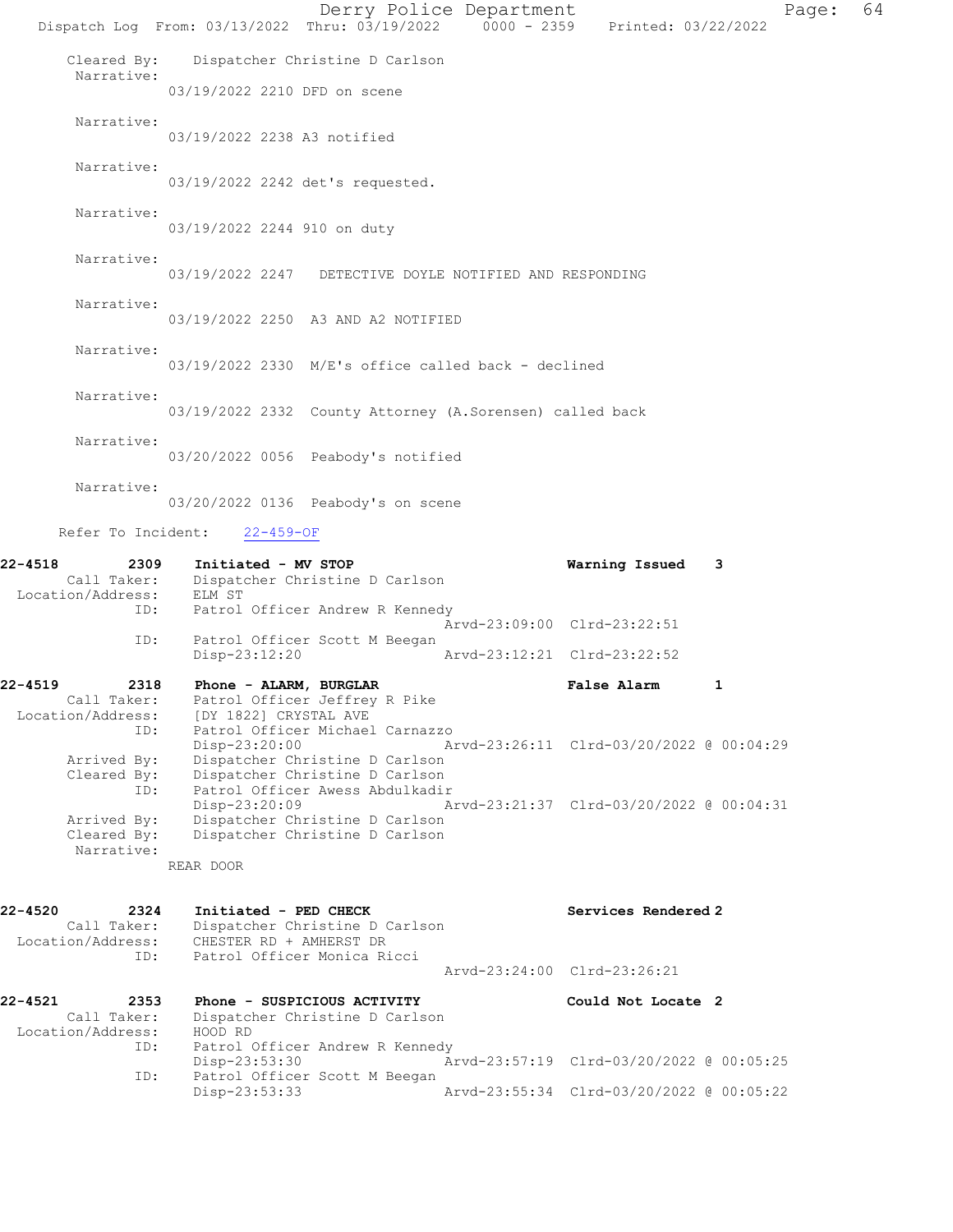Cleared By: Dispatcher Christine D Carlson
Narrative:
03/19/2022 2210 DFD on scene

Narrative:
03/19/2022 2238 A3 notified

Narrative:
03/19/2022 2242 det's requested.

Narrative:
03/19/2022 2244 910 on duty

Narrative:
03/19/2022 2247 DETECTIVE DOYLE NOTIFIED AND RESPONDING

Narrative:
03/19/2022 2250 A3 AND A2 NOTIFIED

Narrative:
03/19/2022 2330 M/E's office called back - declined

Narrative:
03/19/2022 2332 County Attorney (A.Sorensen) called back

Narrative:
03/20/2022 0056 Peabody's notified

Narrative:
03/20/2022 0136 Peabody's on scene

Refer To Incident: 22-459-OF

**22-4518 2309 Initiated - MV STOP** Warning Issued 3
Call Taker: Dispatcher Christine D Carlson
Location/Address: ELM ST
ID: Patrol Officer Andrew R Kennedy
Arvd-23:09:00 Clrd-23:22:51
ID: Patrol Officer Scott M Beegan
Disp-23:12:20 Arvd-23:12:21 Clrd-23:22:52

**22-4519 2318 Phone - ALARM, BURGLAR** False Alarm 1
Call Taker: Patrol Officer Jeffrey R Pike
Location/Address: [DY 1822] CRYSTAL AVE
ID: Patrol Officer Michael Carnazzo
Disp-23:20:00 Arvd-23:26:11 Clrd-03/20/2022 @ 00:04:29
Arrived By: Dispatcher Christine D Carlson
Cleared By: Dispatcher Christine D Carlson
ID: Patrol Officer Awess Abdulkadir
Disp-23:20:09 Arvd-23:21:37 Clrd-03/20/2022 @ 00:04:31
Arrived By: Dispatcher Christine D Carlson
Cleared By: Dispatcher Christine D Carlson
Narrative:
REAR DOOR

**22-4520 2324 Initiated - PED CHECK** Services Rendered 2
Call Taker: Dispatcher Christine D Carlson
Location/Address: CHESTER RD + AMHERST DR
ID: Patrol Officer Monica Ricci
Arvd-23:24:00 Clrd-23:26:21

**22-4521 2353 Phone - SUSPICIOUS ACTIVITY** Could Not Locate 2
Call Taker: Dispatcher Christine D Carlson
Location/Address: HOOD RD
ID: Patrol Officer Andrew R Kennedy
Disp-23:53:30 Arvd-23:57:19 Clrd-03/20/2022 @ 00:05:25
ID: Patrol Officer Scott M Beegan
Disp-23:53:33 Arvd-23:55:34 Clrd-03/20/2022 @ 00:05:22